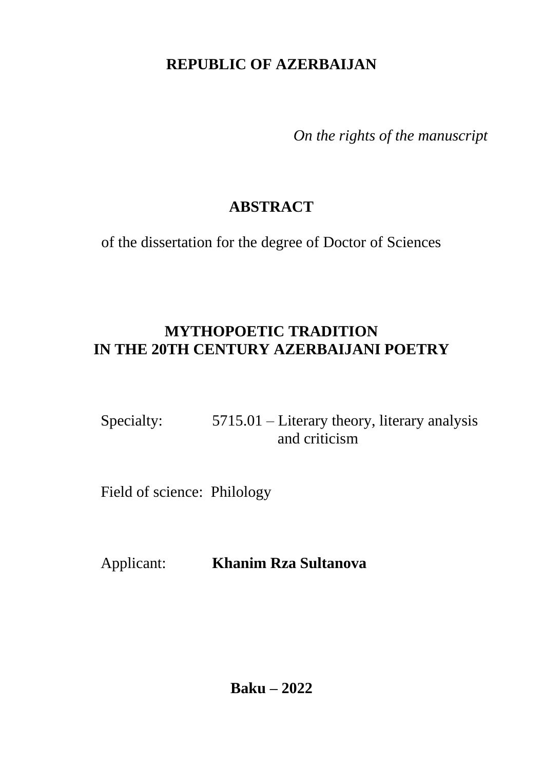**REPUBLIC OF AZERBAIJAN**

*On the rights of the manuscript*

# ABSTRACT

of the dissertation for the degree of Doctor of Sciences

# MYTHOPOETIC TRADITION IN THE 20TH CENTURY AZERBAIJANI POETRY

Specialty: 5715.01 – Literary theory, literary analysis and criticism

Field of science: Philology

Applicant: **Khanim Rza Sultanova**

**Baku – 2022**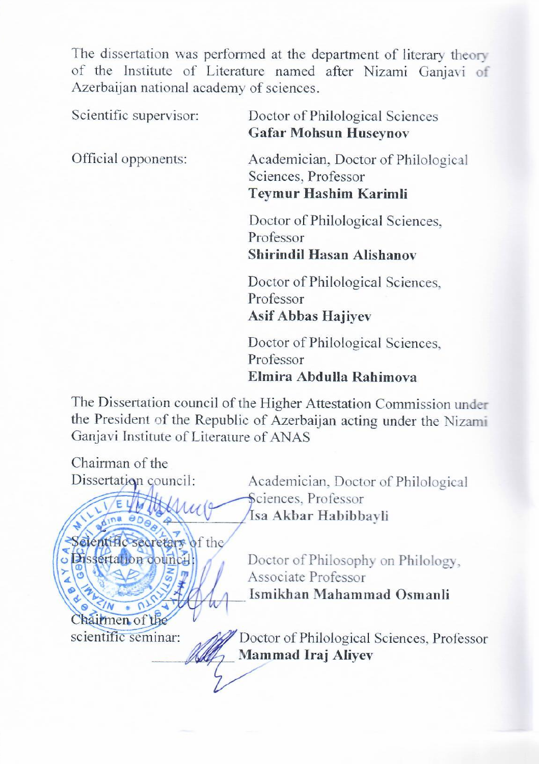The dissertation was performed at the department of literary theory of the Institute of Literature named after Nizami Ganjavi of Azerbaijan national academy of sciences.

| | |
|---|---|
| Scientific supervisor: | Doctor of Philological Sciences<br>**Gafar Mohsun Huseynov** |
| Official opponents: | Academician, Doctor of Philological Sciences, Professor<br>**Teymur Hashim Karimli** |
| | Doctor of Philological Sciences, Professor<br>**Shirindil Hasan Alishanov** |
| | Doctor of Philological Sciences, Professor<br>**Asif Abbas Hajiyev** |
| | Doctor of Philological Sciences, Professor<br>**Elmira Abdulla Rahimova** |

The Dissertation council of the Higher Attestation Commission under the President of the Republic of Azerbaijan acting under the Nizami Ganjavi Institute of Literature of ANAS

| | |
|---|---|
| Chairman of the Dissertation council: | Academician, Doctor of Philological Sciences, Professor<br>**Isa Akbar Habibbayli** |
| Scientific secretary of the Dissertation council: | Doctor of Philosophy on Philology, Associate Professor<br>**Ismikhan Mahammad Osmanli** |
| Chairmen of the scientific seminar: | Doctor of Philological Sciences, Professor<br>**Mammad Iraj Aliyev** |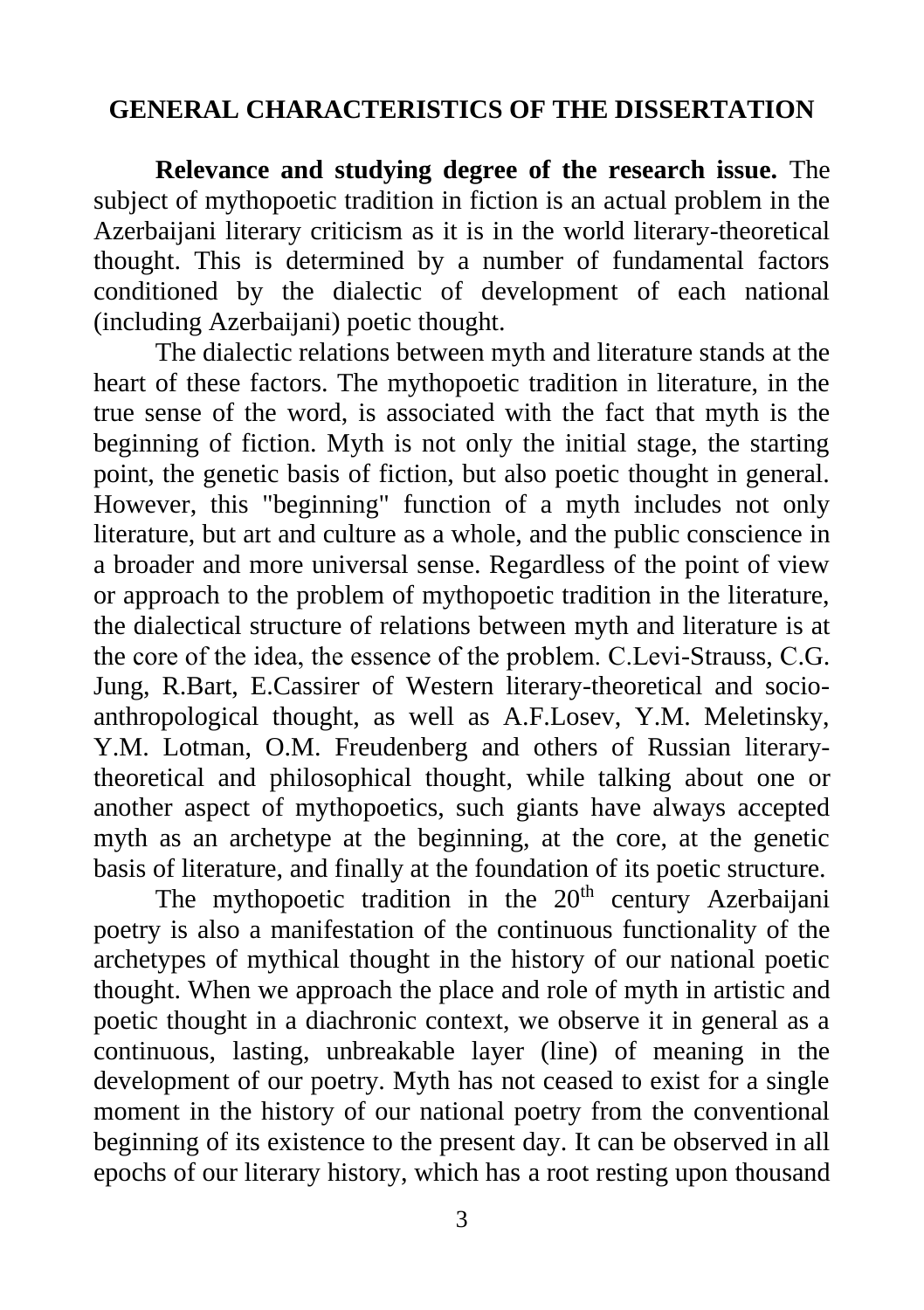## GENERAL CHARACTERISTICS OF THE DISSERTATION

**Relevance and studying degree of the research issue.** The subject of mythopoetic tradition in fiction is an actual problem in the Azerbaijani literary criticism as it is in the world literary-theoretical thought. This is determined by a number of fundamental factors conditioned by the dialectic of development of each national (including Azerbaijani) poetic thought.

The dialectic relations between myth and literature stands at the heart of these factors. The mythopoetic tradition in literature, in the true sense of the word, is associated with the fact that myth is the beginning of fiction. Myth is not only the initial stage, the starting point, the genetic basis of fiction, but also poetic thought in general. However, this "beginning" function of a myth includes not only literature, but art and culture as a whole, and the public conscience in a broader and more universal sense. Regardless of the point of view or approach to the problem of mythopoetic tradition in the literature, the dialectical structure of relations between myth and literature is at the core of the idea, the essence of the problem. C.Levi-Strauss, C.G. Jung, R.Bart, E.Cassirer of Western literary-theoretical and socio-anthropological thought, as well as A.F.Losev, Y.M. Meletinsky, Y.M. Lotman, O.M. Freudenberg and others of Russian literary-theoretical and philosophical thought, while talking about one or another aspect of mythopoetics, such giants have always accepted myth as an archetype at the beginning, at the core, at the genetic basis of literature, and finally at the foundation of its poetic structure.

The mythopoetic tradition in the 20th century Azerbaijani poetry is also a manifestation of the continuous functionality of the archetypes of mythical thought in the history of our national poetic thought. When we approach the place and role of myth in artistic and poetic thought in a diachronic context, we observe it in general as a continuous, lasting, unbreakable layer (line) of meaning in the development of our poetry. Myth has not ceased to exist for a single moment in the history of our national poetry from the conventional beginning of its existence to the present day. It can be observed in all epochs of our literary history, which has a root resting upon thousand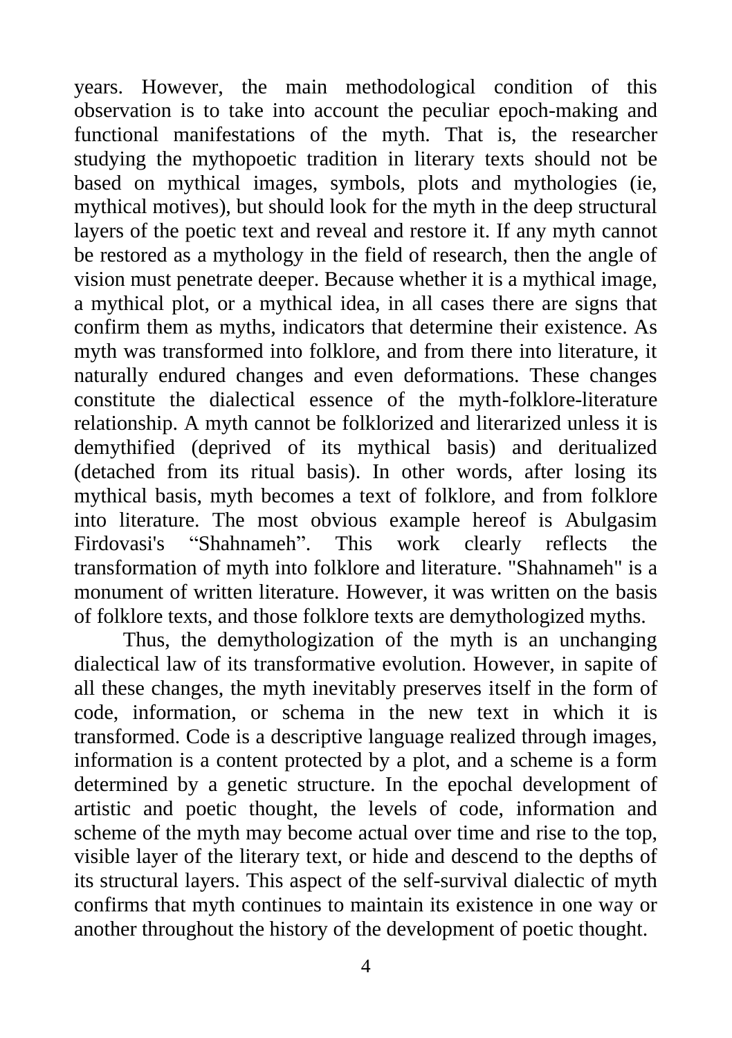years. However, the main methodological condition of this observation is to take into account the peculiar epoch-making and functional manifestations of the myth. That is, the researcher studying the mythopoetic tradition in literary texts should not be based on mythical images, symbols, plots and mythologies (ie, mythical motives), but should look for the myth in the deep structural layers of the poetic text and reveal and restore it. If any myth cannot be restored as a mythology in the field of research, then the angle of vision must penetrate deeper. Because whether it is a mythical image, a mythical plot, or a mythical idea, in all cases there are signs that confirm them as myths, indicators that determine their existence. As myth was transformed into folklore, and from there into literature, it naturally endured changes and even deformations. These changes constitute the dialectical essence of the myth-folklore-literature relationship. A myth cannot be folklorized and literarized unless it is demythified (deprived of its mythical basis) and deritualized (detached from its ritual basis). In other words, after losing its mythical basis, myth becomes a text of folklore, and from folklore into literature. The most obvious example hereof is Abulgasim Firdovasi's “Shahnameh”. This work clearly reflects the transformation of myth into folklore and literature. "Shahnameh" is a monument of written literature. However, it was written on the basis of folklore texts, and those folklore texts are demythologized myths.

Thus, the demythologization of the myth is an unchanging dialectical law of its transformative evolution. However, in sapite of all these changes, the myth inevitably preserves itself in the form of code, information, or schema in the new text in which it is transformed. Code is a descriptive language realized through images, information is a content protected by a plot, and a scheme is a form determined by a genetic structure. In the epochal development of artistic and poetic thought, the levels of code, information and scheme of the myth may become actual over time and rise to the top, visible layer of the literary text, or hide and descend to the depths of its structural layers. This aspect of the self-survival dialectic of myth confirms that myth continues to maintain its existence in one way or another throughout the history of the development of poetic thought.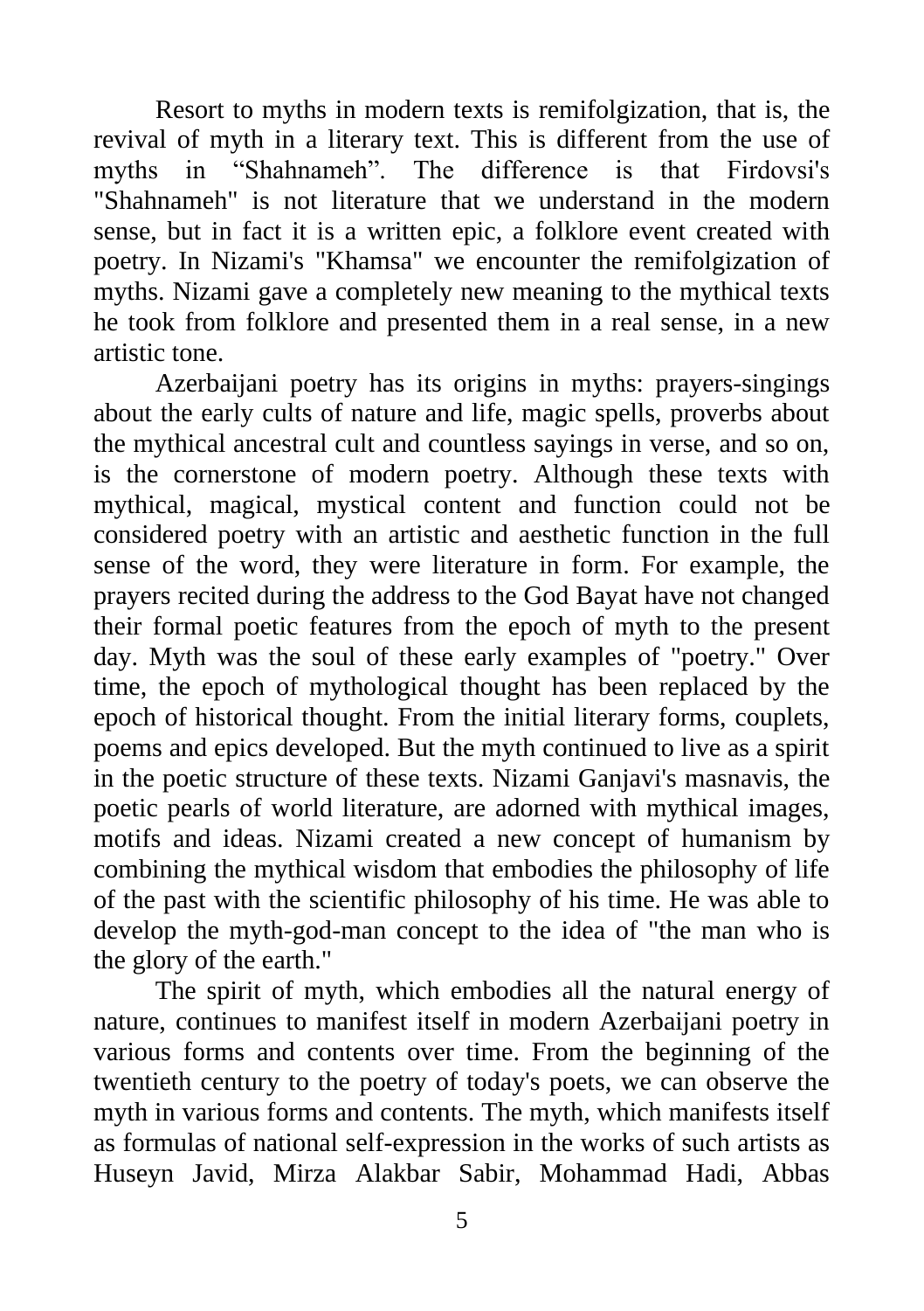Resort to myths in modern texts is remifolgization, that is, the revival of myth in a literary text. This is different from the use of myths in “Shahnameh”. The difference is that Firdovsi's "Shahnameh" is not literature that we understand in the modern sense, but in fact it is a written epic, a folklore event created with poetry. In Nizami's "Khamsa" we encounter the remifolgization of myths. Nizami gave a completely new meaning to the mythical texts he took from folklore and presented them in a real sense, in a new artistic tone.

Azerbaijani poetry has its origins in myths: prayers-singings about the early cults of nature and life, magic spells, proverbs about the mythical ancestral cult and countless sayings in verse, and so on, is the cornerstone of modern poetry. Although these texts with mythical, magical, mystical content and function could not be considered poetry with an artistic and aesthetic function in the full sense of the word, they were literature in form. For example, the prayers recited during the address to the God Bayat have not changed their formal poetic features from the epoch of myth to the present day. Myth was the soul of these early examples of "poetry." Over time, the epoch of mythological thought has been replaced by the epoch of historical thought. From the initial literary forms, couplets, poems and epics developed. But the myth continued to live as a spirit in the poetic structure of these texts. Nizami Ganjavi's masnavis, the poetic pearls of world literature, are adorned with mythical images, motifs and ideas. Nizami created a new concept of humanism by combining the mythical wisdom that embodies the philosophy of life of the past with the scientific philosophy of his time. He was able to develop the myth-god-man concept to the idea of "the man who is the glory of the earth."

The spirit of myth, which embodies all the natural energy of nature, continues to manifest itself in modern Azerbaijani poetry in various forms and contents over time. From the beginning of the twentieth century to the poetry of today's poets, we can observe the myth in various forms and contents. The myth, which manifests itself as formulas of national self-expression in the works of such artists as Huseyn Javid, Mirza Alakbar Sabir, Mohammad Hadi, Abbas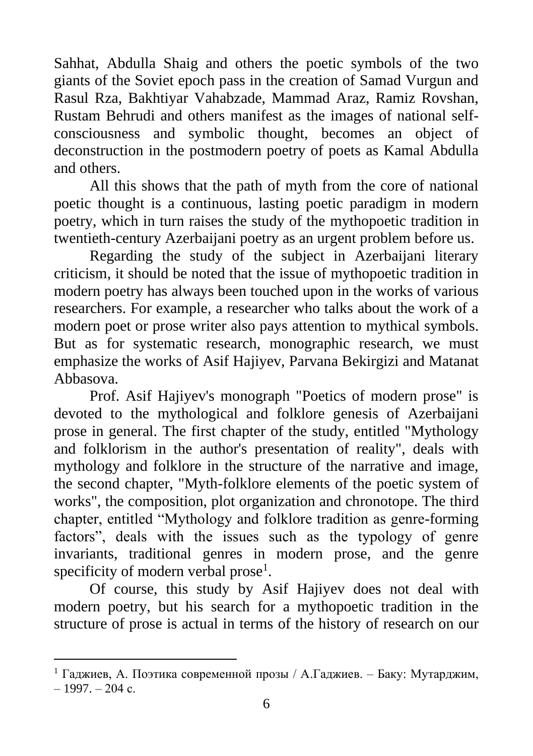Sahhat, Abdulla Shaig and others the poetic symbols of the two giants of the Soviet epoch pass in the creation of Samad Vurgun and Rasul Rza, Bakhtiyar Vahabzade, Mammad Araz, Ramiz Rovshan, Rustam Behrudi and others manifest as the images of national self-consciousness and symbolic thought, becomes an object of deconstruction in the postmodern poetry of poets as Kamal Abdulla and others.

All this shows that the path of myth from the core of national poetic thought is a continuous, lasting poetic paradigm in modern poetry, which in turn raises the study of the mythopoetic tradition in twentieth-century Azerbaijani poetry as an urgent problem before us.

Regarding the study of the subject in Azerbaijani literary criticism, it should be noted that the issue of mythopoetic tradition in modern poetry has always been touched upon in the works of various researchers. For example, a researcher who talks about the work of a modern poet or prose writer also pays attention to mythical symbols. But as for systematic research, monographic research, we must emphasize the works of Asif Hajiyev, Parvana Bekirgizi and Matanat Abbasova.

Prof. Asif Hajiyev's monograph "Poetics of modern prose" is devoted to the mythological and folklore genesis of Azerbaijani prose in general. The first chapter of the study, entitled "Mythology and folklorism in the author's presentation of reality", deals with mythology and folklore in the structure of the narrative and image, the second chapter, "Myth-folklore elements of the poetic system of works", the composition, plot organization and chronotope. The third chapter, entitled "Mythology and folklore tradition as genre-forming factors", deals with the issues such as the typology of genre invariants, traditional genres in modern prose, and the genre specificity of modern verbal prose[1].

Of course, this study by Asif Hajiyev does not deal with modern poetry, but his search for a mythopoetic tradition in the structure of prose is actual in terms of the history of research on our

---

[1] Гаджиев, А. Поэтика современной прозы / А.Гаджиев. – Баку: Мутарджим, – 1997. – 204 с.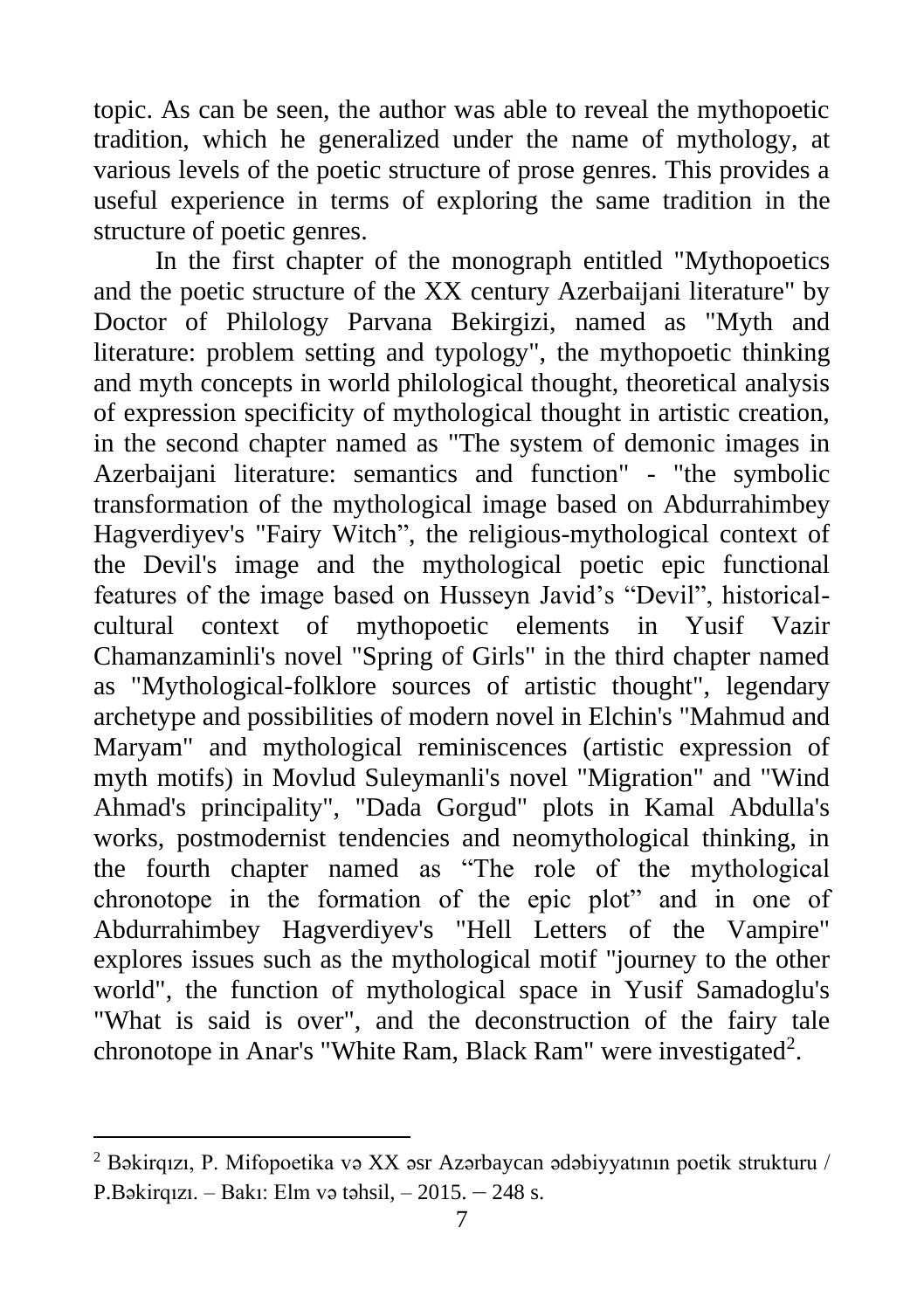topic. As can be seen, the author was able to reveal the mythopoetic tradition, which he generalized under the name of mythology, at various levels of the poetic structure of prose genres. This provides a useful experience in terms of exploring the same tradition in the structure of poetic genres.

In the first chapter of the monograph entitled "Mythopoetics and the poetic structure of the XX century Azerbaijani literature" by Doctor of Philology Parvana Bekirgizi, named as "Myth and literature: problem setting and typology", the mythopoetic thinking and myth concepts in world philological thought, theoretical analysis of expression specificity of mythological thought in artistic creation, in the second chapter named as "The system of demonic images in Azerbaijani literature: semantics and function" - "the symbolic transformation of the mythological image based on Abdurrahimbey Hagverdiyev's "Fairy Witch", the religious-mythological context of the Devil's image and the mythological poetic epic functional features of the image based on Husseyn Javid's "Devil", historical-cultural context of mythopoetic elements in Yusif Vazir Chamanzaminli's novel "Spring of Girls" in the third chapter named as "Mythological-folklore sources of artistic thought", legendary archetype and possibilities of modern novel in Elchin's "Mahmud and Maryam" and mythological reminiscences (artistic expression of myth motifs) in Movlud Suleymanli's novel "Migration" and "Wind Ahmad's principality", "Dada Gorgud" plots in Kamal Abdulla's works, postmodernist tendencies and neomythological thinking, in the fourth chapter named as "The role of the mythological chronotope in the formation of the epic plot" and in one of Abdurrahimbey Hagverdiyev's "Hell Letters of the Vampire" explores issues such as the mythological motif "journey to the other world", the function of mythological space in Yusif Samadoglu's "What is said is over", and the deconstruction of the fairy tale chronotope in Anar's "White Ram, Black Ram" were investigated[2].

---

[2] Bəkirqızı, P. Mifopoetika və XX əsr Azərbaycan ədəbiyyatının poetik strukturu / P.Bəkirqızı. – Bakı: Elm və təhsil, – 2015. – 248 s.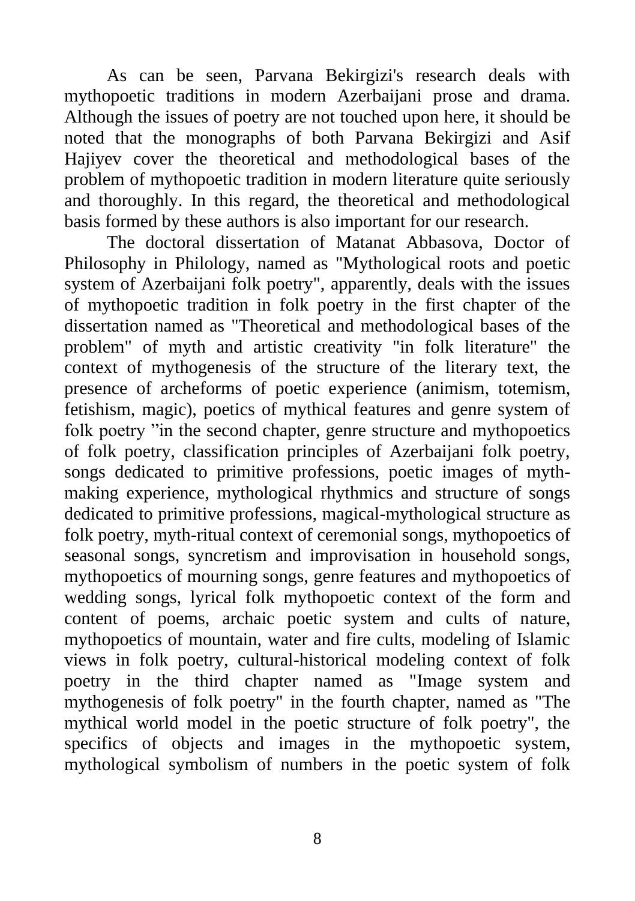As can be seen, Parvana Bekirgizi's research deals with mythopoetic traditions in modern Azerbaijani prose and drama. Although the issues of poetry are not touched upon here, it should be noted that the monographs of both Parvana Bekirgizi and Asif Hajiyev cover the theoretical and methodological bases of the problem of mythopoetic tradition in modern literature quite seriously and thoroughly. In this regard, the theoretical and methodological basis formed by these authors is also important for our research.

The doctoral dissertation of Matanat Abbasova, Doctor of Philosophy in Philology, named as "Mythological roots and poetic system of Azerbaijani folk poetry", apparently, deals with the issues of mythopoetic tradition in folk poetry in the first chapter of the dissertation named as "Theoretical and methodological bases of the problem" of myth and artistic creativity "in folk literature" the context of mythogenesis of the structure of the literary text, the presence of archeforms of poetic experience (animism, totemism, fetishism, magic), poetics of mythical features and genre system of folk poetry "in the second chapter, genre structure and mythopoetics of folk poetry, classification principles of Azerbaijani folk poetry, songs dedicated to primitive professions, poetic images of myth-making experience, mythological rhythmics and structure of songs dedicated to primitive professions, magical-mythological structure as folk poetry, myth-ritual context of ceremonial songs, mythopoetics of seasonal songs, syncretism and improvisation in household songs, mythopoetics of mourning songs, genre features and mythopoetics of wedding songs, lyrical folk mythopoetic context of the form and content of poems, archaic poetic system and cults of nature, mythopoetics of mountain, water and fire cults, modeling of Islamic views in folk poetry, cultural-historical modeling context of folk poetry in the third chapter named as "Image system and mythogenesis of folk poetry" in the fourth chapter, named as "The mythical world model in the poetic structure of folk poetry", the specifics of objects and images in the mythopoetic system, mythological symbolism of numbers in the poetic system of folk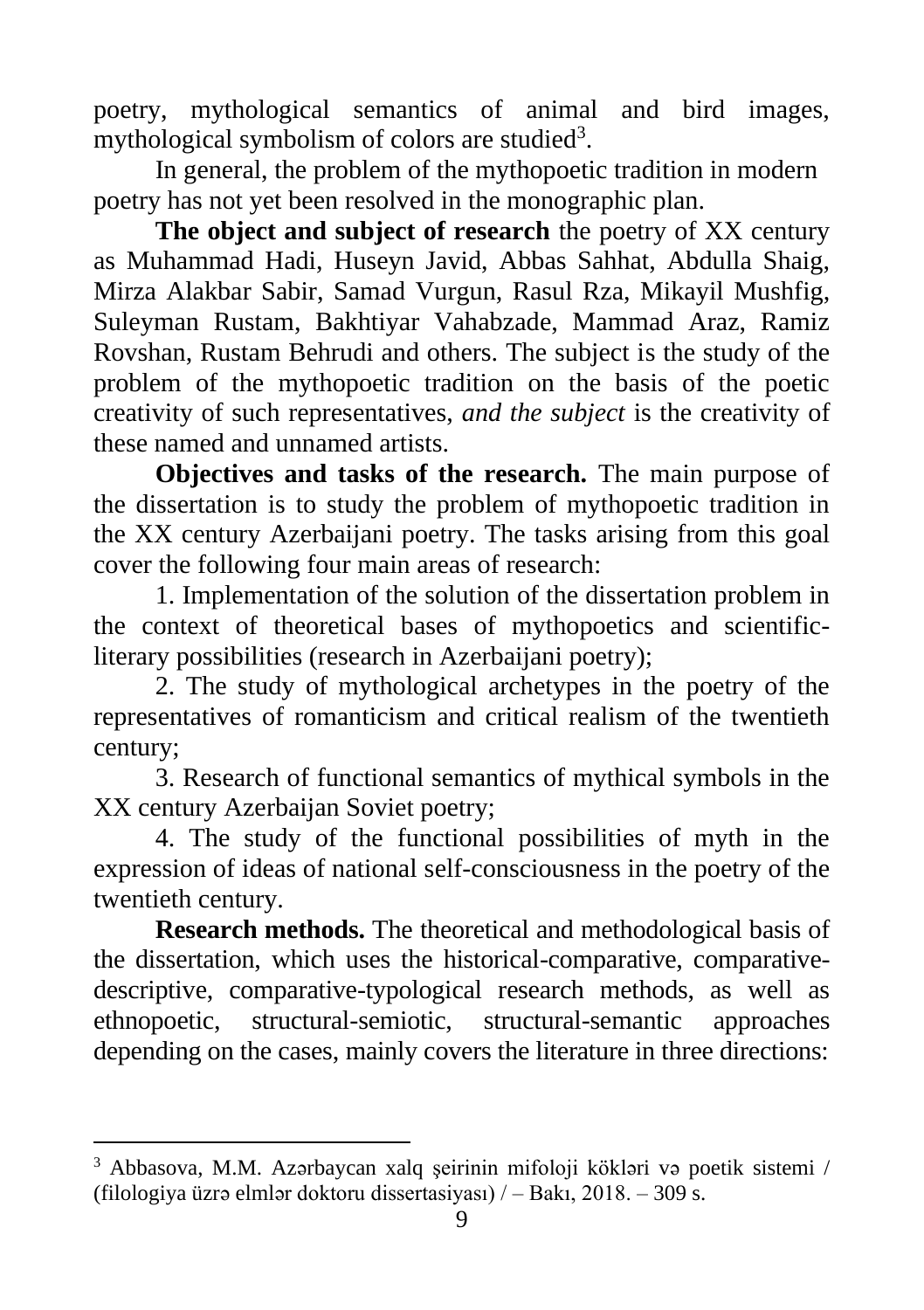poetry, mythological semantics of animal and bird images, mythological symbolism of colors are studied[3].

In general, the problem of the mythopoetic tradition in modern poetry has not yet been resolved in the monographic plan.

**The object and subject of research** the poetry of XX century as Muhammad Hadi, Huseyn Javid, Abbas Sahhat, Abdulla Shaig, Mirza Alakbar Sabir, Samad Vurgun, Rasul Rza, Mikayil Mushfig, Suleyman Rustam, Bakhtiyar Vahabzade, Mammad Araz, Ramiz Rovshan, Rustam Behrudi and others. The subject is the study of the problem of the mythopoetic tradition on the basis of the poetic creativity of such representatives, *and the subject* is the creativity of these named and unnamed artists.

**Objectives and tasks of the research.** The main purpose of the dissertation is to study the problem of mythopoetic tradition in the XX century Azerbaijani poetry. The tasks arising from this goal cover the following four main areas of research:

1. Implementation of the solution of the dissertation problem in the context of theoretical bases of mythopoetics and scientific-literary possibilities (research in Azerbaijani poetry);

2. The study of mythological archetypes in the poetry of the representatives of romanticism and critical realism of the twentieth century;

3. Research of functional semantics of mythical symbols in the XX century Azerbaijan Soviet poetry;

4. The study of the functional possibilities of myth in the expression of ideas of national self-consciousness in the poetry of the twentieth century.

**Research methods.** The theoretical and methodological basis of the dissertation, which uses the historical-comparative, comparative-descriptive, comparative-typological research methods, as well as ethnopoetic, structural-semiotic, structural-semantic approaches depending on the cases, mainly covers the literature in three directions:

---

[3] Abbasova, M.M. Azərbaycan xalq şeirinin mifoloji kökləri və poetik sistemi / (filologiya üzrə elmlər doktoru dissertasiyası) / – Bakı, 2018. – 309 s.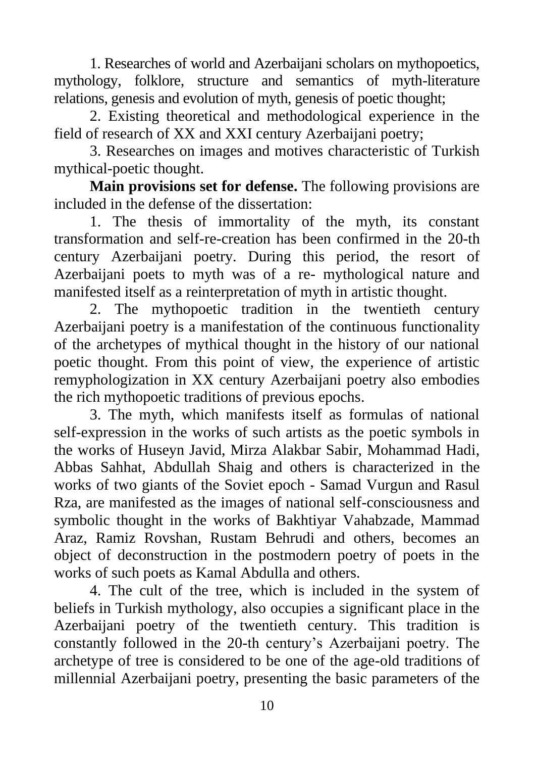1. Researches of world and Azerbaijani scholars on mythopoetics, mythology, folklore, structure and semantics of myth-literature relations, genesis and evolution of myth, genesis of poetic thought;

2. Existing theoretical and methodological experience in the field of research of XX and XXI century Azerbaijani poetry;

3. Researches on images and motives characteristic of Turkish mythical-poetic thought.

**Main provisions set for defense.** The following provisions are included in the defense of the dissertation:

1. The thesis of immortality of the myth, its constant transformation and self-re-creation has been confirmed in the 20-th century Azerbaijani poetry. During this period, the resort of Azerbaijani poets to myth was of a re- mythological nature and manifested itself as a reinterpretation of myth in artistic thought.

2. The mythopoetic tradition in the twentieth century Azerbaijani poetry is a manifestation of the continuous functionality of the archetypes of mythical thought in the history of our national poetic thought. From this point of view, the experience of artistic remyphologization in XX century Azerbaijani poetry also embodies the rich mythopoetic traditions of previous epochs.

3. The myth, which manifests itself as formulas of national self-expression in the works of such artists as the poetic symbols in the works of Huseyn Javid, Mirza Alakbar Sabir, Mohammad Hadi, Abbas Sahhat, Abdullah Shaig and others is characterized in the works of two giants of the Soviet epoch - Samad Vurgun and Rasul Rza, are manifested as the images of national self-consciousness and symbolic thought in the works of Bakhtiyar Vahabzade, Mammad Araz, Ramiz Rovshan, Rustam Behrudi and others, becomes an object of deconstruction in the postmodern poetry of poets in the works of such poets as Kamal Abdulla and others.

4. The cult of the tree, which is included in the system of beliefs in Turkish mythology, also occupies a significant place in the Azerbaijani poetry of the twentieth century. This tradition is constantly followed in the 20-th century's Azerbaijani poetry. The archetype of tree is considered to be one of the age-old traditions of millennial Azerbaijani poetry, presenting the basic parameters of the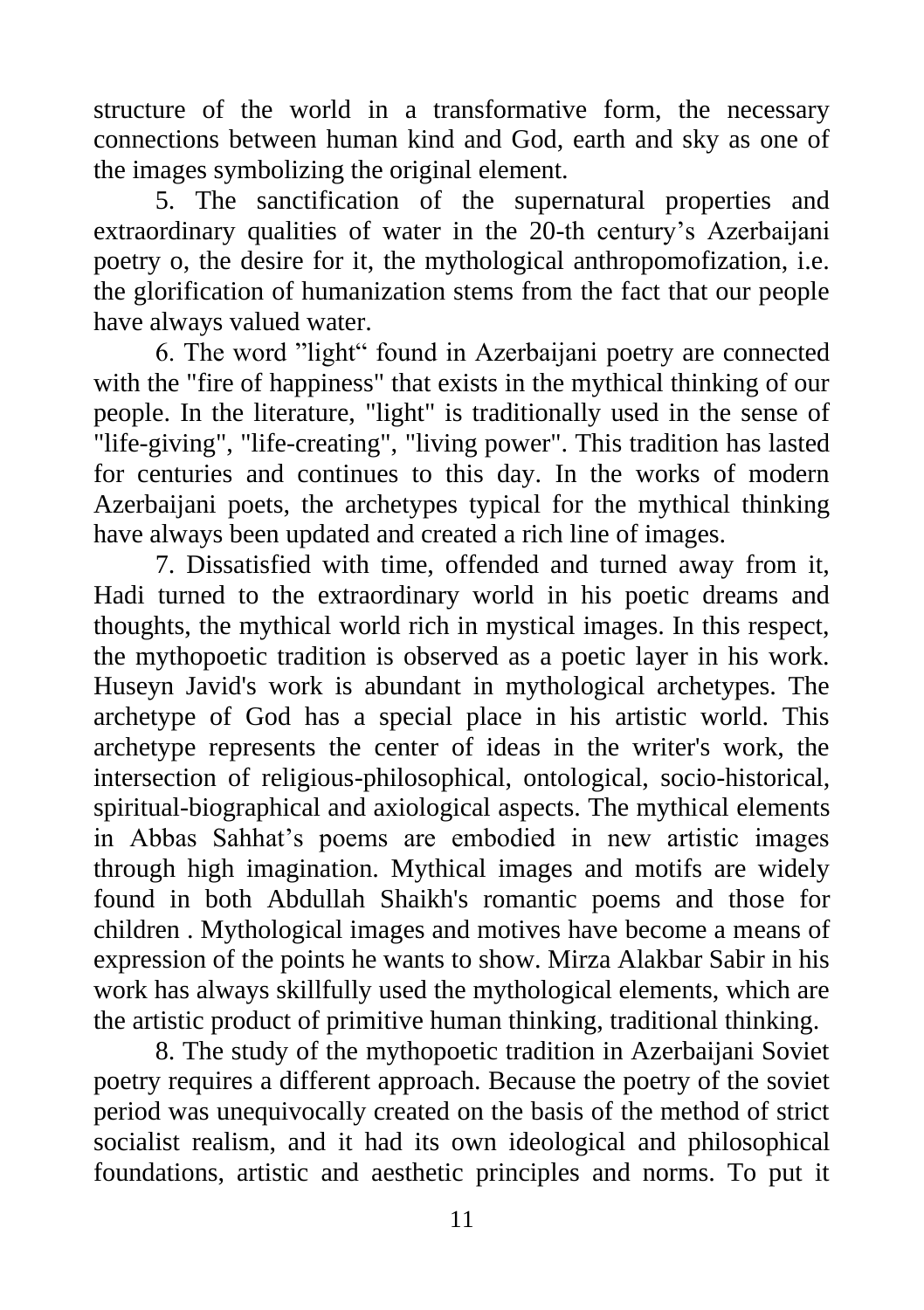structure of the world in a transformative form, the necessary connections between human kind and God, earth and sky as one of the images symbolizing the original element.

5. The sanctification of the supernatural properties and extraordinary qualities of water in the 20-th century's Azerbaijani poetry o, the desire for it, the mythological anthropomofization, i.e. the glorification of humanization stems from the fact that our people have always valued water.

6. The word "light" found in Azerbaijani poetry are connected with the "fire of happiness" that exists in the mythical thinking of our people. In the literature, "light" is traditionally used in the sense of "life-giving", "life-creating", "living power". This tradition has lasted for centuries and continues to this day. In the works of modern Azerbaijani poets, the archetypes typical for the mythical thinking have always been updated and created a rich line of images.

7. Dissatisfied with time, offended and turned away from it, Hadi turned to the extraordinary world in his poetic dreams and thoughts, the mythical world rich in mystical images. In this respect, the mythopoetic tradition is observed as a poetic layer in his work. Huseyn Javid's work is abundant in mythological archetypes. The archetype of God has a special place in his artistic world. This archetype represents the center of ideas in the writer's work, the intersection of religious-philosophical, ontological, socio-historical, spiritual-biographical and axiological aspects. The mythical elements in Abbas Sahhat's poems are embodied in new artistic images through high imagination. Mythical images and motifs are widely found in both Abdullah Shaikh's romantic poems and those for children . Mythological images and motives have become a means of expression of the points he wants to show. Mirza Alakbar Sabir in his work has always skillfully used the mythological elements, which are the artistic product of primitive human thinking, traditional thinking.

8. The study of the mythopoetic tradition in Azerbaijani Soviet poetry requires a different approach. Because the poetry of the soviet period was unequivocally created on the basis of the method of strict socialist realism, and it had its own ideological and philosophical foundations, artistic and aesthetic principles and norms. To put it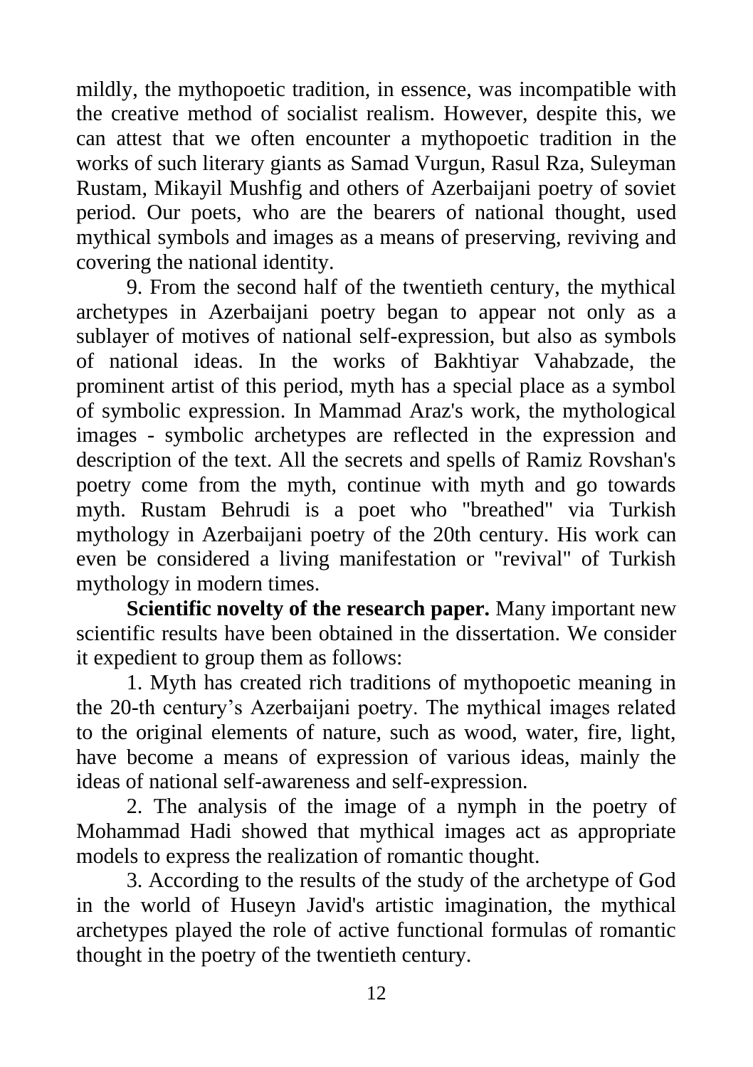mildly, the mythopoetic tradition, in essence, was incompatible with the creative method of socialist realism. However, despite this, we can attest that we often encounter a mythopoetic tradition in the works of such literary giants as Samad Vurgun, Rasul Rza, Suleyman Rustam, Mikayil Mushfig and others of Azerbaijani poetry of soviet period. Our poets, who are the bearers of national thought, used mythical symbols and images as a means of preserving, reviving and covering the national identity.

9. From the second half of the twentieth century, the mythical archetypes in Azerbaijani poetry began to appear not only as a sublayer of motives of national self-expression, but also as symbols of national ideas. In the works of Bakhtiyar Vahabzade, the prominent artist of this period, myth has a special place as a symbol of symbolic expression. In Mammad Araz's work, the mythological images - symbolic archetypes are reflected in the expression and description of the text. All the secrets and spells of Ramiz Rovshan's poetry come from the myth, continue with myth and go towards myth. Rustam Behrudi is a poet who "breathed" via Turkish mythology in Azerbaijani poetry of the 20th century. His work can even be considered a living manifestation or "revival" of Turkish mythology in modern times.

**Scientific novelty of the research paper.** Many important new scientific results have been obtained in the dissertation. We consider it expedient to group them as follows:

1. Myth has created rich traditions of mythopoetic meaning in the 20-th century's Azerbaijani poetry. The mythical images related to the original elements of nature, such as wood, water, fire, light, have become a means of expression of various ideas, mainly the ideas of national self-awareness and self-expression.

2. The analysis of the image of a nymph in the poetry of Mohammad Hadi showed that mythical images act as appropriate models to express the realization of romantic thought.

3. According to the results of the study of the archetype of God in the world of Huseyn Javid's artistic imagination, the mythical archetypes played the role of active functional formulas of romantic thought in the poetry of the twentieth century.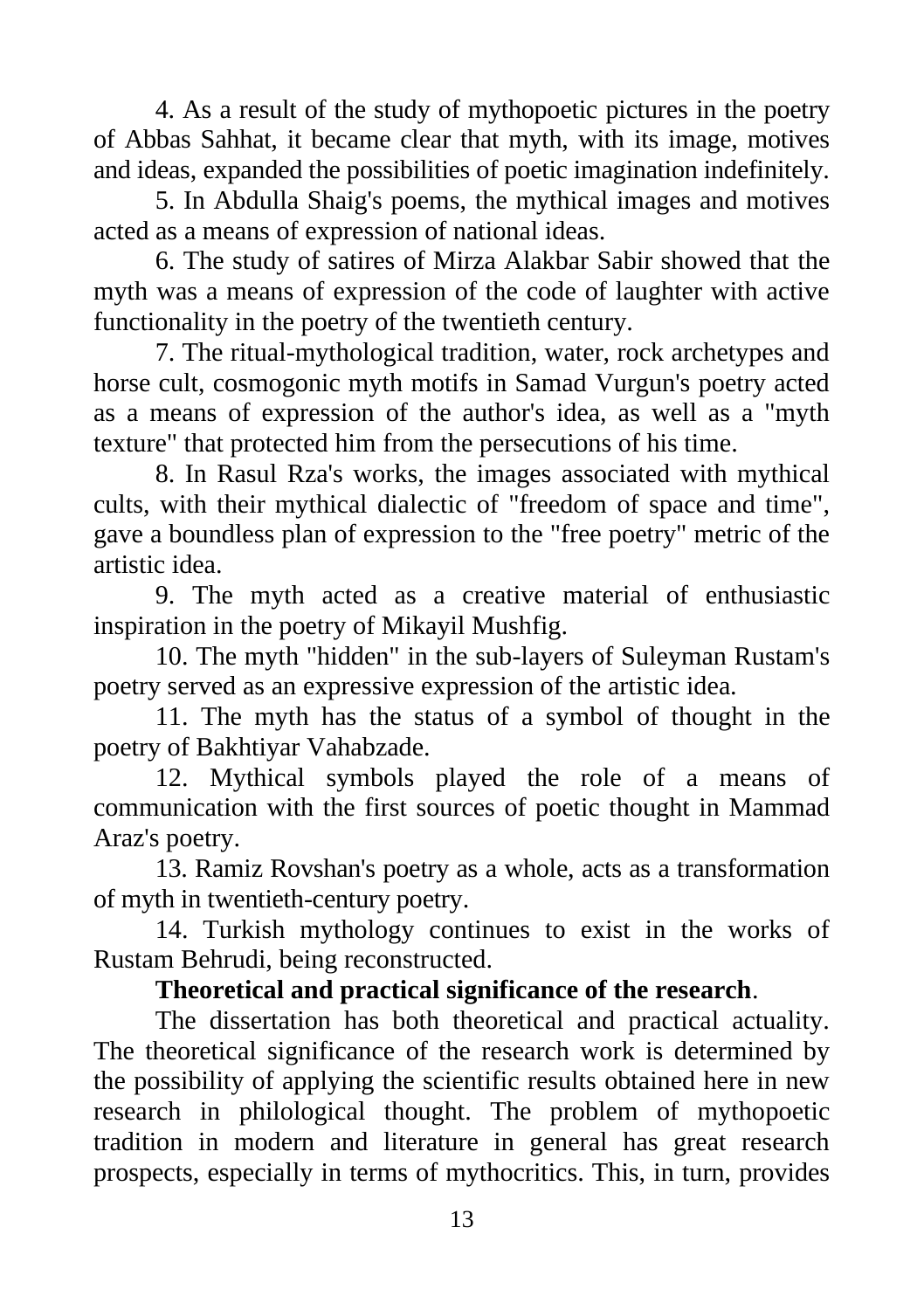4. As a result of the study of mythopoetic pictures in the poetry of Abbas Sahhat, it became clear that myth, with its image, motives and ideas, expanded the possibilities of poetic imagination indefinitely.

5. In Abdulla Shaig's poems, the mythical images and motives acted as a means of expression of national ideas.

6. The study of satires of Mirza Alakbar Sabir showed that the myth was a means of expression of the code of laughter with active functionality in the poetry of the twentieth century.

7. The ritual-mythological tradition, water, rock archetypes and horse cult, cosmogonic myth motifs in Samad Vurgun's poetry acted as a means of expression of the author's idea, as well as a "myth texture" that protected him from the persecutions of his time.

8. In Rasul Rza's works, the images associated with mythical cults, with their mythical dialectic of "freedom of space and time", gave a boundless plan of expression to the "free poetry" metric of the artistic idea.

9. The myth acted as a creative material of enthusiastic inspiration in the poetry of Mikayil Mushfig.

10. The myth "hidden" in the sub-layers of Suleyman Rustam's poetry served as an expressive expression of the artistic idea.

11. The myth has the status of a symbol of thought in the poetry of Bakhtiyar Vahabzade.

12. Mythical symbols played the role of a means of communication with the first sources of poetic thought in Mammad Araz's poetry.

13. Ramiz Rovshan's poetry as a whole, acts as a transformation of myth in twentieth-century poetry.

14. Turkish mythology continues to exist in the works of Rustam Behrudi, being reconstructed.

**Theoretical and practical significance of the research**.

The dissertation has both theoretical and practical actuality. The theoretical significance of the research work is determined by the possibility of applying the scientific results obtained here in new research in philological thought. The problem of mythopoetic tradition in modern and literature in general has great research prospects, especially in terms of mythocritics. This, in turn, provides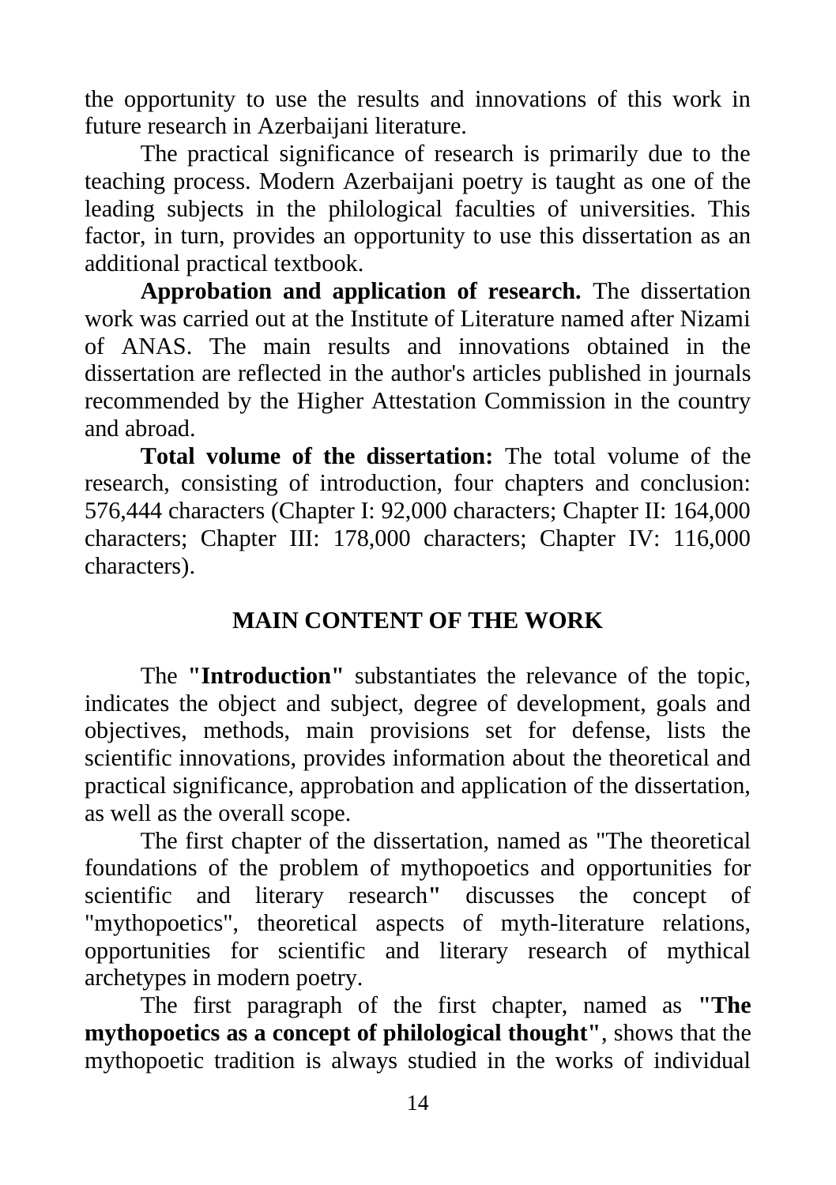the opportunity to use the results and innovations of this work in future research in Azerbaijani literature.

The practical significance of research is primarily due to the teaching process. Modern Azerbaijani poetry is taught as one of the leading subjects in the philological faculties of universities. This factor, in turn, provides an opportunity to use this dissertation as an additional practical textbook.

**Approbation and application of research.** The dissertation work was carried out at the Institute of Literature named after Nizami of ANAS. The main results and innovations obtained in the dissertation are reflected in the author's articles published in journals recommended by the Higher Attestation Commission in the country and abroad.

**Total volume of the dissertation:** The total volume of the research, consisting of introduction, four chapters and conclusion: 576,444 characters (Chapter I: 92,000 characters; Chapter II: 164,000 characters; Chapter III: 178,000 characters; Chapter IV: 116,000 characters).

## MAIN CONTENT OF THE WORK

The **"Introduction"** substantiates the relevance of the topic, indicates the object and subject, degree of development, goals and objectives, methods, main provisions set for defense, lists the scientific innovations, provides information about the theoretical and practical significance, approbation and application of the dissertation, as well as the overall scope.

The first chapter of the dissertation, named as "The theoretical foundations of the problem of mythopoetics and opportunities for scientific and literary research" discusses the concept of "mythopoetics", theoretical aspects of myth-literature relations, opportunities for scientific and literary research of mythical archetypes in modern poetry.

The first paragraph of the first chapter, named as **"The mythopoetics as a concept of philological thought"**, shows that the mythopoetic tradition is always studied in the works of individual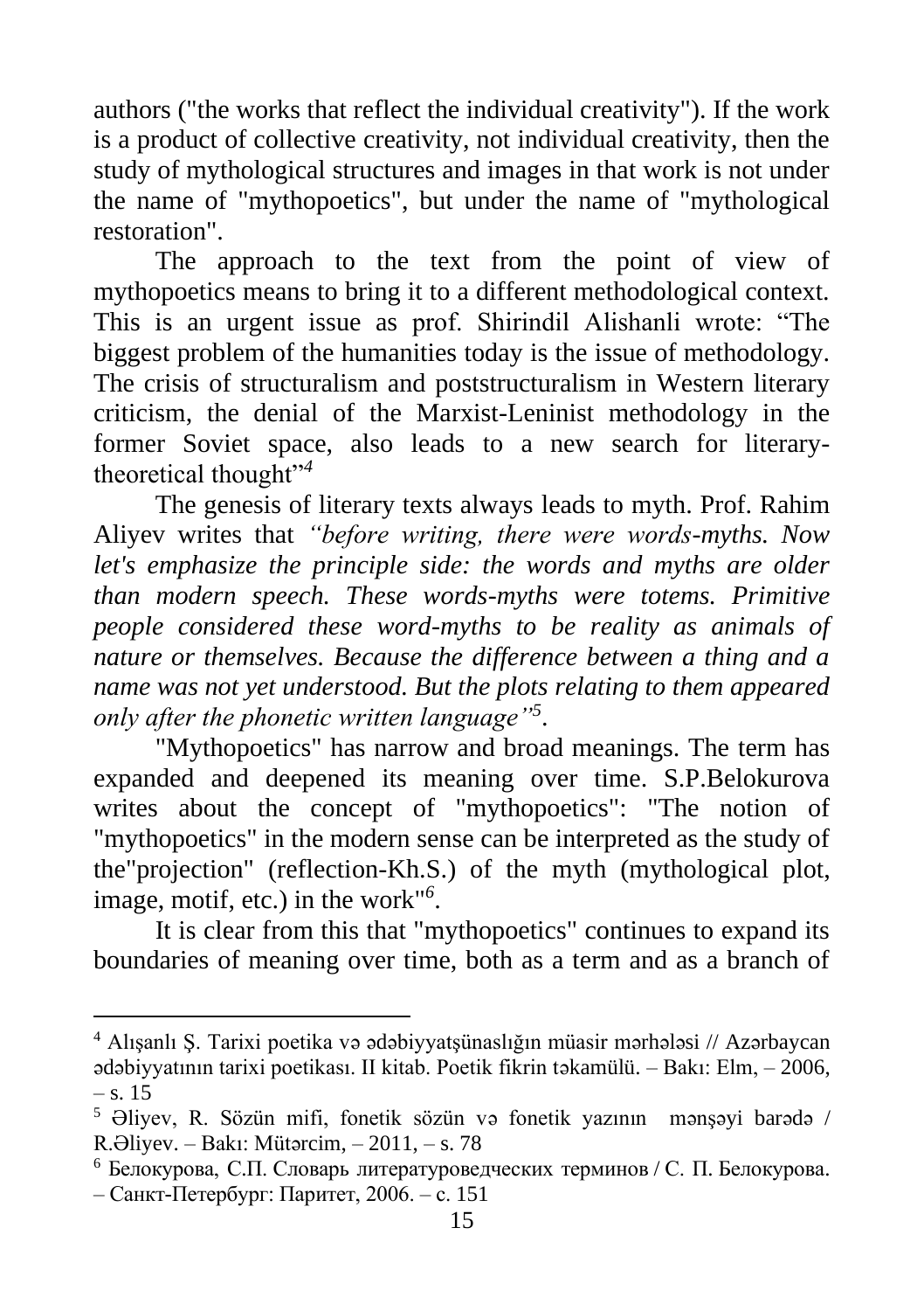authors ("the works that reflect the individual creativity"). If the work is a product of collective creativity, not individual creativity, then the study of mythological structures and images in that work is not under the name of "mythopoetics", but under the name of "mythological restoration".

The approach to the text from the point of view of mythopoetics means to bring it to a different methodological context. This is an urgent issue as prof. Shirindil Alishanli wrote: “The biggest problem of the humanities today is the issue of methodology. The crisis of structuralism and poststructuralism in Western literary criticism, the denial of the Marxist-Leninist methodology in the former Soviet space, also leads to a new search for literary-theoretical thought”[4]

The genesis of literary texts always leads to myth. Prof. Rahim Aliyev writes that *“before writing, there were words-myths. Now let's emphasize the principle side: the words and myths are older than modern speech. These words-myths were totems. Primitive people considered these word-myths to be reality as animals of nature or themselves. Because the difference between a thing and a name was not yet understood. But the plots relating to them appeared only after the phonetic written language”*[5].

"Mythopoetics" has narrow and broad meanings. The term has expanded and deepened its meaning over time. S.P.Belokurova writes about the concept of "mythopoetics": "The notion of "mythopoetics" in the modern sense can be interpreted as the study of the"projection" (reflection-Kh.S.) of the myth (mythological plot, image, motif, etc.) in the work"[6].

It is clear from this that "mythopoetics" continues to expand its boundaries of meaning over time, both as a term and as a branch of

---

[4] Alışanlı Ş. Tarixi poetika və ədəbiyyatşünaslığın müasir mərhələsi // Azərbaycan ədəbiyyatının tarixi poetikası. II kitab. Poetik fikrin təkamülü. – Bakı: Elm, – 2006, – s. 15

[5] Əliyev, R. Sözün mifi, fonetik sözün və fonetik yazının mənşəyi barədə / R.Əliyev. – Bakı: Mütərcim, – 2011, – s. 78

[6] Белокурова, С.П. Словарь литературоведческих терминов / С. П. Белокурова. – Санкт-Петербург: Паритет, 2006. – с. 151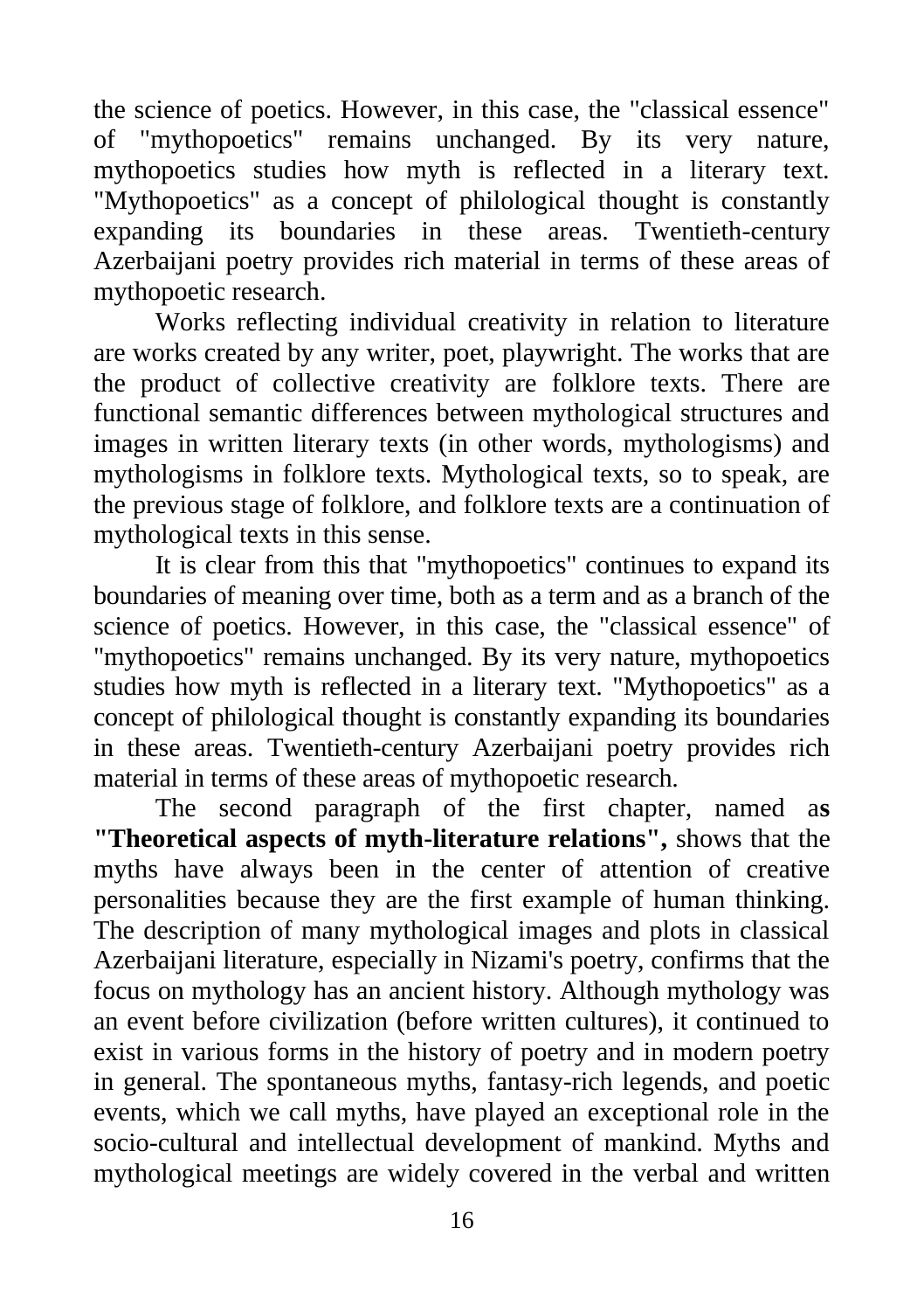the science of poetics. However, in this case, the "classical essence" of "mythopoetics" remains unchanged. By its very nature, mythopoetics studies how myth is reflected in a literary text. "Mythopoetics" as a concept of philological thought is constantly expanding its boundaries in these areas. Twentieth-century Azerbaijani poetry provides rich material in terms of these areas of mythopoetic research.

Works reflecting individual creativity in relation to literature are works created by any writer, poet, playwright. The works that are the product of collective creativity are folklore texts. There are functional semantic differences between mythological structures and images in written literary texts (in other words, mythologisms) and mythologisms in folklore texts. Mythological texts, so to speak, are the previous stage of folklore, and folklore texts are a continuation of mythological texts in this sense.

It is clear from this that "mythopoetics" continues to expand its boundaries of meaning over time, both as a term and as a branch of the science of poetics. However, in this case, the "classical essence" of "mythopoetics" remains unchanged. By its very nature, mythopoetics studies how myth is reflected in a literary text. "Mythopoetics" as a concept of philological thought is constantly expanding its boundaries in these areas. Twentieth-century Azerbaijani poetry provides rich material in terms of these areas of mythopoetic research.

The second paragraph of the first chapter, named a**s "Theoretical aspects of myth-literature relations",** shows that the myths have always been in the center of attention of creative personalities because they are the first example of human thinking. The description of many mythological images and plots in classical Azerbaijani literature, especially in Nizami's poetry, confirms that the focus on mythology has an ancient history. Although mythology was an event before civilization (before written cultures), it continued to exist in various forms in the history of poetry and in modern poetry in general. The spontaneous myths, fantasy-rich legends, and poetic events, which we call myths, have played an exceptional role in the socio-cultural and intellectual development of mankind. Myths and mythological meetings are widely covered in the verbal and written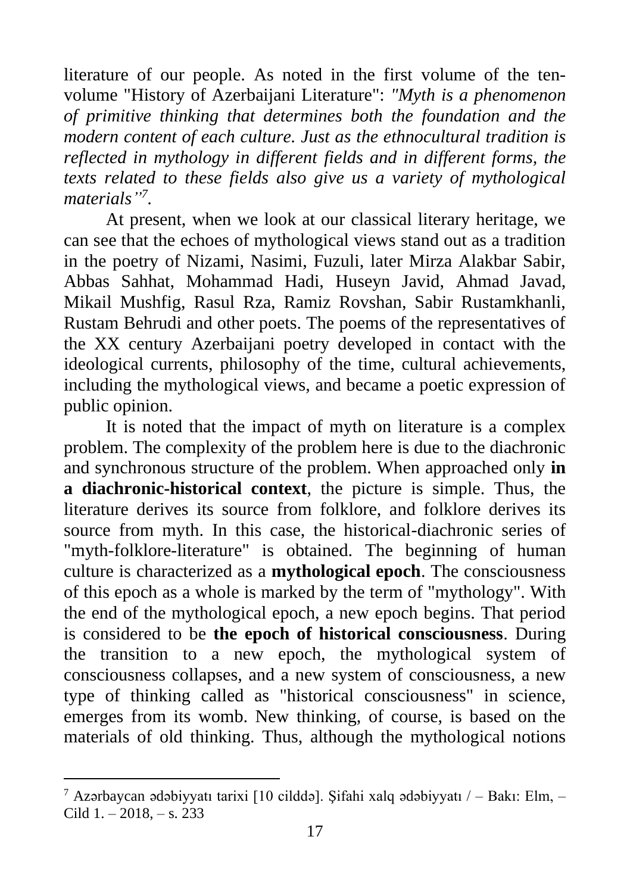literature of our people. As noted in the first volume of the ten-volume "History of Azerbaijani Literature": *"Myth is a phenomenon of primitive thinking that determines both the foundation and the modern content of each culture. Just as the ethnocultural tradition is reflected in mythology in different fields and in different forms, the texts related to these fields also give us a variety of mythological materials"*[7].

At present, when we look at our classical literary heritage, we can see that the echoes of mythological views stand out as a tradition in the poetry of Nizami, Nasimi, Fuzuli, later Mirza Alakbar Sabir, Abbas Sahhat, Mohammad Hadi, Huseyn Javid, Ahmad Javad, Mikail Mushfig, Rasul Rza, Ramiz Rovshan, Sabir Rustamkhanli, Rustam Behrudi and other poets. The poems of the representatives of the XX century Azerbaijani poetry developed in contact with the ideological currents, philosophy of the time, cultural achievements, including the mythological views, and became a poetic expression of public opinion.

It is noted that the impact of myth on literature is a complex problem. The complexity of the problem here is due to the diachronic and synchronous structure of the problem. When approached only **in a diachronic-historical context**, the picture is simple. Thus, the literature derives its source from folklore, and folklore derives its source from myth. In this case, the historical-diachronic series of "myth-folklore-literature" is obtained. The beginning of human culture is characterized as a **mythological epoch**. The consciousness of this epoch as a whole is marked by the term of "mythology". With the end of the mythological epoch, a new epoch begins. That period is considered to be **the epoch of historical consciousness**. During the transition to a new epoch, the mythological system of consciousness collapses, and a new system of consciousness, a new type of thinking called as "historical consciousness" in science, emerges from its womb. New thinking, of course, is based on the materials of old thinking. Thus, although the mythological notions

---

[7] Azərbaycan ədəbiyyatı tarixi [10 cilddə]. Şifahi xalq ədəbiyyatı / – Bakı: Elm, – Cild 1. – 2018, – s. 233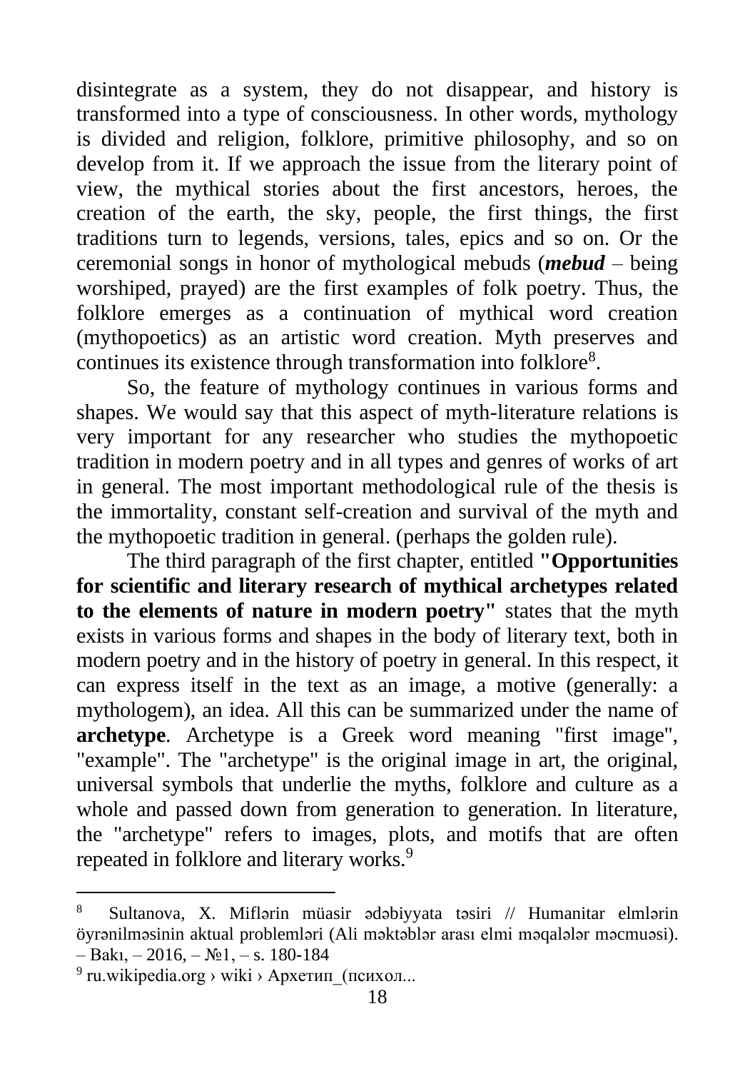disintegrate as a system, they do not disappear, and history is transformed into a type of consciousness. In other words, mythology is divided and religion, folklore, primitive philosophy, and so on develop from it. If we approach the issue from the literary point of view, the mythical stories about the first ancestors, heroes, the creation of the earth, the sky, people, the first things, the first traditions turn to legends, versions, tales, epics and so on. Or the ceremonial songs in honor of mythological mebuds (***mebud*** – being worshiped, prayed) are the first examples of folk poetry. Thus, the folklore emerges as a continuation of mythical word creation (mythopoetics) as an artistic word creation. Myth preserves and continues its existence through transformation into folklore[8].

So, the feature of mythology continues in various forms and shapes. We would say that this aspect of myth-literature relations is very important for any researcher who studies the mythopoetic tradition in modern poetry and in all types and genres of works of art in general. The most important methodological rule of the thesis is the immortality, constant self-creation and survival of the myth and the mythopoetic tradition in general. (perhaps the golden rule).

The third paragraph of the first chapter, entitled **"Opportunities for scientific and literary research of mythical archetypes related to the elements of nature in modern poetry"** states that the myth exists in various forms and shapes in the body of literary text, both in modern poetry and in the history of poetry in general. In this respect, it can express itself in the text as an image, a motive (generally: a mythologem), an idea. All this can be summarized under the name of **archetype**. Archetype is a Greek word meaning "first image", "example". The "archetype" is the original image in art, the original, universal symbols that underlie the myths, folklore and culture as a whole and passed down from generation to generation. In literature, the "archetype" refers to images, plots, and motifs that are often repeated in folklore and literary works.[9]

---

[8] Sultanova, X. Miflərin müasir ədəbiyyata təsiri // Humanitar elmlərin öyrənilməsinin aktual problemləri (Ali məktəblər arası elmi məqalələr məcmuəsi). – Bakı, – 2016, – №1, – s. 180-184

[9] ru.wikipedia.org › wiki › Архетип_(психол...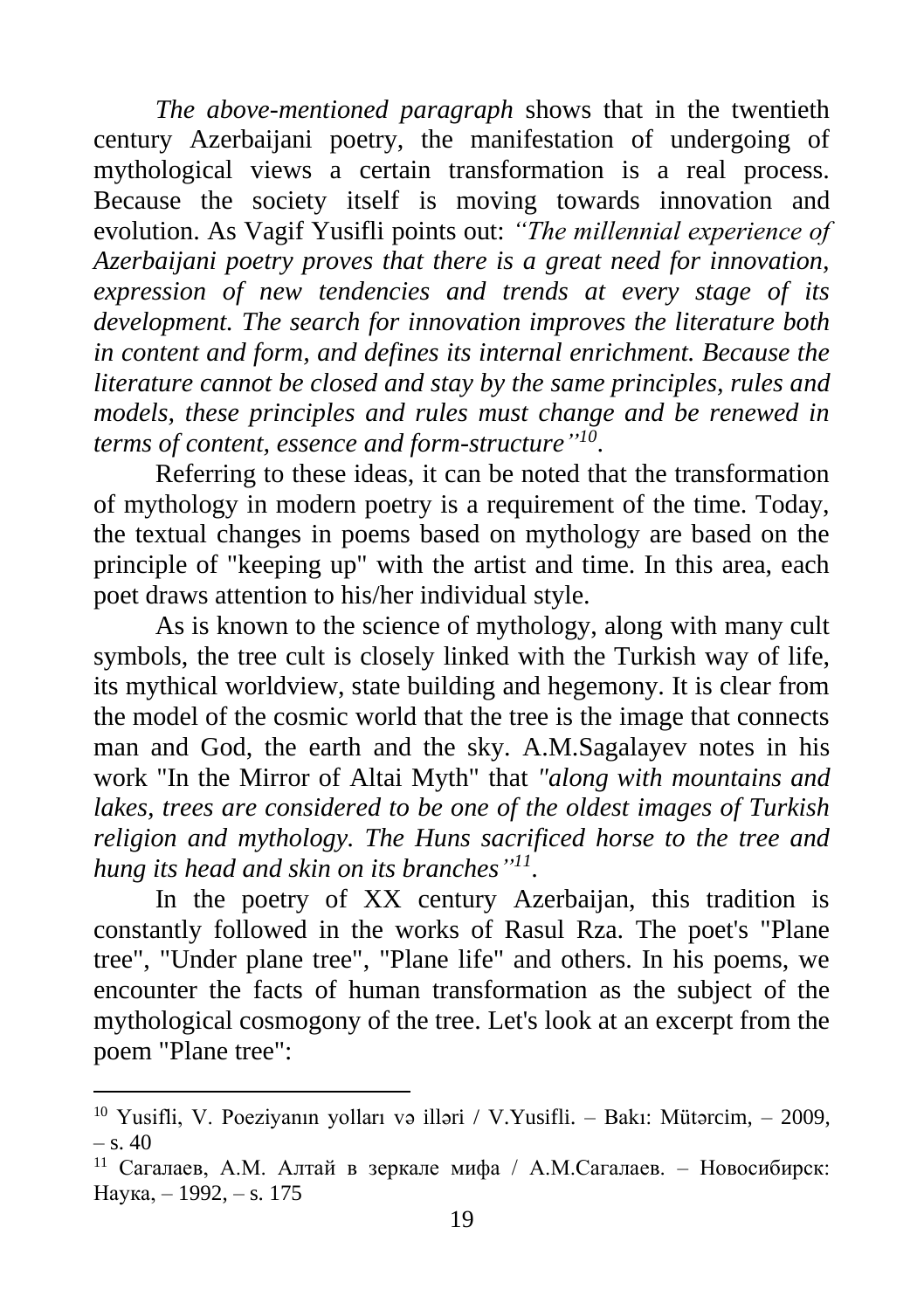*The above-mentioned paragraph* shows that in the twentieth century Azerbaijani poetry, the manifestation of undergoing of mythological views a certain transformation is a real process. Because the society itself is moving towards innovation and evolution. As Vagif Yusifli points out: *"The millennial experience of Azerbaijani poetry proves that there is a great need for innovation, expression of new tendencies and trends at every stage of its development. The search for innovation improves the literature both in content and form, and defines its internal enrichment. Because the literature cannot be closed and stay by the same principles, rules and models, these principles and rules must change and be renewed in terms of content, essence and form-structure"*[10].

Referring to these ideas, it can be noted that the transformation of mythology in modern poetry is a requirement of the time. Today, the textual changes in poems based on mythology are based on the principle of "keeping up" with the artist and time. In this area, each poet draws attention to his/her individual style.

As is known to the science of mythology, along with many cult symbols, the tree cult is closely linked with the Turkish way of life, its mythical worldview, state building and hegemony. It is clear from the model of the cosmic world that the tree is the image that connects man and God, the earth and the sky. A.M.Sagalayev notes in his work "In the Mirror of Altai Myth" that *"along with mountains and lakes, trees are considered to be one of the oldest images of Turkish religion and mythology. The Huns sacrificed horse to the tree and hung its head and skin on its branches"*[11].

In the poetry of XX century Azerbaijan, this tradition is constantly followed in the works of Rasul Rza. The poet's "Plane tree", "Under plane tree", "Plane life" and others. In his poems, we encounter the facts of human transformation as the subject of the mythological cosmogony of the tree. Let's look at an excerpt from the poem "Plane tree":

---

[10] Yusifli, V. Poeziyanın yolları və illəri / V.Yusifli. – Bakı: Mütərcim, – 2009, – s. 40

[11] Сагалаев, А.М. Алтай в зеркале мифа / А.М.Сагалаев. – Новосибирск: Наука, – 1992, – s. 175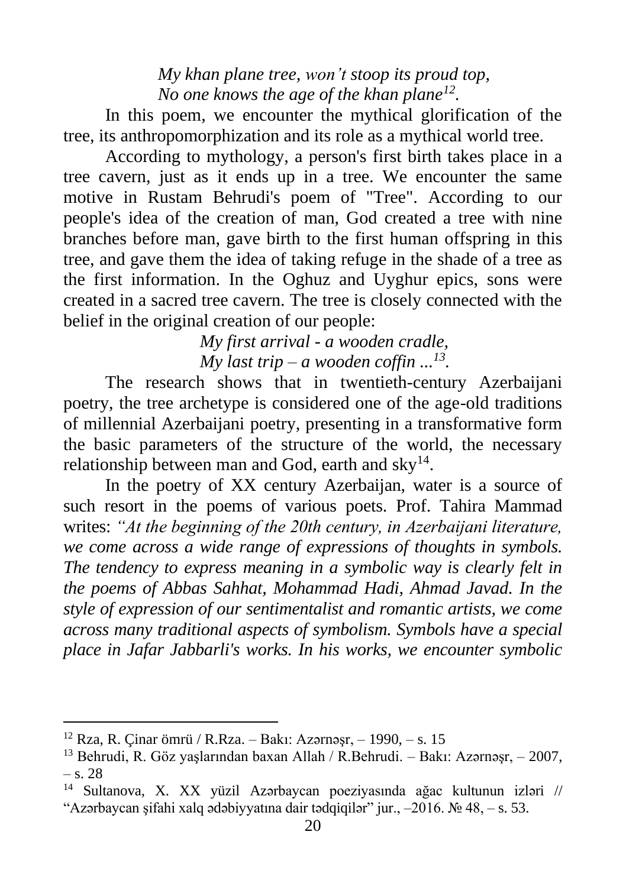*My khan plane tree, won't stoop its proud top,*
*No one knows the age of the khan plane*[12].

In this poem, we encounter the mythical glorification of the tree, its anthropomorphization and its role as a mythical world tree.

According to mythology, a person's first birth takes place in a tree cavern, just as it ends up in a tree. We encounter the same motive in Rustam Behrudi's poem of "Tree". According to our people's idea of the creation of man, God created a tree with nine branches before man, gave birth to the first human offspring in this tree, and gave them the idea of taking refuge in the shade of a tree as the first information. In the Oghuz and Uyghur epics, sons were created in a sacred tree cavern. The tree is closely connected with the belief in the original creation of our people:

*My first arrival - a wooden cradle,*
*My last trip – a wooden coffin ...*[13].

The research shows that in twentieth-century Azerbaijani poetry, the tree archetype is considered one of the age-old traditions of millennial Azerbaijani poetry, presenting in a transformative form the basic parameters of the structure of the world, the necessary relationship between man and God, earth and sky[14].

In the poetry of XX century Azerbaijan, water is a source of such resort in the poems of various poets. Prof. Tahira Mammad writes: *"At the beginning of the 20th century, in Azerbaijani literature, we come across a wide range of expressions of thoughts in symbols. The tendency to express meaning in a symbolic way is clearly felt in the poems of Abbas Sahhat, Mohammad Hadi, Ahmad Javad. In the style of expression of our sentimentalist and romantic artists, we come across many traditional aspects of symbolism. Symbols have a special place in Jafar Jabbarli's works. In his works, we encounter symbolic*

---

[12] Rza, R. Çinar ömrü / R.Rza. – Bakı: Azərnəşr, – 1990, – s. 15

[13] Behrudi, R. Göz yaşlarından baxan Allah / R.Behrudi. – Bakı: Azərnəşr, – 2007, – s. 28

[14] Sultanova, X. XX yüzil Azərbaycan poeziyasında ağac kultunun izləri // "Azərbaycan şifahi xalq ədəbiyyatına dair tədqiqilər" jur., –2016. № 48, – s. 53.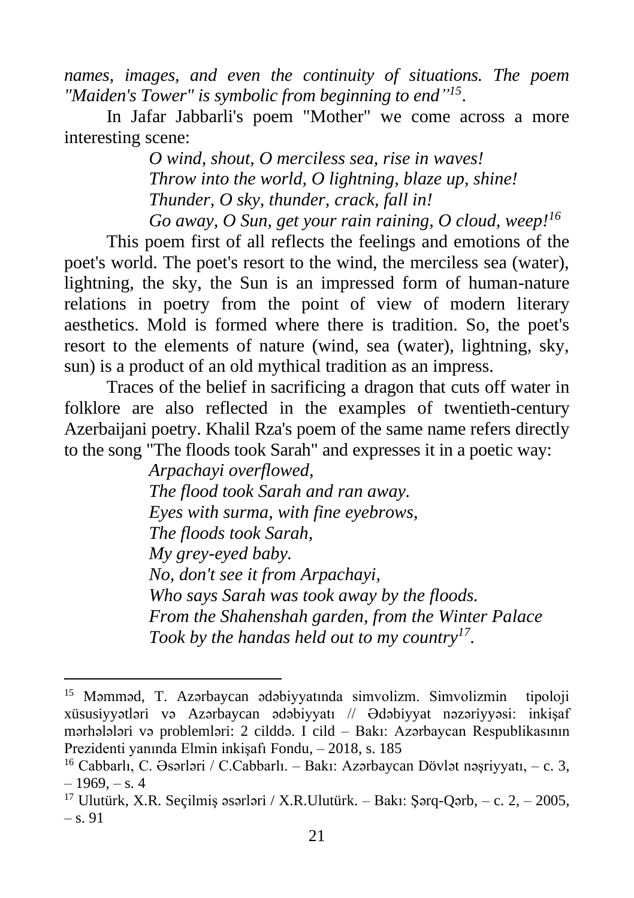*names, images, and even the continuity of situations. The poem "Maiden's Tower" is symbolic from beginning to end"*[15].

In Jafar Jabbarli's poem "Mother" we come across a more interesting scene:

> *O wind, shout, O merciless sea, rise in waves!*
> *Throw into the world, O lightning, blaze up, shine!*
> *Thunder, O sky, thunder, crack, fall in!*
> *Go away, O Sun, get your rain raining, O cloud, weep!*[16]

This poem first of all reflects the feelings and emotions of the poet's world. The poet's resort to the wind, the merciless sea (water), lightning, the sky, the Sun is an impressed form of human-nature relations in poetry from the point of view of modern literary aesthetics. Mold is formed where there is tradition. So, the poet's resort to the elements of nature (wind, sea (water), lightning, sky, sun) is a product of an old mythical tradition as an impress.

Traces of the belief in sacrificing a dragon that cuts off water in folklore are also reflected in the examples of twentieth-century Azerbaijani poetry. Khalil Rza's poem of the same name refers directly to the song "The floods took Sarah" and expresses it in a poetic way:

> *Arpachayi overflowed,*
> *The flood took Sarah and ran away.*
> *Eyes with surma, with fine eyebrows,*
> *The floods took Sarah,*
> *My grey-eyed baby.*
> *No, don't see it from Arpachayi,*
> *Who says Sarah was took away by the floods.*
> *From the Shahenshah garden, from the Winter Palace*
> *Took by the handas held out to my country*[17].

---

[15] Məmməd, T. Azərbaycan ədəbiyyatında simvolizm. Simvolizmin tipoloji xüsusiyyətləri və Azərbaycan ədəbiyyatı // Ədəbiyyat nəzəriyyəsi: inkişaf mərhələləri və problemləri: 2 cilddə. I cild – Bakı: Azərbaycan Respublikasının Prezidenti yanında Elmin inkişafı Fondu, – 2018, s. 185

[16] Cabbarlı, C. Əsərləri / C.Cabbarlı. – Bakı: Azərbaycan Dövlət nəşriyyatı, – c. 3, – 1969, – s. 4

[17] Ulutürk, X.R. Seçilmiş əsərləri / X.R.Ulutürk. – Bakı: Şərq-Qərb, – c. 2, – 2005, – s. 91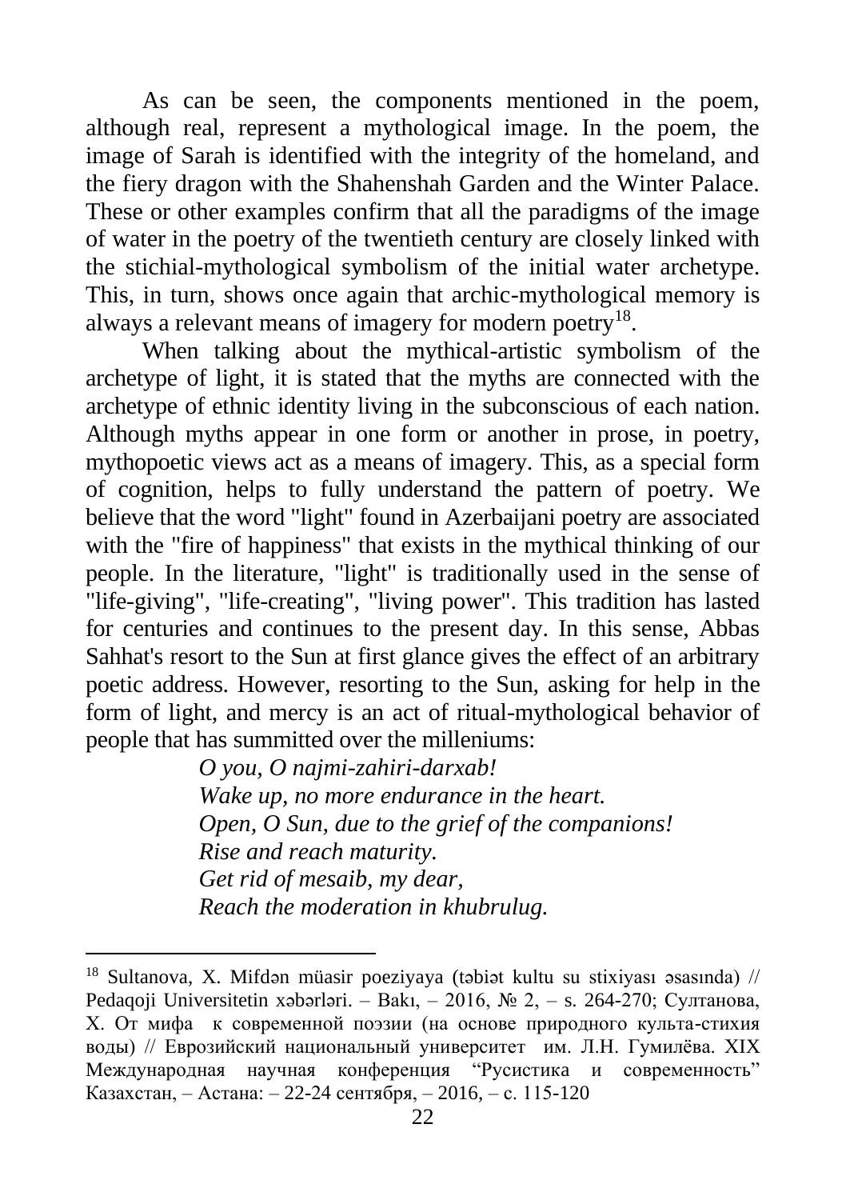As can be seen, the components mentioned in the poem, although real, represent a mythological image. In the poem, the image of Sarah is identified with the integrity of the homeland, and the fiery dragon with the Shahenshah Garden and the Winter Palace. These or other examples confirm that all the paradigms of the image of water in the poetry of the twentieth century are closely linked with the stichial-mythological symbolism of the initial water archetype. This, in turn, shows once again that archic-mythological memory is always a relevant means of imagery for modern poetry[18].

When talking about the mythical-artistic symbolism of the archetype of light, it is stated that the myths are connected with the archetype of ethnic identity living in the subconscious of each nation. Although myths appear in one form or another in prose, in poetry, mythopoetic views act as a means of imagery. This, as a special form of cognition, helps to fully understand the pattern of poetry. We believe that the word "light" found in Azerbaijani poetry are associated with the "fire of happiness" that exists in the mythical thinking of our people. In the literature, "light" is traditionally used in the sense of "life-giving", "life-creating", "living power". This tradition has lasted for centuries and continues to the present day. In this sense, Abbas Sahhat's resort to the Sun at first glance gives the effect of an arbitrary poetic address. However, resorting to the Sun, asking for help in the form of light, and mercy is an act of ritual-mythological behavior of people that has summitted over the milleniums:

*O you, O najmi-zahiri-darxab!*
*Wake up, no more endurance in the heart.*
*Open, O Sun, due to the grief of the companions!*
*Rise and reach maturity.*
*Get rid of mesaib, my dear,*
*Reach the moderation in khubrulug.*

---

[18] Sultanova, X. Mifdən müasir poeziyaya (təbiət kultu su stixiyası əsasında) // Pedaqoji Universitetin xəbərləri. – Bakı, – 2016, № 2, – s. 264-270; Султанова, Х. От мифа к современной поэзии (на основе природного культа-стихия воды) // Еврозийский национальный университет им. Л.Н. Гумилёва. XIX Международная научная конференция "Русистика и современность" Казахстан, – Астана: – 22-24 сентября, – 2016, – с. 115-120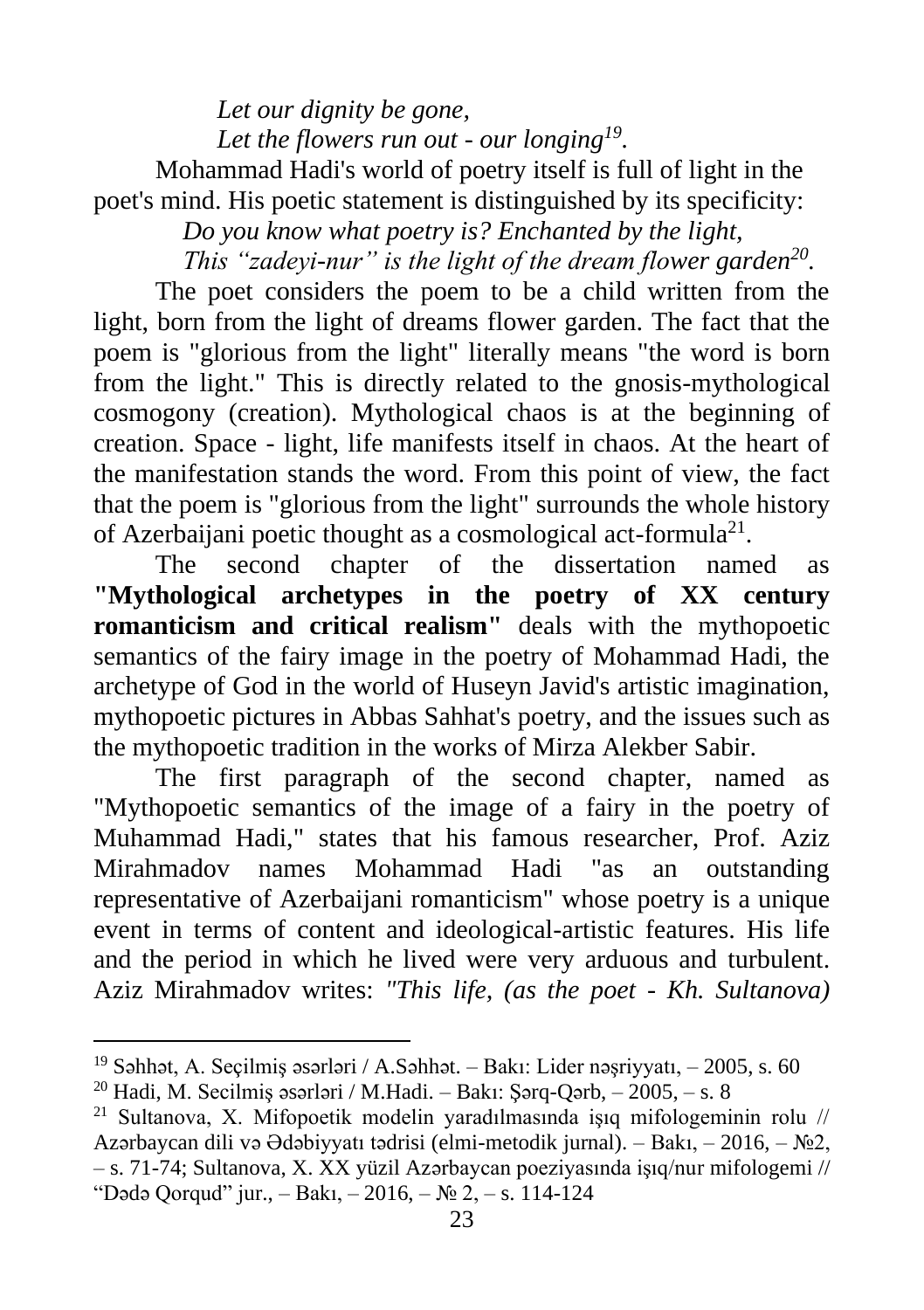*Let our dignity be gone,*

*Let the flowers run out - our longing*[19].

Mohammad Hadi's world of poetry itself is full of light in the poet's mind. His poetic statement is distinguished by its specificity:

*Do you know what poetry is? Enchanted by the light,*

*This "zadeyi-nur" is the light of the dream flower garden*[20].

The poet considers the poem to be a child written from the light, born from the light of dreams flower garden. The fact that the poem is "glorious from the light" literally means "the word is born from the light." This is directly related to the gnosis-mythological cosmogony (creation). Mythological chaos is at the beginning of creation. Space - light, life manifests itself in chaos. At the heart of the manifestation stands the word. From this point of view, the fact that the poem is "glorious from the light" surrounds the whole history of Azerbaijani poetic thought as a cosmological act-formula[21].

The second chapter of the dissertation named as **"Mythological archetypes in the poetry of XX century romanticism and critical realism"** deals with the mythopoetic semantics of the fairy image in the poetry of Mohammad Hadi, the archetype of God in the world of Huseyn Javid's artistic imagination, mythopoetic pictures in Abbas Sahhat's poetry, and the issues such as the mythopoetic tradition in the works of Mirza Alekber Sabir.

The first paragraph of the second chapter, named as "Mythopoetic semantics of the image of a fairy in the poetry of Muhammad Hadi," states that his famous researcher, Prof. Aziz Mirahmadov names Mohammad Hadi "as an outstanding representative of Azerbaijani romanticism" whose poetry is a unique event in terms of content and ideological-artistic features. His life and the period in which he lived were very arduous and turbulent. Aziz Mirahmadov writes: *"This life, (as the poet - Kh. Sultanova)*

---

[19] Səhhət, A. Seçilmiş əsərləri / A.Səhhət. – Bakı: Lider nəşriyyatı, – 2005, s. 60

[20] Hadi, M. Secilmiş əsərləri / M.Hadi. – Bakı: Şərq-Qərb, – 2005, – s. 8

[21] Sultanova, X. Mifopoetik modelin yaradılmasında işıq mifologeminin rolu // Azərbaycan dili və Ədəbiyyatı tədrisi (elmi-metodik jurnal). – Bakı, – 2016, – №2, – s. 71-74; Sultanova, X. XX yüzil Azərbaycan poeziyasında işıq/nur mifologemi // "Dədə Qorqud" jur., – Bakı, – 2016, – № 2, – s. 114-124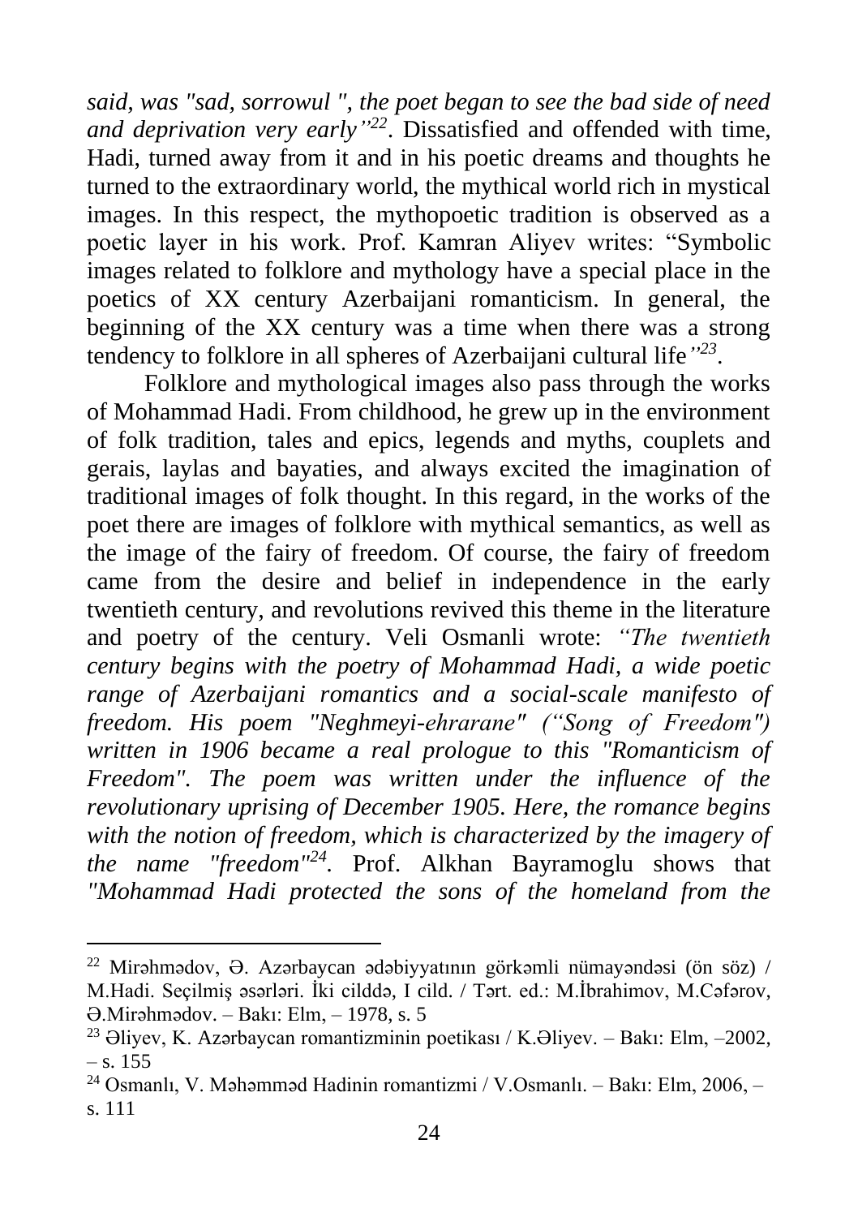*said, was "sad, sorrowul ", the poet began to see the bad side of need and deprivation very early"*[22]. Dissatisfied and offended with time, Hadi, turned away from it and in his poetic dreams and thoughts he turned to the extraordinary world, the mythical world rich in mystical images. In this respect, the mythopoetic tradition is observed as a poetic layer in his work. Prof. Kamran Aliyev writes: "Symbolic images related to folklore and mythology have a special place in the poetics of XX century Azerbaijani romanticism. In general, the beginning of the XX century was a time when there was a strong tendency to folklore in all spheres of Azerbaijani cultural life*"*[23].

Folklore and mythological images also pass through the works of Mohammad Hadi. From childhood, he grew up in the environment of folk tradition, tales and epics, legends and myths, couplets and gerais, laylas and bayaties, and always excited the imagination of traditional images of folk thought. In this regard, in the works of the poet there are images of folklore with mythical semantics, as well as the image of the fairy of freedom. Of course, the fairy of freedom came from the desire and belief in independence in the early twentieth century, and revolutions revived this theme in the literature and poetry of the century. Veli Osmanli wrote: *"The twentieth century begins with the poetry of Mohammad Hadi, a wide poetic range of Azerbaijani romantics and a social-scale manifesto of freedom. His poem "Neghmeyi-ehrarane" ("Song of Freedom") written in 1906 became a real prologue to this "Romanticism of Freedom". The poem was written under the influence of the revolutionary uprising of December 1905. Here, the romance begins with the notion of freedom, which is characterized by the imagery of the name "freedom"*[24]. Prof. Alkhan Bayramoglu shows that *"Mohammad Hadi protected the sons of the homeland from the*

---

[22] Mirəhmədov, Ə. Azərbaycan ədəbiyyatının görkəmli nümayəndəsi (ön söz) / M.Hadi. Seçilmiş əsərləri. İki cilddə, I cild. / Tərt. ed.: M.İbrahimov, M.Cəfərov, Ə.Mirəhmədov. – Bakı: Elm, – 1978, s. 5

[23] Əliyev, K. Azərbaycan romantizminin poetikası / K.Əliyev. – Bakı: Elm, –2002, – s. 155

[24] Osmanlı, V. Məhəmməd Hadinin romantizmi / V.Osmanlı. – Bakı: Elm, 2006, – s. 111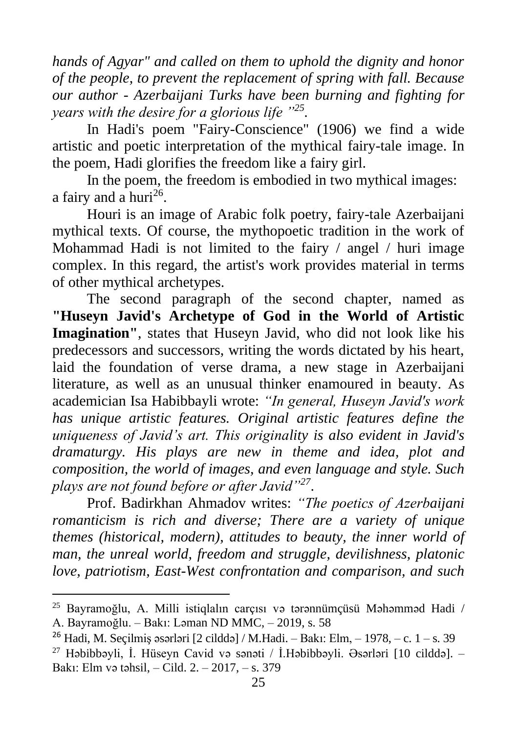*hands of Agyar" and called on them to uphold the dignity and honor of the people, to prevent the replacement of spring with fall. Because our author - Azerbaijani Turks have been burning and fighting for years with the desire for a glorious life "*[25].

In Hadi's poem "Fairy-Conscience" (1906) we find a wide artistic and poetic interpretation of the mythical fairy-tale image. In the poem, Hadi glorifies the freedom like a fairy girl.

In the poem, the freedom is embodied in two mythical images: a fairy and a huri[26].

Houri is an image of Arabic folk poetry, fairy-tale Azerbaijani mythical texts. Of course, the mythopoetic tradition in the work of Mohammad Hadi is not limited to the fairy / angel / huri image complex. In this regard, the artist's work provides material in terms of other mythical archetypes.

The second paragraph of the second chapter, named as **"Huseyn Javid's Archetype of God in the World of Artistic Imagination"**, states that Huseyn Javid, who did not look like his predecessors and successors, writing the words dictated by his heart, laid the foundation of verse drama, a new stage in Azerbaijani literature, as well as an unusual thinker enamoured in beauty. As academician Isa Habibbayli wrote: *"In general, Huseyn Javid's work has unique artistic features. Original artistic features define the uniqueness of Javid's art. This originality is also evident in Javid's dramaturgy. His plays are new in theme and idea, plot and composition, the world of images, and even language and style. Such plays are not found before or after Javid"*[27].

Prof. Badirkhan Ahmadov writes: *"The poetics of Azerbaijani romanticism is rich and diverse; There are a variety of unique themes (historical, modern), attitudes to beauty, the inner world of man, the unreal world, freedom and struggle, devilishness, platonic love, patriotism, East-West confrontation and comparison, and such*

---

[25] Bayramoğlu, A. Milli istiqlalın carçısı və tərənnümçüsü Məhəmməd Hadi / A. Bayramoğlu. – Bakı: Ləman ND MMC, – 2019, s. 58

[26] Hadi, M. Seçilmiş əsərləri [2 cilddə] / M.Hadi. – Bakı: Elm, – 1978, – c. 1 – s. 39

[27] Həbibbəyli, İ. Hüseyn Cavid və sənəti / İ.Həbibbəyli. Əsərləri [10 cilddə]. – Bakı: Elm və təhsil, – Cild. 2. – 2017, – s. 379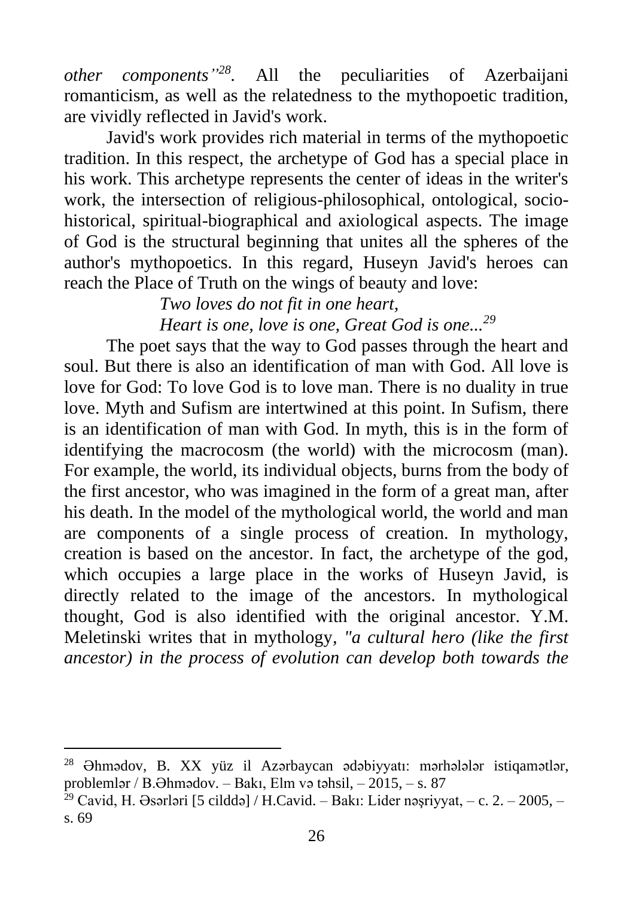*other components"*[28]. All the peculiarities of Azerbaijani romanticism, as well as the relatedness to the mythopoetic tradition, are vividly reflected in Javid's work.

Javid's work provides rich material in terms of the mythopoetic tradition. In this respect, the archetype of God has a special place in his work. This archetype represents the center of ideas in the writer's work, the intersection of religious-philosophical, ontological, socio-historical, spiritual-biographical and axiological aspects. The image of God is the structural beginning that unites all the spheres of the author's mythopoetics. In this regard, Huseyn Javid's heroes can reach the Place of Truth on the wings of beauty and love:

*Two loves do not fit in one heart,*
*Heart is one, love is one, Great God is one...*[29]

The poet says that the way to God passes through the heart and soul. But there is also an identification of man with God. All love is love for God: To love God is to love man. There is no duality in true love. Myth and Sufism are intertwined at this point. In Sufism, there is an identification of man with God. In myth, this is in the form of identifying the macrocosm (the world) with the microcosm (man). For example, the world, its individual objects, burns from the body of the first ancestor, who was imagined in the form of a great man, after his death. In the model of the mythological world, the world and man are components of a single process of creation. In mythology, creation is based on the ancestor. In fact, the archetype of the god, which occupies a large place in the works of Huseyn Javid, is directly related to the image of the ancestors. In mythological thought, God is also identified with the original ancestor. Y.M. Meletinski writes that in mythology, *"a cultural hero (like the first ancestor) in the process of evolution can develop both towards the*

---

[28] Əhmədov, B. XX yüz il Azərbaycan ədəbiyyatı: mərhələlər istiqamətlər, problemlər / B.Əhmədov. – Bakı, Elm və təhsil, – 2015, – s. 87

[29] Cavid, H. Əsərləri [5 cilddə] / H.Cavid. – Bakı: Lider nəşriyyat, – c. 2. – 2005, – s. 69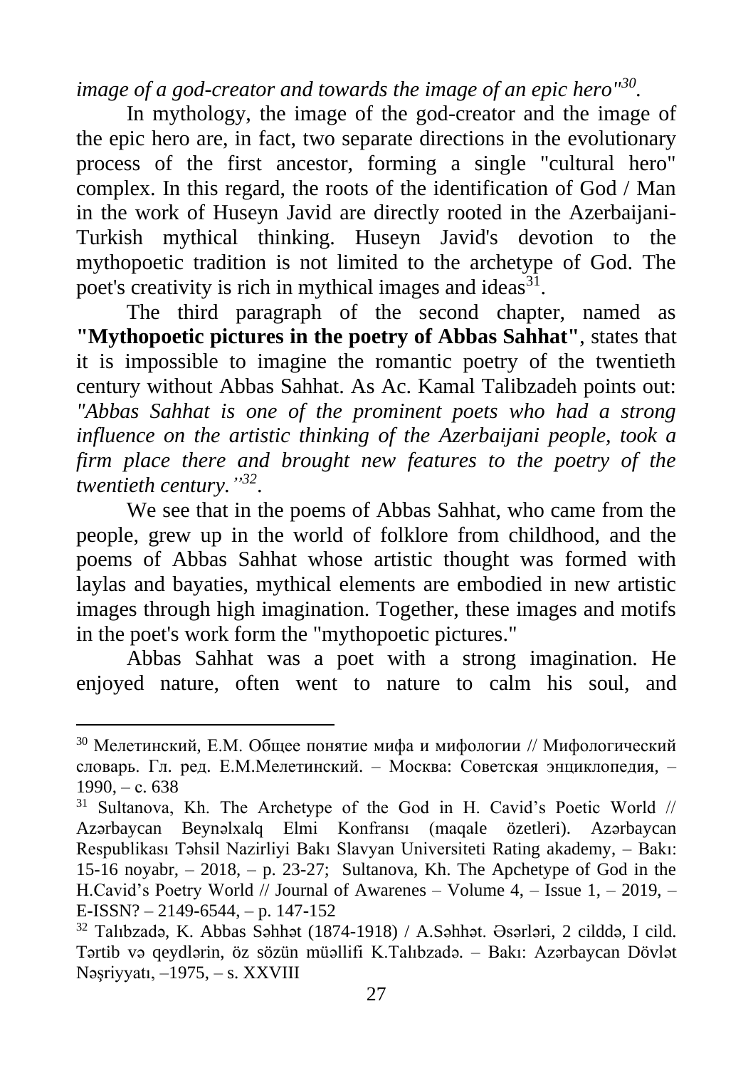*image of a god-creator and towards the image of an epic hero"*[30].

In mythology, the image of the god-creator and the image of the epic hero are, in fact, two separate directions in the evolutionary process of the first ancestor, forming a single "cultural hero" complex. In this regard, the roots of the identification of God / Man in the work of Huseyn Javid are directly rooted in the Azerbaijani-Turkish mythical thinking. Huseyn Javid's devotion to the mythopoetic tradition is not limited to the archetype of God. The poet's creativity is rich in mythical images and ideas[31].

The third paragraph of the second chapter, named as **"Mythopoetic pictures in the poetry of Abbas Sahhat"**, states that it is impossible to imagine the romantic poetry of the twentieth century without Abbas Sahhat. As Ac. Kamal Talibzadeh points out: *"Abbas Sahhat is one of the prominent poets who had a strong influence on the artistic thinking of the Azerbaijani people, took a firm place there and brought new features to the poetry of the twentieth century.”*[32].

We see that in the poems of Abbas Sahhat, who came from the people, grew up in the world of folklore from childhood, and the poems of Abbas Sahhat whose artistic thought was formed with laylas and bayaties, mythical elements are embodied in new artistic images through high imagination. Together, these images and motifs in the poet's work form the "mythopoetic pictures."

Abbas Sahhat was a poet with a strong imagination. He enjoyed nature, often went to nature to calm his soul, and

---

[30] Мелетинский, Е.М. Общее понятие мифа и мифологии // Мифологический словарь. Гл. ред. Е.М.Мелетинский. – Москва: Советская энциклопедия, – 1990, – с. 638

[31] Sultanova, Kh. The Archetype of the God in H. Cavid’s Poetic World // Azərbaycan Beynəlxalq Elmi Konfransı (maqale özetleri). Azərbaycan Respublikası Təhsil Nazirliyi Bakı Slavyan Universiteti Rating akademy, – Bakı: 15-16 noyabr, – 2018, – p. 23-27; Sultanova, Kh. The Apchetype of God in the H.Cavid’s Poetry World // Journal of Awarenes – Volume 4, – Issue 1, – 2019, – E-ISSN? – 2149-6544, – p. 147-152

[32] Talıbzadə, K. Abbas Səhhət (1874-1918) / A.Səhhət. Əsərləri, 2 cilddə, I cild. Tərtib və qeydlərin, öz sözün müəllifi K.Talıbzadə. – Bakı: Azərbaycan Dövlət Nəşriyyatı, –1975, – s. XXVIII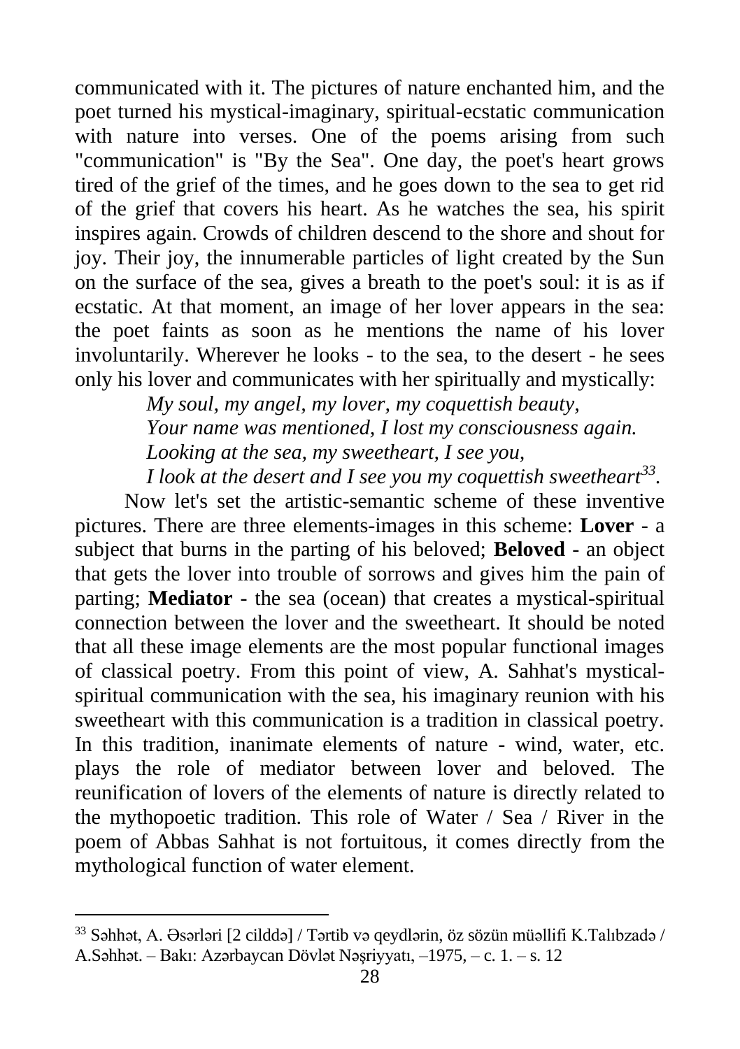communicated with it. The pictures of nature enchanted him, and the poet turned his mystical-imaginary, spiritual-ecstatic communication with nature into verses. One of the poems arising from such "communication" is "By the Sea". One day, the poet's heart grows tired of the grief of the times, and he goes down to the sea to get rid of the grief that covers his heart. As he watches the sea, his spirit inspires again. Crowds of children descend to the shore and shout for joy. Their joy, the innumerable particles of light created by the Sun on the surface of the sea, gives a breath to the poet's soul: it is as if ecstatic. At that moment, an image of her lover appears in the sea: the poet faints as soon as he mentions the name of his lover involuntarily. Wherever he looks - to the sea, to the desert - he sees only his lover and communicates with her spiritually and mystically:

*My soul, my angel, my lover, my coquettish beauty,*
*Your name was mentioned, I lost my consciousness again.*
*Looking at the sea, my sweetheart, I see you,*
*I look at the desert and I see you my coquettish sweetheart*[33].

Now let's set the artistic-semantic scheme of these inventive pictures. There are three elements-images in this scheme: **Lover** - a subject that burns in the parting of his beloved; **Beloved** - an object that gets the lover into trouble of sorrows and gives him the pain of parting; **Mediator** - the sea (ocean) that creates a mystical-spiritual connection between the lover and the sweetheart. It should be noted that all these image elements are the most popular functional images of classical poetry. From this point of view, A. Sahhat's mystical-spiritual communication with the sea, his imaginary reunion with his sweetheart with this communication is a tradition in classical poetry. In this tradition, inanimate elements of nature - wind, water, etc. plays the role of mediator between lover and beloved. The reunification of lovers of the elements of nature is directly related to the mythopoetic tradition. This role of Water / Sea / River in the poem of Abbas Sahhat is not fortuitous, it comes directly from the mythological function of water element.

---

[33] Səhhət, A. Əsərləri [2 cilddə] / Tərtib və qeydlərin, öz sözün müəllifi K.Talıbzadə / A.Səhhət. – Bakı: Azərbaycan Dövlət Nəşriyyatı, –1975, – c. 1. – s. 12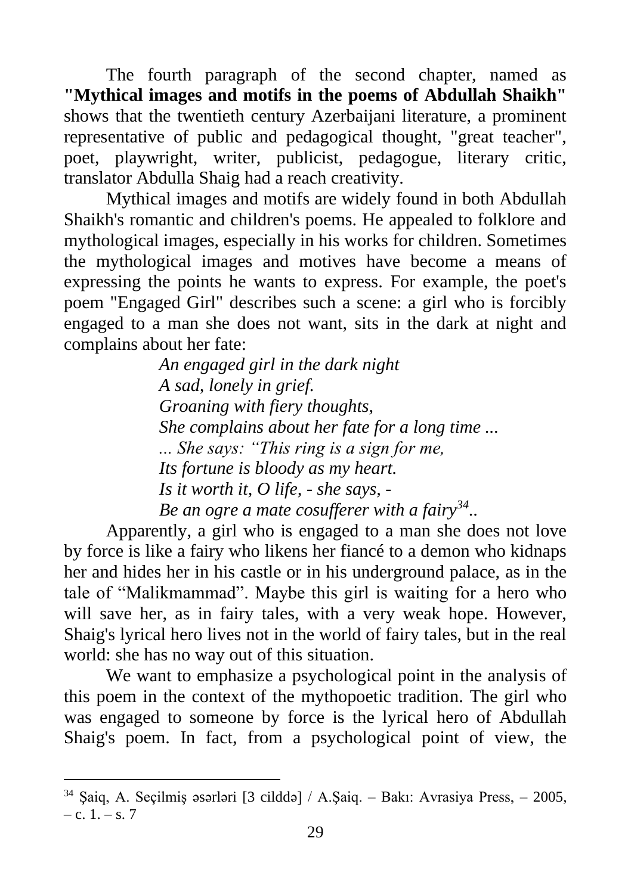The fourth paragraph of the second chapter, named as **"Mythical images and motifs in the poems of Abdullah Shaikh"** shows that the twentieth century Azerbaijani literature, a prominent representative of public and pedagogical thought, "great teacher", poet, playwright, writer, publicist, pedagogue, literary critic, translator Abdulla Shaig had a reach creativity.

Mythical images and motifs are widely found in both Abdullah Shaikh's romantic and children's poems. He appealed to folklore and mythological images, especially in his works for children. Sometimes the mythological images and motives have become a means of expressing the points he wants to express. For example, the poet's poem "Engaged Girl" describes such a scene: a girl who is forcibly engaged to a man she does not want, sits in the dark at night and complains about her fate:

*An engaged girl in the dark night*
*A sad, lonely in grief.*
*Groaning with fiery thoughts,*
*She complains about her fate for a long time ...*
*... She says: "This ring is a sign for me,*
*Its fortune is bloody as my heart.*
*Is it worth it, O life, - she says, -*
*Be an ogre a mate cosufferer with a fairy*[34]..

Apparently, a girl who is engaged to a man she does not love by force is like a fairy who likens her fiancé to a demon who kidnaps her and hides her in his castle or in his underground palace, as in the tale of "Malikmammad". Maybe this girl is waiting for a hero who will save her, as in fairy tales, with a very weak hope. However, Shaig's lyrical hero lives not in the world of fairy tales, but in the real world: she has no way out of this situation.

We want to emphasize a psychological point in the analysis of this poem in the context of the mythopoetic tradition. The girl who was engaged to someone by force is the lyrical hero of Abdullah Shaig's poem. In fact, from a psychological point of view, the

---

[34] Şaiq, A. Seçilmiş əsərləri [3 cilddə] / A.Şaiq. – Bakı: Avrasiya Press, – 2005, – c. 1. – s. 7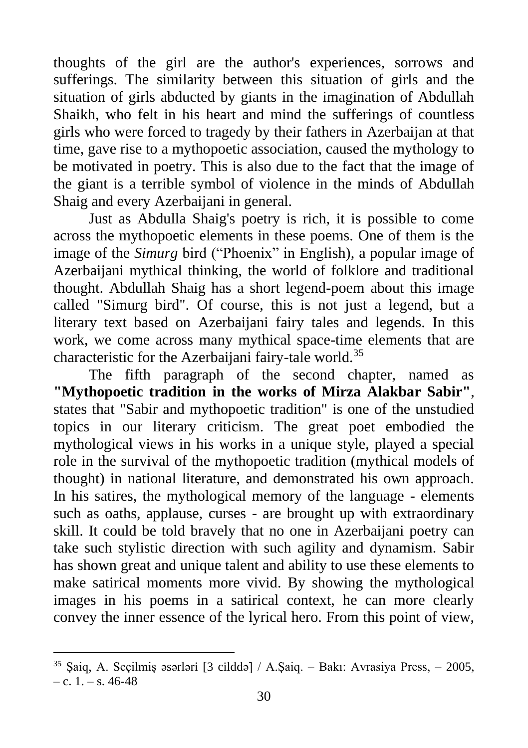thoughts of the girl are the author's experiences, sorrows and sufferings. The similarity between this situation of girls and the situation of girls abducted by giants in the imagination of Abdullah Shaikh, who felt in his heart and mind the sufferings of countless girls who were forced to tragedy by their fathers in Azerbaijan at that time, gave rise to a mythopoetic association, caused the mythology to be motivated in poetry. This is also due to the fact that the image of the giant is a terrible symbol of violence in the minds of Abdullah Shaig and every Azerbaijani in general.

Just as Abdulla Shaig's poetry is rich, it is possible to come across the mythopoetic elements in these poems. One of them is the image of the *Simurg* bird ("Phoenix" in English), a popular image of Azerbaijani mythical thinking, the world of folklore and traditional thought. Abdullah Shaig has a short legend-poem about this image called "Simurg bird". Of course, this is not just a legend, but a literary text based on Azerbaijani fairy tales and legends. In this work, we come across many mythical space-time elements that are characteristic for the Azerbaijani fairy-tale world.[35]

The fifth paragraph of the second chapter, named as **"Mythopoetic tradition in the works of Mirza Alakbar Sabir"**, states that "Sabir and mythopoetic tradition" is one of the unstudied topics in our literary criticism. The great poet embodied the mythological views in his works in a unique style, played a special role in the survival of the mythopoetic tradition (mythical models of thought) in national literature, and demonstrated his own approach. In his satires, the mythological memory of the language - elements such as oaths, applause, curses - are brought up with extraordinary skill. It could be told bravely that no one in Azerbaijani poetry can take such stylistic direction with such agility and dynamism. Sabir has shown great and unique talent and ability to use these elements to make satirical moments more vivid. By showing the mythological images in his poems in a satirical context, he can more clearly convey the inner essence of the lyrical hero. From this point of view,

---

[35] Şaiq, A. Seçilmiş əsərləri [3 cilddə] / A.Şaiq. – Bakı: Avrasiya Press, – 2005, – c. 1. – s. 46-48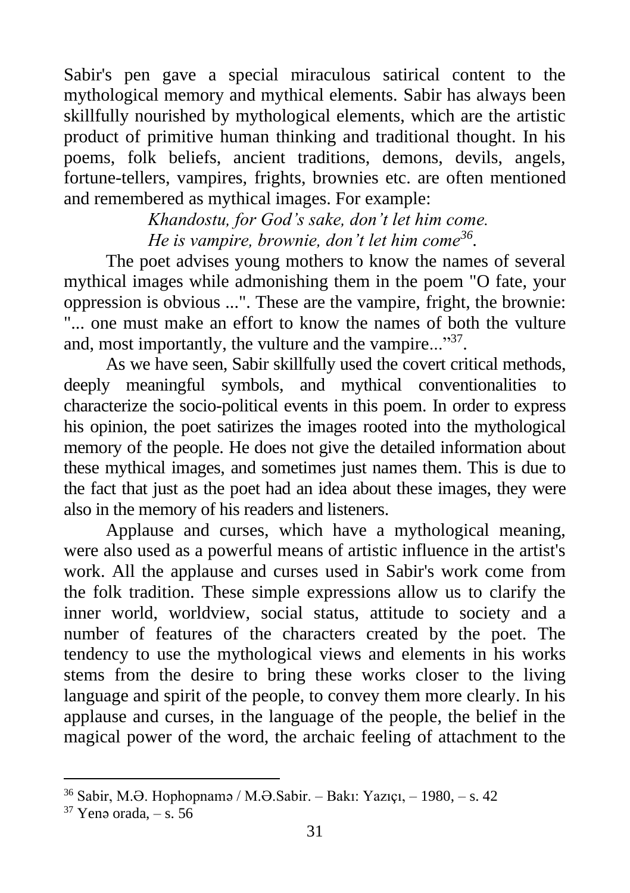Sabir's pen gave a special miraculous satirical content to the mythological memory and mythical elements. Sabir has always been skillfully nourished by mythological elements, which are the artistic product of primitive human thinking and traditional thought. In his poems, folk beliefs, ancient traditions, demons, devils, angels, fortune-tellers, vampires, frights, brownies etc. are often mentioned and remembered as mythical images. For example:

*Khandostu, for God's sake, don't let him come.*
*He is vampire, brownie, don't let him come*[36].

The poet advises young mothers to know the names of several mythical images while admonishing them in the poem "O fate, your oppression is obvious ...". These are the vampire, fright, the brownie: "... one must make an effort to know the names of both the vulture and, most importantly, the vulture and the vampire..."[37].

As we have seen, Sabir skillfully used the covert critical methods, deeply meaningful symbols, and mythical conventionalities to characterize the socio-political events in this poem. In order to express his opinion, the poet satirizes the images rooted into the mythological memory of the people. He does not give the detailed information about these mythical images, and sometimes just names them. This is due to the fact that just as the poet had an idea about these images, they were also in the memory of his readers and listeners.

Applause and curses, which have a mythological meaning, were also used as a powerful means of artistic influence in the artist's work. All the applause and curses used in Sabir's work come from the folk tradition. These simple expressions allow us to clarify the inner world, worldview, social status, attitude to society and a number of features of the characters created by the poet. The tendency to use the mythological views and elements in his works stems from the desire to bring these works closer to the living language and spirit of the people, to convey them more clearly. In his applause and curses, in the language of the people, the belief in the magical power of the word, the archaic feeling of attachment to the

---

[36] Sabir, M.Ə. Hophopnamə / M.Ə.Sabir. – Bakı: Yazıçı, – 1980, – s. 42

[37] Yenə orada, – s. 56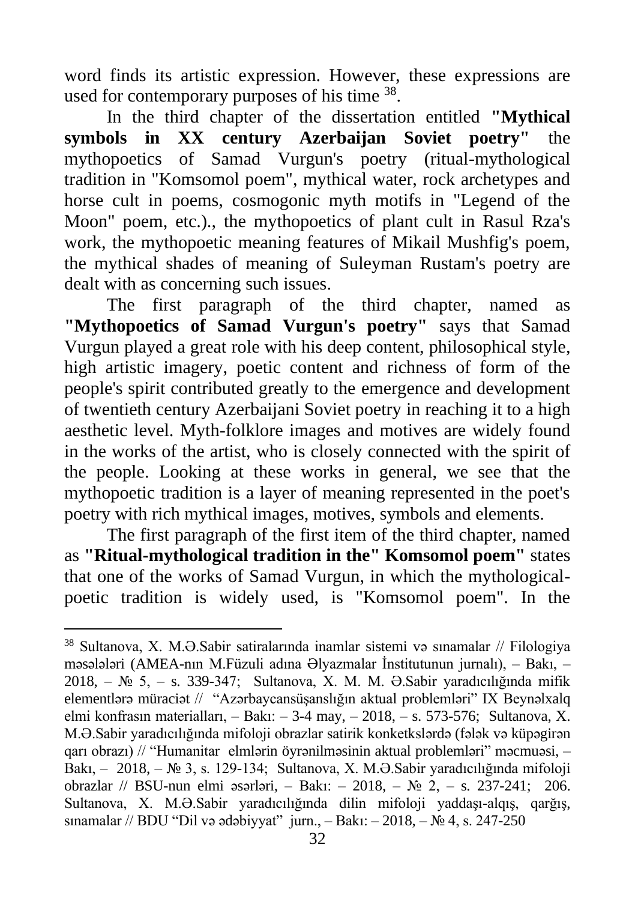word finds its artistic expression. However, these expressions are used for contemporary purposes of his time [38].

In the third chapter of the dissertation entitled **"Mythical symbols in XX century Azerbaijan Soviet poetry"** the mythopoetics of Samad Vurgun's poetry (ritual-mythological tradition in "Komsomol poem", mythical water, rock archetypes and horse cult in poems, cosmogonic myth motifs in "Legend of the Moon" poem, etc.)., the mythopoetics of plant cult in Rasul Rza's work, the mythopoetic meaning features of Mikail Mushfig's poem, the mythical shades of meaning of Suleyman Rustam's poetry are dealt with as concerning such issues.

The first paragraph of the third chapter, named as **"Mythopoetics of Samad Vurgun's poetry"** says that Samad Vurgun played a great role with his deep content, philosophical style, high artistic imagery, poetic content and richness of form of the people's spirit contributed greatly to the emergence and development of twentieth century Azerbaijani Soviet poetry in reaching it to a high aesthetic level. Myth-folklore images and motives are widely found in the works of the artist, who is closely connected with the spirit of the people. Looking at these works in general, we see that the mythopoetic tradition is a layer of meaning represented in the poet's poetry with rich mythical images, motives, symbols and elements.

The first paragraph of the first item of the third chapter, named as **"Ritual-mythological tradition in the" Komsomol poem"** states that one of the works of Samad Vurgun, in which the mythological-poetic tradition is widely used, is "Komsomol poem". In the

---

[38] Sultanova, X. M.Ə.Sabir satiralarında inamlar sistemi və sınamalar // Filologiya məsələləri (AMEA-nın M.Füzuli adına Əlyazmalar İnstitutunun jurnalı), – Bakı, – 2018, – № 5, – s. 339-347; Sultanova, X. M. M. Ə.Sabir yaradıcılığında mifik elementlərə müraciət // "Azərbaycansüşanslığın aktual problemləri" IX Beynəlxalq elmi konfrasın materialları, – Bakı: – 3-4 may, – 2018, – s. 573-576; Sultanova, X. M.Ə.Sabir yaradıcılığında mifoloji obrazlar satirik konketkslərdə (fələk və küpəgirən qarı obrazı) // "Humanitar elmlərin öyrənilməsinin aktual problemləri" məcmuəsi, – Bakı, – 2018, – № 3, s. 129-134; Sultanova, X. M.Ə.Sabir yaradıcılığında mifoloji obrazlar // BSU-nun elmi əsərləri, – Bakı: – 2018, – № 2, – s. 237-241; 206. Sultanova, X. M.Ə.Sabir yaradıcılığında dilin mifoloji yaddaşı-alqış, qarğış, sınamalar // BDU "Dil və ədəbiyyat" jurn., – Bakı: – 2018, – № 4, s. 247-250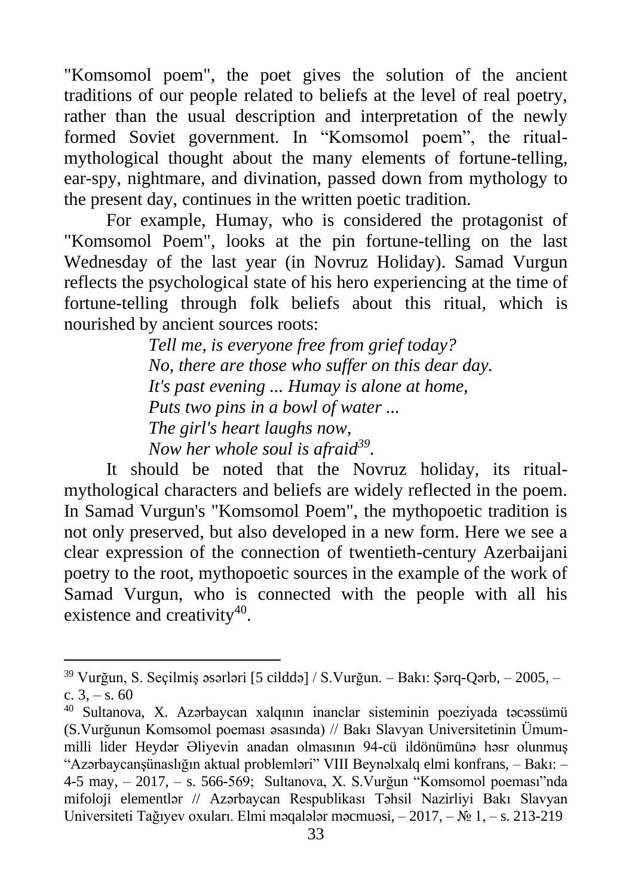"Komsomol poem", the poet gives the solution of the ancient traditions of our people related to beliefs at the level of real poetry, rather than the usual description and interpretation of the newly formed Soviet government. In "Komsomol poem", the ritual-mythological thought about the many elements of fortune-telling, ear-spy, nightmare, and divination, passed down from mythology to the present day, continues in the written poetic tradition.

For example, Humay, who is considered the protagonist of "Komsomol Poem", looks at the pin fortune-telling on the last Wednesday of the last year (in Novruz Holiday). Samad Vurgun reflects the psychological state of his hero experiencing at the time of fortune-telling through folk beliefs about this ritual, which is nourished by ancient sources roots:

*Tell me, is everyone free from grief today?*
*No, there are those who suffer on this dear day.*
*It's past evening ... Humay is alone at home,*
*Puts two pins in a bowl of water ...*
*The girl's heart laughs now,*
*Now her whole soul is afraid*[39].

It should be noted that the Novruz holiday, its ritual-mythological characters and beliefs are widely reflected in the poem. In Samad Vurgun's "Komsomol Poem", the mythopoetic tradition is not only preserved, but also developed in a new form. Here we see a clear expression of the connection of twentieth-century Azerbaijani poetry to the root, mythopoetic sources in the example of the work of Samad Vurgun, who is connected with the people with all his existence and creativity[40].

---

[39] Vurğun, S. Seçilmiş əsərləri [5 cilddə] / S.Vurğun. – Bakı: Şərq-Qərb, – 2005, – c. 3, – s. 60

[40] Sultanova, X. Azərbaycan xalqının inanclar sisteminin poeziyada təcəssümü (S.Vurğunun Komsomol poeması əsasında) // Bakı Slavyan Universitetinin Ümummilli lider Heydər Əliyevin anadan olmasının 94-cü ildönümünə həsr olunmuş "Azərbaycanşünaslığın aktual problemləri" VIII Beynəlxalq elmi konfrans, – Bakı: – 4-5 may, – 2017, – s. 566-569; Sultanova, X. S.Vurğun "Komsomol poeması"nda mifoloji elementlər // Azərbaycan Respublikası Təhsil Nazirliyi Bakı Slavyan Universiteti Tağıyev oxuları. Elmi məqalələr məcmuəsi, – 2017, – № 1, – s. 213-219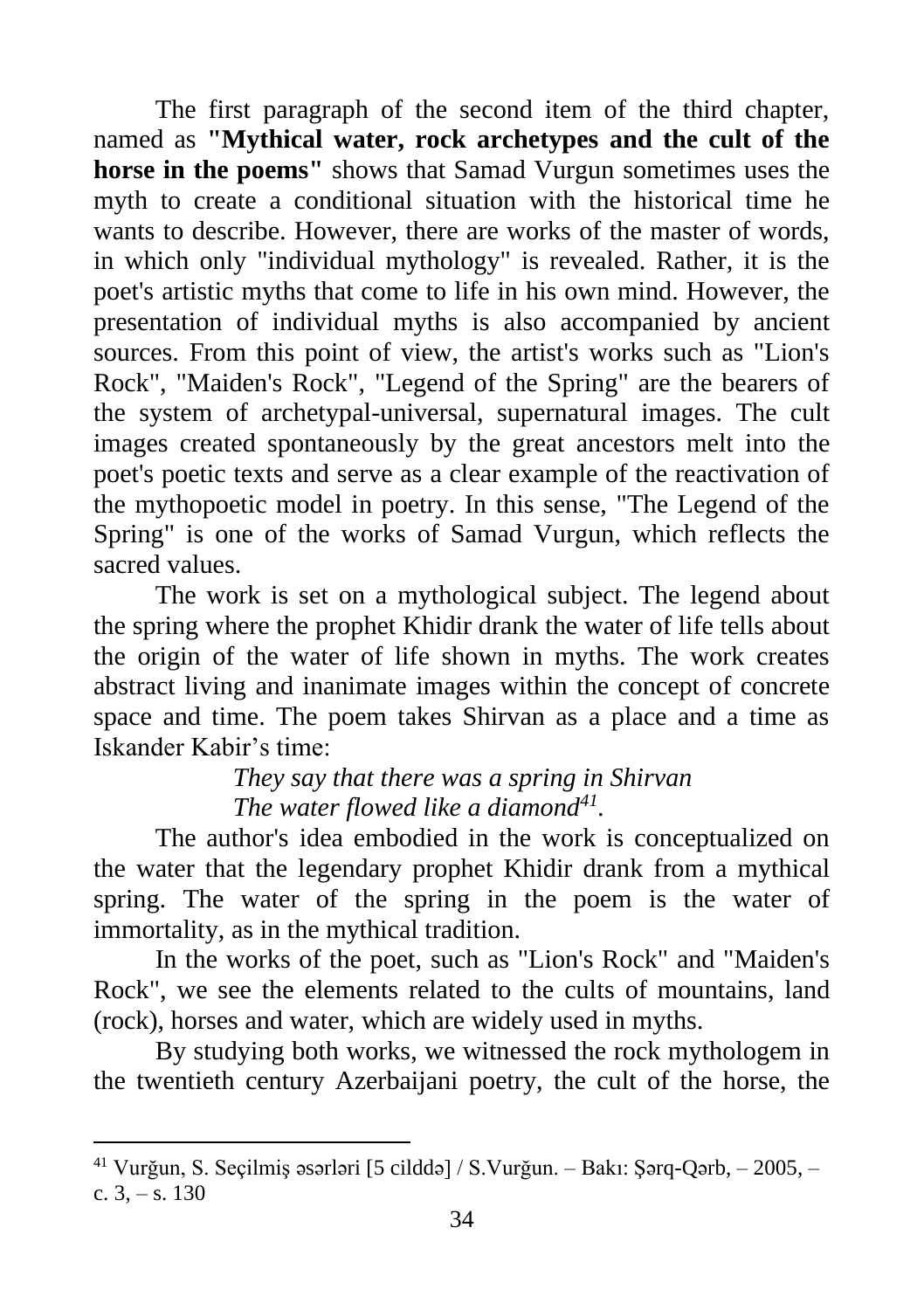The first paragraph of the second item of the third chapter, named as **"Mythical water, rock archetypes and the cult of the horse in the poems"** shows that Samad Vurgun sometimes uses the myth to create a conditional situation with the historical time he wants to describe. However, there are works of the master of words, in which only "individual mythology" is revealed. Rather, it is the poet's artistic myths that come to life in his own mind. However, the presentation of individual myths is also accompanied by ancient sources. From this point of view, the artist's works such as "Lion's Rock", "Maiden's Rock", "Legend of the Spring" are the bearers of the system of archetypal-universal, supernatural images. The cult images created spontaneously by the great ancestors melt into the poet's poetic texts and serve as a clear example of the reactivation of the mythopoetic model in poetry. In this sense, "The Legend of the Spring" is one of the works of Samad Vurgun, which reflects the sacred values.

The work is set on a mythological subject. The legend about the spring where the prophet Khidir drank the water of life tells about the origin of the water of life shown in myths. The work creates abstract living and inanimate images within the concept of concrete space and time. The poem takes Shirvan as a place and a time as Iskander Kabir's time:

*They say that there was a spring in Shirvan*
*The water flowed like a diamond*[41].

The author's idea embodied in the work is conceptualized on the water that the legendary prophet Khidir drank from a mythical spring. The water of the spring in the poem is the water of immortality, as in the mythical tradition.

In the works of the poet, such as "Lion's Rock" and "Maiden's Rock", we see the elements related to the cults of mountains, land (rock), horses and water, which are widely used in myths.

By studying both works, we witnessed the rock mythologem in the twentieth century Azerbaijani poetry, the cult of the horse, the

---

[41] Vurğun, S. Seçilmiş əsərləri [5 cilddə] / S.Vurğun. – Bakı: Şərq-Qərb, – 2005, – c. 3, – s. 130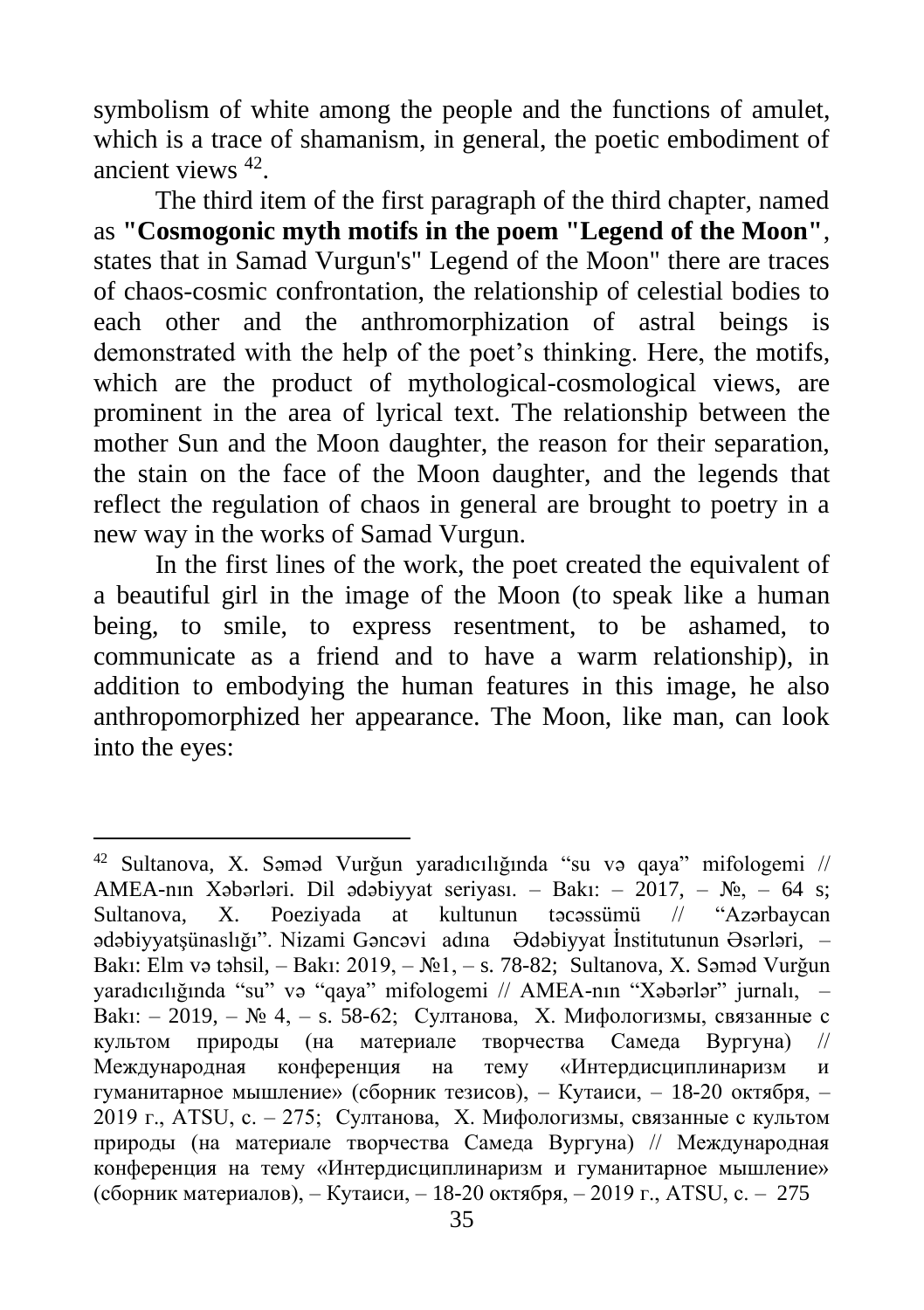symbolism of white among the people and the functions of amulet, which is a trace of shamanism, in general, the poetic embodiment of ancient views [42].

The third item of the first paragraph of the third chapter, named as **"Cosmogonic myth motifs in the poem "Legend of the Moon"**, states that in Samad Vurgun's" Legend of the Moon" there are traces of chaos-cosmic confrontation, the relationship of celestial bodies to each other and the anthromorphization of astral beings is demonstrated with the help of the poet's thinking. Here, the motifs, which are the product of mythological-cosmological views, are prominent in the area of lyrical text. The relationship between the mother Sun and the Moon daughter, the reason for their separation, the stain on the face of the Moon daughter, and the legends that reflect the regulation of chaos in general are brought to poetry in a new way in the works of Samad Vurgun.

In the first lines of the work, the poet created the equivalent of a beautiful girl in the image of the Moon (to speak like a human being, to smile, to express resentment, to be ashamed, to communicate as a friend and to have a warm relationship), in addition to embodying the human features in this image, he also anthropomorphized her appearance. The Moon, like man, can look into the eyes:

---

[42] Sultanova, X. Səməd Vurğun yaradıcılığında "su və qaya" mifologemi // AMEA-nın Xəbərləri. Dil ədəbiyyat seriyası. – Bakı: – 2017, – №, – 64 s; Sultanova, X. Poeziyada at kultunun təcəssümü // "Azərbaycan ədəbiyyatşünaslığı". Nizami Gəncəvi adına Ədəbiyyat İnstitutunun Əsərləri, – Bakı: Elm və təhsil, – Bakı: 2019, – №1, – s. 78-82; Sultanova, X. Səməd Vurğun yaradıcılığında "su" və "qaya" mifologemi // AMEA-nın "Xəbərlər" jurnalı, – Bakı: – 2019, – № 4, – s. 58-62; Султанова, Х. Мифологизмы, связанные с культом природы (на материале творчества Самеда Вургуна) // Международная конференция на тему «Интердисциплинаризм и гуманитарное мышление» (сборник тезисов), – Кутаиси, – 18-20 октября, – 2019 г., ATSU, с. – 275; Султанова, Х. Мифологизмы, связанные с культом природы (на материале творчества Самеда Вургуна) // Международная конференция на тему «Интердисциплинаризм и гуманитарное мышление» (сборник материалов), – Кутаиси, – 18-20 октября, – 2019 г., ATSU, с. – 275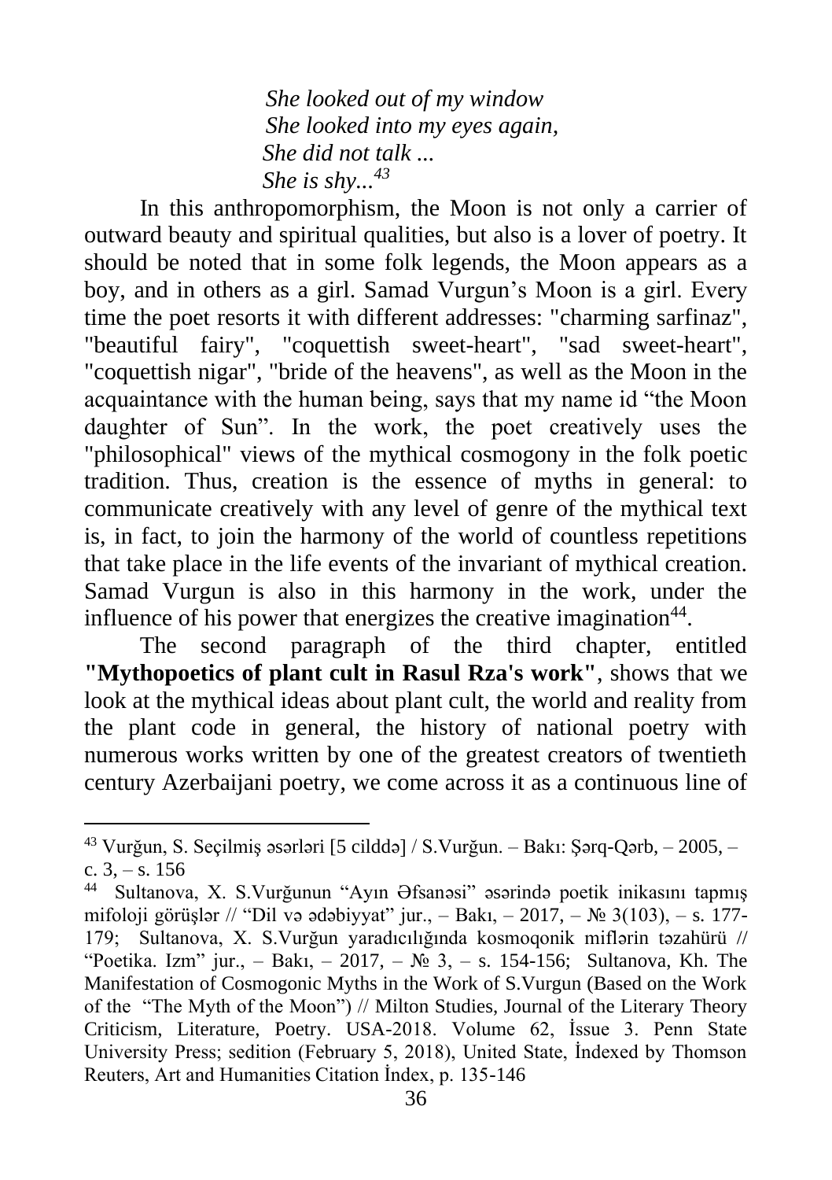*She looked out of my window*
*She looked into my eyes again,*
*She did not talk ...*
*She is shy...*[43]

In this anthropomorphism, the Moon is not only a carrier of outward beauty and spiritual qualities, but also is a lover of poetry. It should be noted that in some folk legends, the Moon appears as a boy, and in others as a girl. Samad Vurgun's Moon is a girl. Every time the poet resorts it with different addresses: "charming sarfinaz", "beautiful fairy", "coquettish sweet-heart", "sad sweet-heart", "coquettish nigar", "bride of the heavens", as well as the Moon in the acquaintance with the human being, says that my name id "the Moon daughter of Sun". In the work, the poet creatively uses the "philosophical" views of the mythical cosmogony in the folk poetic tradition. Thus, creation is the essence of myths in general: to communicate creatively with any level of genre of the mythical text is, in fact, to join the harmony of the world of countless repetitions that take place in the life events of the invariant of mythical creation. Samad Vurgun is also in this harmony in the work, under the influence of his power that energizes the creative imagination[44].

The second paragraph of the third chapter, entitled **"Mythopoetics of plant cult in Rasul Rza's work"**, shows that we look at the mythical ideas about plant cult, the world and reality from the plant code in general, the history of national poetry with numerous works written by one of the greatest creators of twentieth century Azerbaijani poetry, we come across it as a continuous line of

---

[43] Vurğun, S. Seçilmiş əsərləri [5 cilddə] / S.Vurğun. – Bakı: Şərq-Qərb, – 2005, – c. 3, – s. 156

[44] Sultanova, X. S.Vurğunun "Ayın Əfsanəsi" əsərində poetik inikasını tapmış mifoloji görüşlər // "Dil və ədəbiyyat" jur., – Bakı, – 2017, – № 3(103), – s. 177-179; Sultanova, X. S.Vurğun yaradıcılığında kosmoqonik miflərin təzahürü // "Poetika. Izm" jur., – Bakı, – 2017, – № 3, – s. 154-156; Sultanova, Kh. The Manifestation of Cosmogonic Myths in the Work of S.Vurgun (Based on the Work of the "The Myth of the Moon") // Milton Studies, Journal of the Literary Theory Criticism, Literature, Poetry. USA-2018. Volume 62, İssue 3. Penn State University Press; sedition (February 5, 2018), United State, İndexed by Thomson Reuters, Art and Humanities Citation İndex, p. 135-146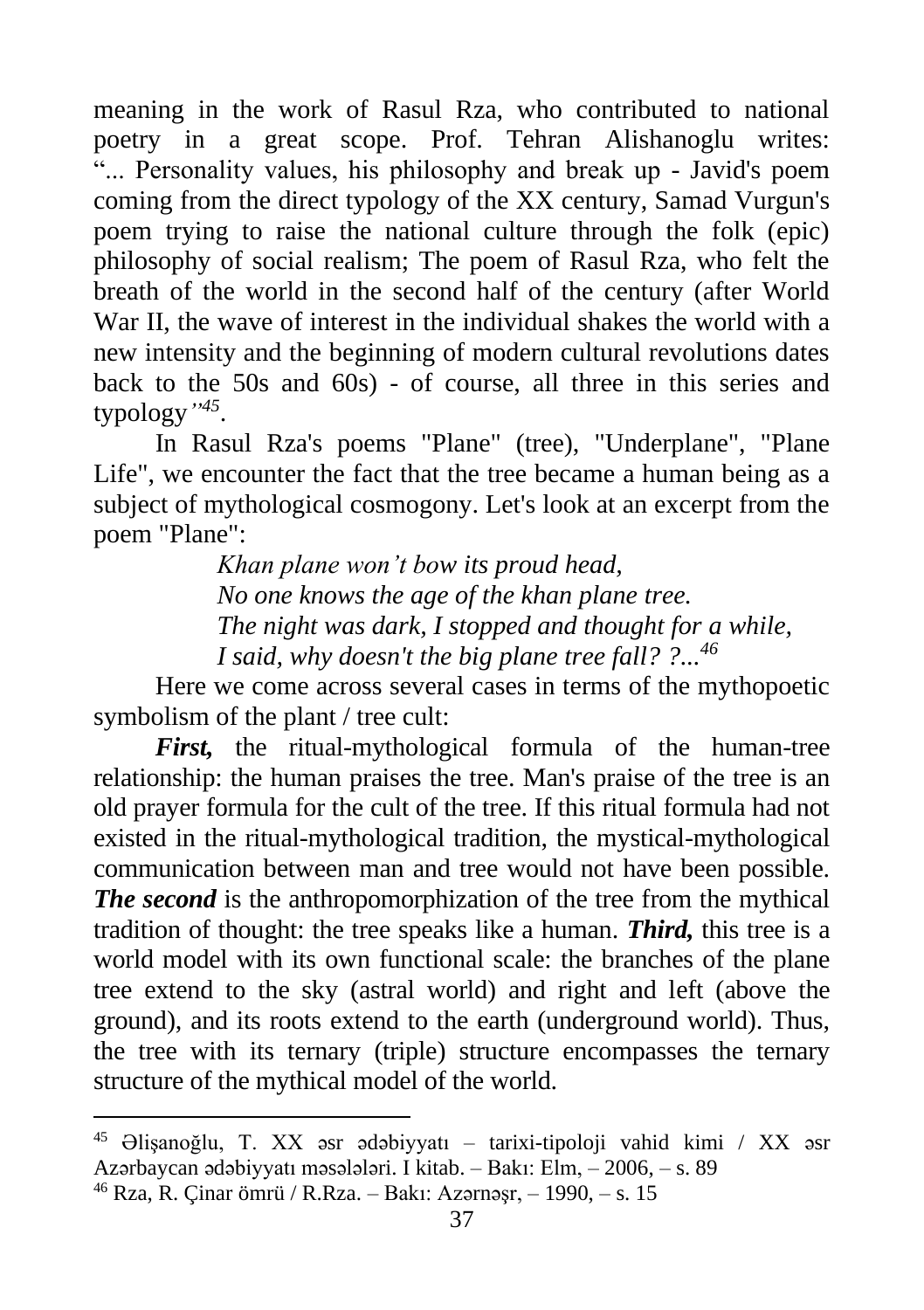meaning in the work of Rasul Rza, who contributed to national poetry in a great scope. Prof. Tehran Alishanoglu writes: "... Personality values, his philosophy and break up - Javid's poem coming from the direct typology of the XX century, Samad Vurgun's poem trying to raise the national culture through the folk (epic) philosophy of social realism; The poem of Rasul Rza, who felt the breath of the world in the second half of the century (after World War II, the wave of interest in the individual shakes the world with a new intensity and the beginning of modern cultural revolutions dates back to the 50s and 60s) - of course, all three in this series and typology*"*[45].

In Rasul Rza's poems "Plane" (tree), "Underplane", "Plane Life", we encounter the fact that the tree became a human being as a subject of mythological cosmogony. Let's look at an excerpt from the poem "Plane":

> *Khan plane won't bow its proud head,*
> *No one knows the age of the khan plane tree.*
> *The night was dark, I stopped and thought for a while,*
> *I said, why doesn't the big plane tree fall? ?...*[46]

Here we come across several cases in terms of the mythopoetic symbolism of the plant / tree cult:

***First,*** the ritual-mythological formula of the human-tree relationship: the human praises the tree. Man's praise of the tree is an old prayer formula for the cult of the tree. If this ritual formula had not existed in the ritual-mythological tradition, the mystical-mythological communication between man and tree would not have been possible. ***The second*** is the anthropomorphization of the tree from the mythical tradition of thought: the tree speaks like a human. ***Third,*** this tree is a world model with its own functional scale: the branches of the plane tree extend to the sky (astral world) and right and left (above the ground), and its roots extend to the earth (underground world). Thus, the tree with its ternary (triple) structure encompasses the ternary structure of the mythical model of the world.

---

[45] Əlişanoğlu, T. XX əsr ədəbiyyatı – tarixi-tipoloji vahid kimi / XX əsr Azərbaycan ədəbiyyatı məsələləri. I kitab. – Bakı: Elm, – 2006, – s. 89

[46] Rza, R. Çinar ömrü / R.Rza. – Bakı: Azərnəşr, – 1990, – s. 15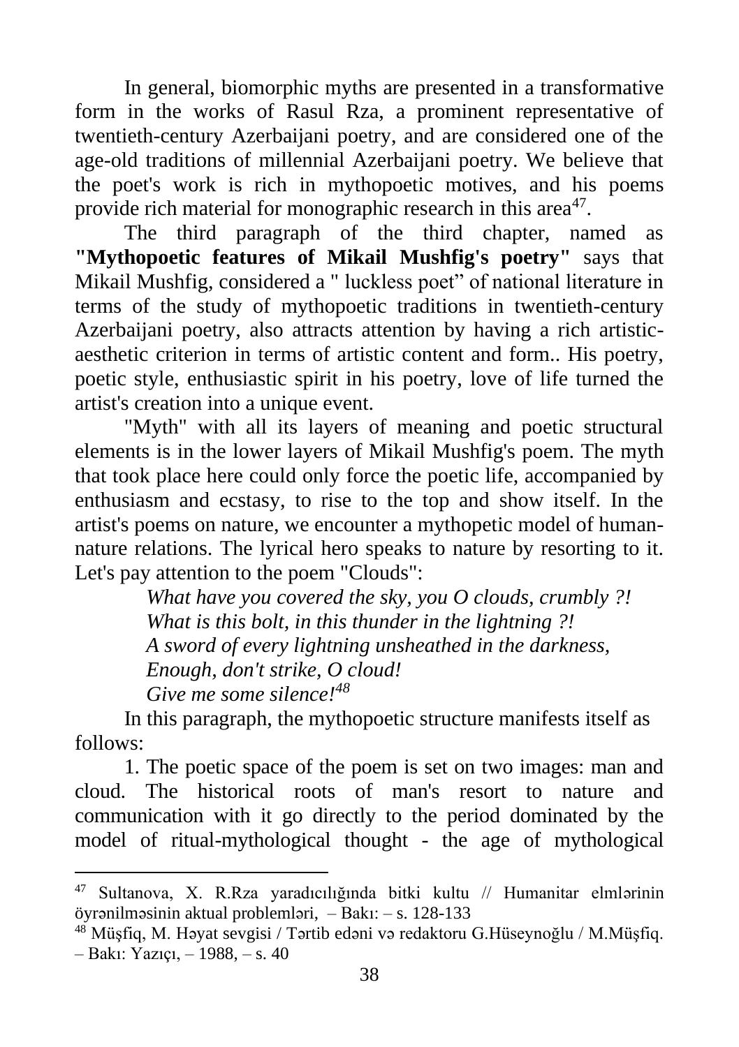In general, biomorphic myths are presented in a transformative form in the works of Rasul Rza, a prominent representative of twentieth-century Azerbaijani poetry, and are considered one of the age-old traditions of millennial Azerbaijani poetry. We believe that the poet's work is rich in mythopoetic motives, and his poems provide rich material for monographic research in this area[47].

The third paragraph of the third chapter, named as **"Mythopoetic features of Mikail Mushfig's poetry"** says that Mikail Mushfig, considered a " luckless poet" of national literature in terms of the study of mythopoetic traditions in twentieth-century Azerbaijani poetry, also attracts attention by having a rich artistic-aesthetic criterion in terms of artistic content and form.. His poetry, poetic style, enthusiastic spirit in his poetry, love of life turned the artist's creation into a unique event.

"Myth" with all its layers of meaning and poetic structural elements is in the lower layers of Mikail Mushfig's poem. The myth that took place here could only force the poetic life, accompanied by enthusiasm and ecstasy, to rise to the top and show itself. In the artist's poems on nature, we encounter a mythopetic model of human-nature relations. The lyrical hero speaks to nature by resorting to it. Let's pay attention to the poem "Clouds":

*What have you covered the sky, you O clouds, crumbly ?!*
*What is this bolt, in this thunder in the lightning ?!*
*A sword of every lightning unsheathed in the darkness,*
*Enough, don't strike, O cloud!*
*Give me some silence!*[48]

In this paragraph, the mythopoetic structure manifests itself as follows:

1. The poetic space of the poem is set on two images: man and cloud. The historical roots of man's resort to nature and communication with it go directly to the period dominated by the model of ritual-mythological thought - the age of mythological

---

[47] Sultanova, X. R.Rza yaradıcılığında bitki kultu // Humanitar elmlərinin öyrənilməsinin aktual problemləri, – Bakı: – s. 128-133

[48] Müşfiq, M. Həyat sevgisi / Tərtib edəni və redaktoru G.Hüseynoğlu / M.Müşfiq. – Bakı: Yazıçı, – 1988, – s. 40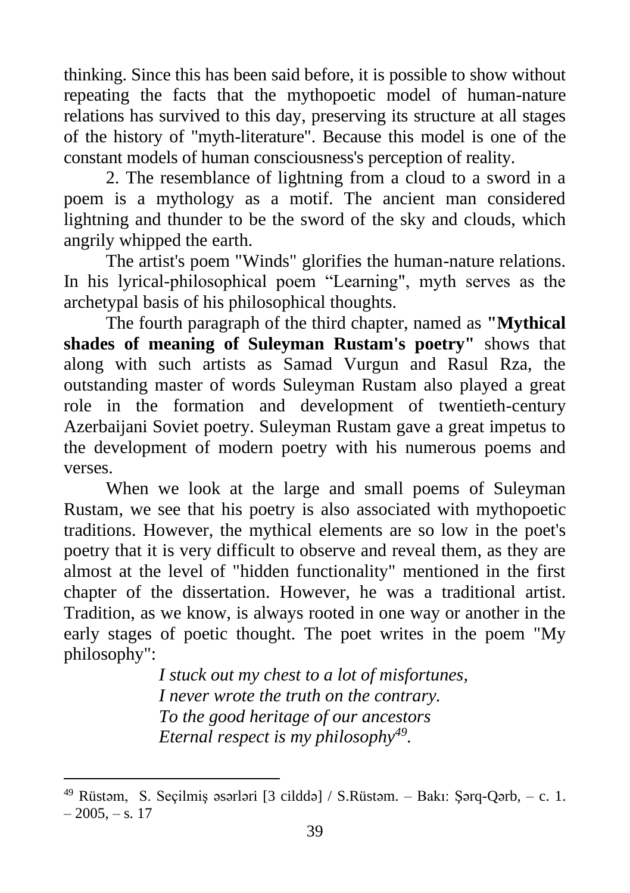thinking. Since this has been said before, it is possible to show without repeating the facts that the mythopoetic model of human-nature relations has survived to this day, preserving its structure at all stages of the history of "myth-literature". Because this model is one of the constant models of human consciousness's perception of reality.

2. The resemblance of lightning from a cloud to a sword in a poem is a mythology as a motif. The ancient man considered lightning and thunder to be the sword of the sky and clouds, which angrily whipped the earth.

The artist's poem "Winds" glorifies the human-nature relations. In his lyrical-philosophical poem “Learning", myth serves as the archetypal basis of his philosophical thoughts.

The fourth paragraph of the third chapter, named as **"Mythical shades of meaning of Suleyman Rustam's poetry"** shows that along with such artists as Samad Vurgun and Rasul Rza, the outstanding master of words Suleyman Rustam also played a great role in the formation and development of twentieth-century Azerbaijani Soviet poetry. Suleyman Rustam gave a great impetus to the development of modern poetry with his numerous poems and verses.

When we look at the large and small poems of Suleyman Rustam, we see that his poetry is also associated with mythopoetic traditions. However, the mythical elements are so low in the poet's poetry that it is very difficult to observe and reveal them, as they are almost at the level of "hidden functionality" mentioned in the first chapter of the dissertation. However, he was a traditional artist. Tradition, as we know, is always rooted in one way or another in the early stages of poetic thought. The poet writes in the poem "My philosophy":

> *I stuck out my chest to a lot of misfortunes,*
> *I never wrote the truth on the contrary.*
> *To the good heritage of our ancestors*
> *Eternal respect is my philosophy*[49].

---

[49] Rüstəm, S. Seçilmiş əsərləri [3 cilddə] / S.Rüstəm. – Bakı: Şərq-Qərb, – c. 1. – 2005, – s. 17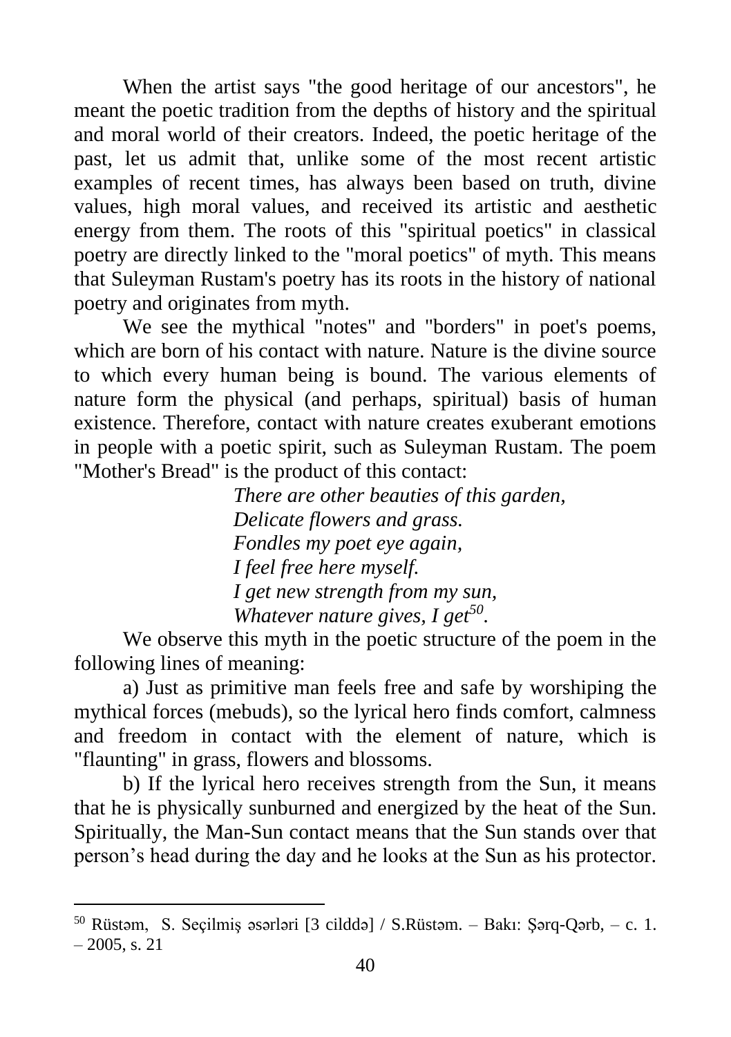When the artist says "the good heritage of our ancestors", he meant the poetic tradition from the depths of history and the spiritual and moral world of their creators. Indeed, the poetic heritage of the past, let us admit that, unlike some of the most recent artistic examples of recent times, has always been based on truth, divine values, high moral values, and received its artistic and aesthetic energy from them. The roots of this "spiritual poetics" in classical poetry are directly linked to the "moral poetics" of myth. This means that Suleyman Rustam's poetry has its roots in the history of national poetry and originates from myth.

We see the mythical "notes" and "borders" in poet's poems, which are born of his contact with nature. Nature is the divine source to which every human being is bound. The various elements of nature form the physical (and perhaps, spiritual) basis of human existence. Therefore, contact with nature creates exuberant emotions in people with a poetic spirit, such as Suleyman Rustam. The poem "Mother's Bread" is the product of this contact:

*There are other beauties of this garden,*
*Delicate flowers and grass.*
*Fondles my poet eye again,*
*I feel free here myself.*
*I get new strength from my sun,*
*Whatever nature gives, I get*[50].

We observe this myth in the poetic structure of the poem in the following lines of meaning:

a) Just as primitive man feels free and safe by worshiping the mythical forces (mebuds), so the lyrical hero finds comfort, calmness and freedom in contact with the element of nature, which is "flaunting" in grass, flowers and blossoms.

b) If the lyrical hero receives strength from the Sun, it means that he is physically sunburned and energized by the heat of the Sun. Spiritually, the Man-Sun contact means that the Sun stands over that person's head during the day and he looks at the Sun as his protector.

---

[50] Rüstəm, S. Seçilmiş əsərləri [3 cilddə] / S.Rüstəm. – Bakı: Şərq-Qərb, – c. 1. – 2005, s. 21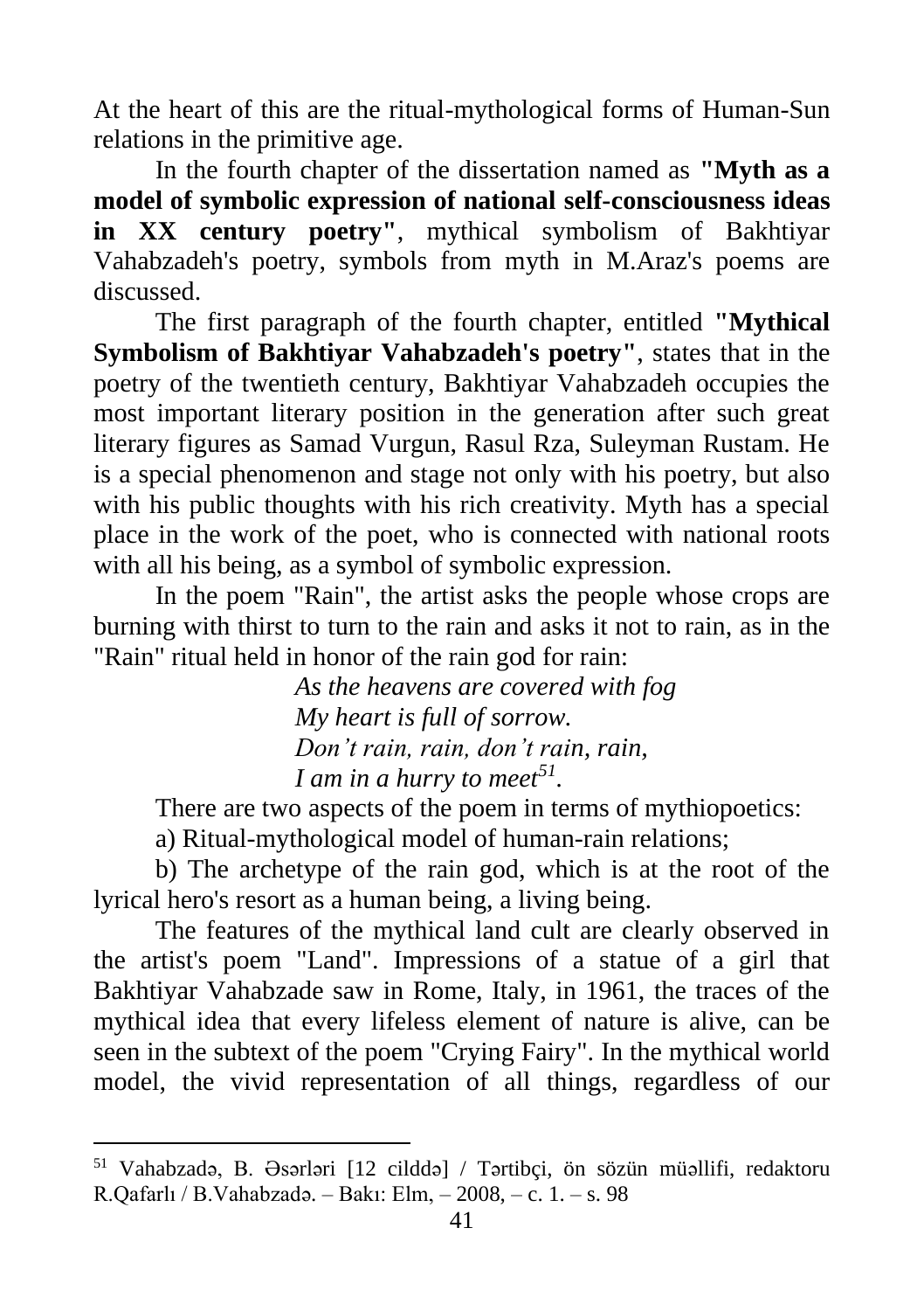At the heart of this are the ritual-mythological forms of Human-Sun relations in the primitive age.

In the fourth chapter of the dissertation named as **"Myth as a model of symbolic expression of national self-consciousness ideas in XX century poetry"**, mythical symbolism of Bakhtiyar Vahabzadeh's poetry, symbols from myth in M.Araz's poems are discussed.

The first paragraph of the fourth chapter, entitled **"Mythical Symbolism of Bakhtiyar Vahabzadeh's poetry"**, states that in the poetry of the twentieth century, Bakhtiyar Vahabzadeh occupies the most important literary position in the generation after such great literary figures as Samad Vurgun, Rasul Rza, Suleyman Rustam. He is a special phenomenon and stage not only with his poetry, but also with his public thoughts with his rich creativity. Myth has a special place in the work of the poet, who is connected with national roots with all his being, as a symbol of symbolic expression.

In the poem "Rain", the artist asks the people whose crops are burning with thirst to turn to the rain and asks it not to rain, as in the "Rain" ritual held in honor of the rain god for rain:

*As the heavens are covered with fog*
*My heart is full of sorrow.*
*Don't rain, rain, don't rain, rain,*
*I am in a hurry to meet*[51]*.*

There are two aspects of the poem in terms of mythiopoetics:

a) Ritual-mythological model of human-rain relations;

b) The archetype of the rain god, which is at the root of the lyrical hero's resort as a human being, a living being.

The features of the mythical land cult are clearly observed in the artist's poem "Land". Impressions of a statue of a girl that Bakhtiyar Vahabzade saw in Rome, Italy, in 1961, the traces of the mythical idea that every lifeless element of nature is alive, can be seen in the subtext of the poem "Crying Fairy". In the mythical world model, the vivid representation of all things, regardless of our

---

[51] Vahabzadə, B. Əsərləri [12 cilddə] / Tərtibçi, ön sözün müəllifi, redaktoru R.Qafarlı / B.Vahabzadə. – Bakı: Elm, – 2008, – c. 1. – s. 98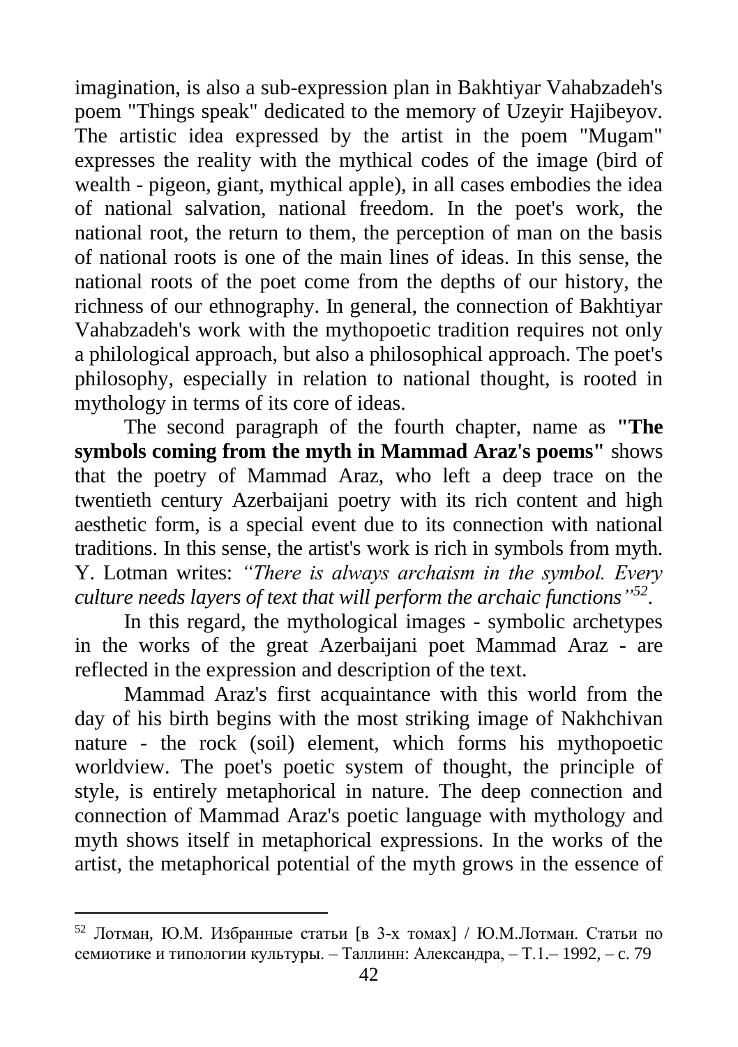imagination, is also a sub-expression plan in Bakhtiyar Vahabzadeh's poem "Things speak" dedicated to the memory of Uzeyir Hajibeyov. The artistic idea expressed by the artist in the poem "Mugam" expresses the reality with the mythical codes of the image (bird of wealth - pigeon, giant, mythical apple), in all cases embodies the idea of national salvation, national freedom. In the poet's work, the national root, the return to them, the perception of man on the basis of national roots is one of the main lines of ideas. In this sense, the national roots of the poet come from the depths of our history, the richness of our ethnography. In general, the connection of Bakhtiyar Vahabzadeh's work with the mythopoetic tradition requires not only a philological approach, but also a philosophical approach. The poet's philosophy, especially in relation to national thought, is rooted in mythology in terms of its core of ideas.

The second paragraph of the fourth chapter, name as **"The symbols coming from the myth in Mammad Araz's poems"** shows that the poetry of Mammad Araz, who left a deep trace on the twentieth century Azerbaijani poetry with its rich content and high aesthetic form, is a special event due to its connection with national traditions. In this sense, the artist's work is rich in symbols from myth. Y. Lotman writes: *"There is always archaism in the symbol. Every culture needs layers of text that will perform the archaic functions"*[52].

In this regard, the mythological images - symbolic archetypes in the works of the great Azerbaijani poet Mammad Araz - are reflected in the expression and description of the text.

Mammad Araz's first acquaintance with this world from the day of his birth begins with the most striking image of Nakhchivan nature - the rock (soil) element, which forms his mythopoetic worldview. The poet's poetic system of thought, the principle of style, is entirely metaphorical in nature. The deep connection and connection of Mammad Araz's poetic language with mythology and myth shows itself in metaphorical expressions. In the works of the artist, the metaphorical potential of the myth grows in the essence of

---

[52] Лотман, Ю.М. Избранные статьи [в 3-х томах] / Ю.М.Лотман. Статьи по семиотике и типологии культуры. – Таллинн: Александра, – Т.1.– 1992, – с. 79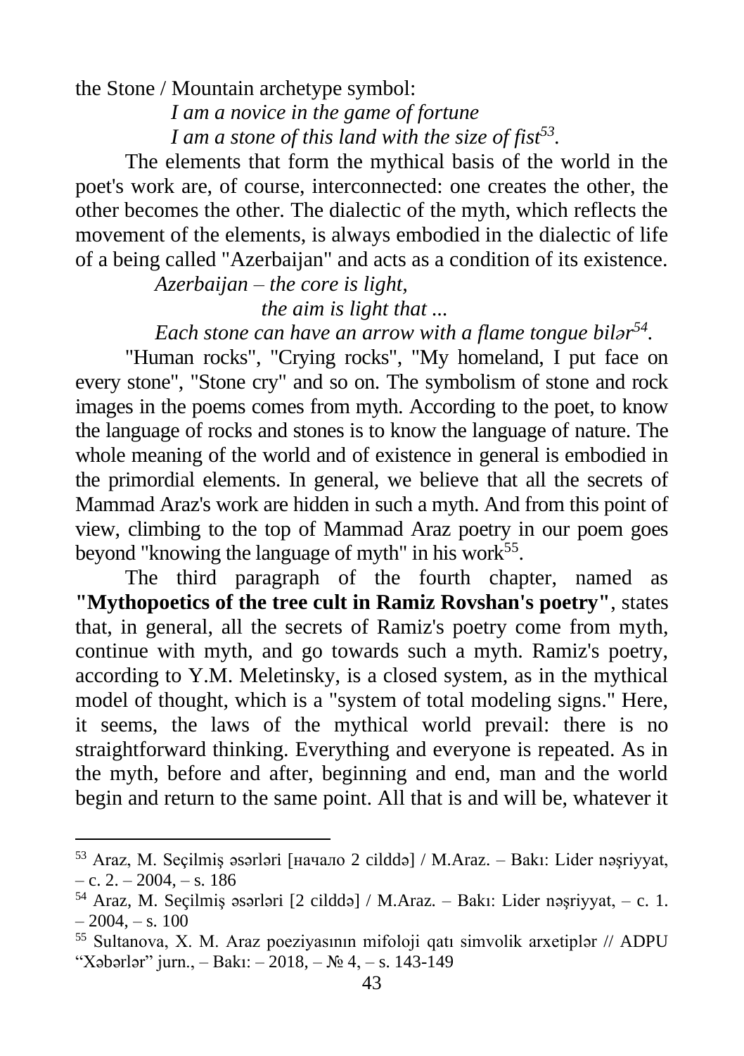the Stone / Mountain archetype symbol:

*I am a novice in the game of fortune*
*I am a stone of this land with the size of fist*[53].

The elements that form the mythical basis of the world in the poet's work are, of course, interconnected: one creates the other, the other becomes the other. The dialectic of the myth, which reflects the movement of the elements, is always embodied in the dialectic of life of a being called "Azerbaijan" and acts as a condition of its existence.

*Azerbaijan – the core is light,*
*the aim is light that ...*
*Each stone can have an arrow with a flame tongue bilər*[54].

"Human rocks", "Crying rocks", "My homeland, I put face on every stone", "Stone cry" and so on. The symbolism of stone and rock images in the poems comes from myth. According to the poet, to know the language of rocks and stones is to know the language of nature. The whole meaning of the world and of existence in general is embodied in the primordial elements. In general, we believe that all the secrets of Mammad Araz's work are hidden in such a myth. And from this point of view, climbing to the top of Mammad Araz poetry in our poem goes beyond "knowing the language of myth" in his work[55].

The third paragraph of the fourth chapter, named as **"Mythopoetics of the tree cult in Ramiz Rovshan's poetry"**, states that, in general, all the secrets of Ramiz's poetry come from myth, continue with myth, and go towards such a myth. Ramiz's poetry, according to Y.M. Meletinsky, is a closed system, as in the mythical model of thought, which is a "system of total modeling signs." Here, it seems, the laws of the mythical world prevail: there is no straightforward thinking. Everything and everyone is repeated. As in the myth, before and after, beginning and end, man and the world begin and return to the same point. All that is and will be, whatever it

---

[53] Araz, M. Seçilmiş əsərləri [начало 2 cilddə] / M.Araz. – Bakı: Lider nəşriyyat, – c. 2. – 2004, – s. 186

[54] Araz, M. Seçilmiş əsərləri [2 cilddə] / M.Araz. – Bakı: Lider nəşriyyat, – c. 1. – 2004, – s. 100

[55] Sultanova, X. M. Araz poeziyasının mifoloji qatı simvolik arxetiplər // ADPU "Xəbərlər" jurn., – Bakı: – 2018, – № 4, – s. 143-149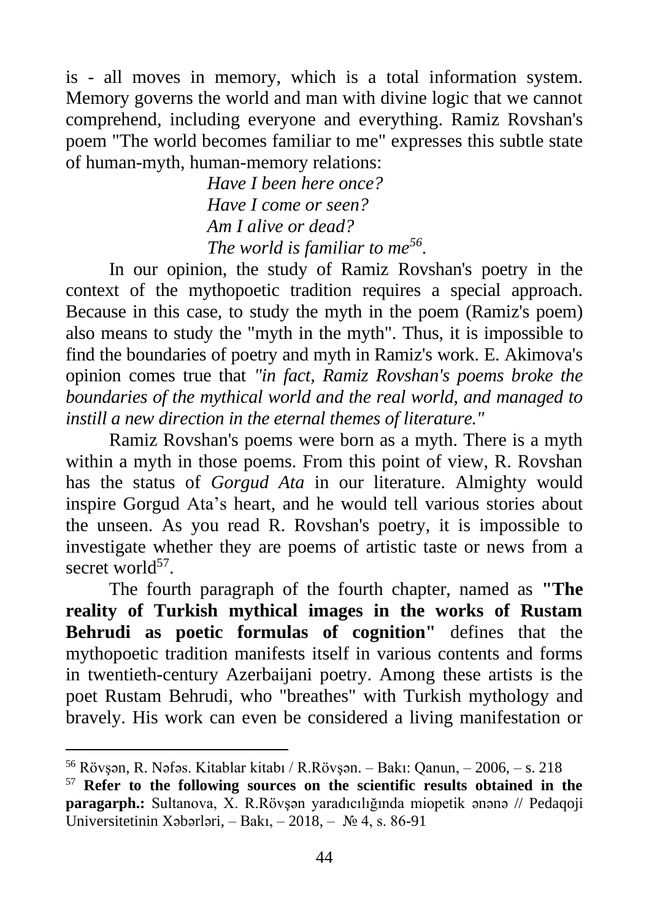is - all moves in memory, which is a total information system. Memory governs the world and man with divine logic that we cannot comprehend, including everyone and everything. Ramiz Rovshan's poem "The world becomes familiar to me" expresses this subtle state of human-myth, human-memory relations:

*Have I been here once?*
*Have I come or seen?*
*Am I alive or dead?*
*The world is familiar to me*[56].

In our opinion, the study of Ramiz Rovshan's poetry in the context of the mythopoetic tradition requires a special approach. Because in this case, to study the myth in the poem (Ramiz's poem) also means to study the "myth in the myth". Thus, it is impossible to find the boundaries of poetry and myth in Ramiz's work. E. Akimova's opinion comes true that *"in fact, Ramiz Rovshan's poems broke the boundaries of the mythical world and the real world, and managed to instill a new direction in the eternal themes of literature."*

Ramiz Rovshan's poems were born as a myth. There is a myth within a myth in those poems. From this point of view, R. Rovshan has the status of *Gorgud Ata* in our literature. Almighty would inspire Gorgud Ata's heart, and he would tell various stories about the unseen. As you read R. Rovshan's poetry, it is impossible to investigate whether they are poems of artistic taste or news from a secret world[57].

The fourth paragraph of the fourth chapter, named as **"The reality of Turkish mythical images in the works of Rustam Behrudi as poetic formulas of cognition"** defines that the mythopoetic tradition manifests itself in various contents and forms in twentieth-century Azerbaijani poetry. Among these artists is the poet Rustam Behrudi, who "breathes" with Turkish mythology and bravely. His work can even be considered a living manifestation or

---

[56] Rövşən, R. Nəfəs. Kitablar kitabı / R.Rövşən. – Bakı: Qanun, – 2006, – s. 218

[57] **Refer to the following sources on the scientific results obtained in the paragarph.:** Sultanova, X. R.Rövşən yaradıcılığında miopetik ənənə // Pedaqoji Universitetinin Xəbərləri, – Bakı, – 2018, – № 4, s. 86-91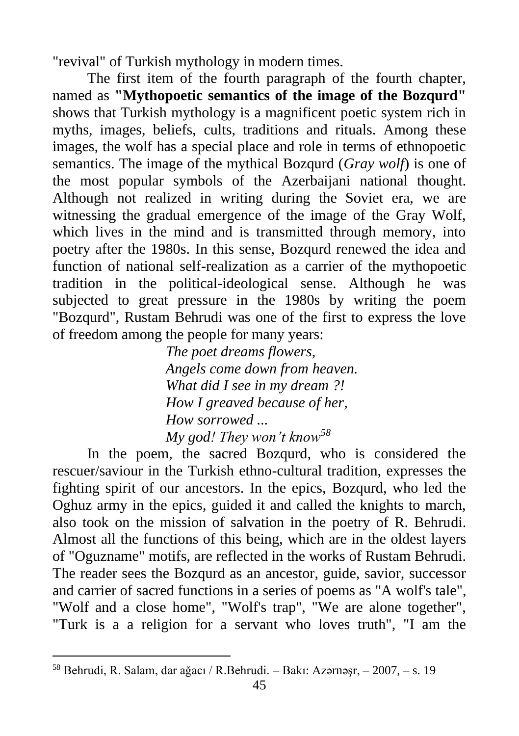"revival" of Turkish mythology in modern times.

The first item of the fourth paragraph of the fourth chapter, named as **"Mythopoetic semantics of the image of the Bozqurd"** shows that Turkish mythology is a magnificent poetic system rich in myths, images, beliefs, cults, traditions and rituals. Among these images, the wolf has a special place and role in terms of ethnopoetic semantics. The image of the mythical Bozqurd (*Gray wolf*) is one of the most popular symbols of the Azerbaijani national thought. Although not realized in writing during the Soviet era, we are witnessing the gradual emergence of the image of the Gray Wolf, which lives in the mind and is transmitted through memory, into poetry after the 1980s. In this sense, Bozqurd renewed the idea and function of national self-realization as a carrier of the mythopoetic tradition in the political-ideological sense. Although he was subjected to great pressure in the 1980s by writing the poem "Bozqurd", Rustam Behrudi was one of the first to express the love of freedom among the people for many years:

*The poet dreams flowers,*
*Angels come down from heaven.*
*What did I see in my dream ?!*
*How I greaved because of her,*
*How sorrowed ...*
*My god! They won't know*[58]

In the poem, the sacred Bozqurd, who is considered the rescuer/saviour in the Turkish ethno-cultural tradition, expresses the fighting spirit of our ancestors. In the epics, Bozqurd, who led the Oghuz army in the epics, guided it and called the knights to march, also took on the mission of salvation in the poetry of R. Behrudi. Almost all the functions of this being, which are in the oldest layers of "Oguzname" motifs, are reflected in the works of Rustam Behrudi. The reader sees the Bozqurd as an ancestor, guide, savior, successor and carrier of sacred functions in a series of poems as "A wolf's tale", "Wolf and a close home", "Wolf's trap", "We are alone together", "Turk is a a religion for a servant who loves truth", "I am the

---

[58] Behrudi, R. Salam, dar ağacı / R.Behrudi. – Bakı: Azərnəşr, – 2007, – s. 19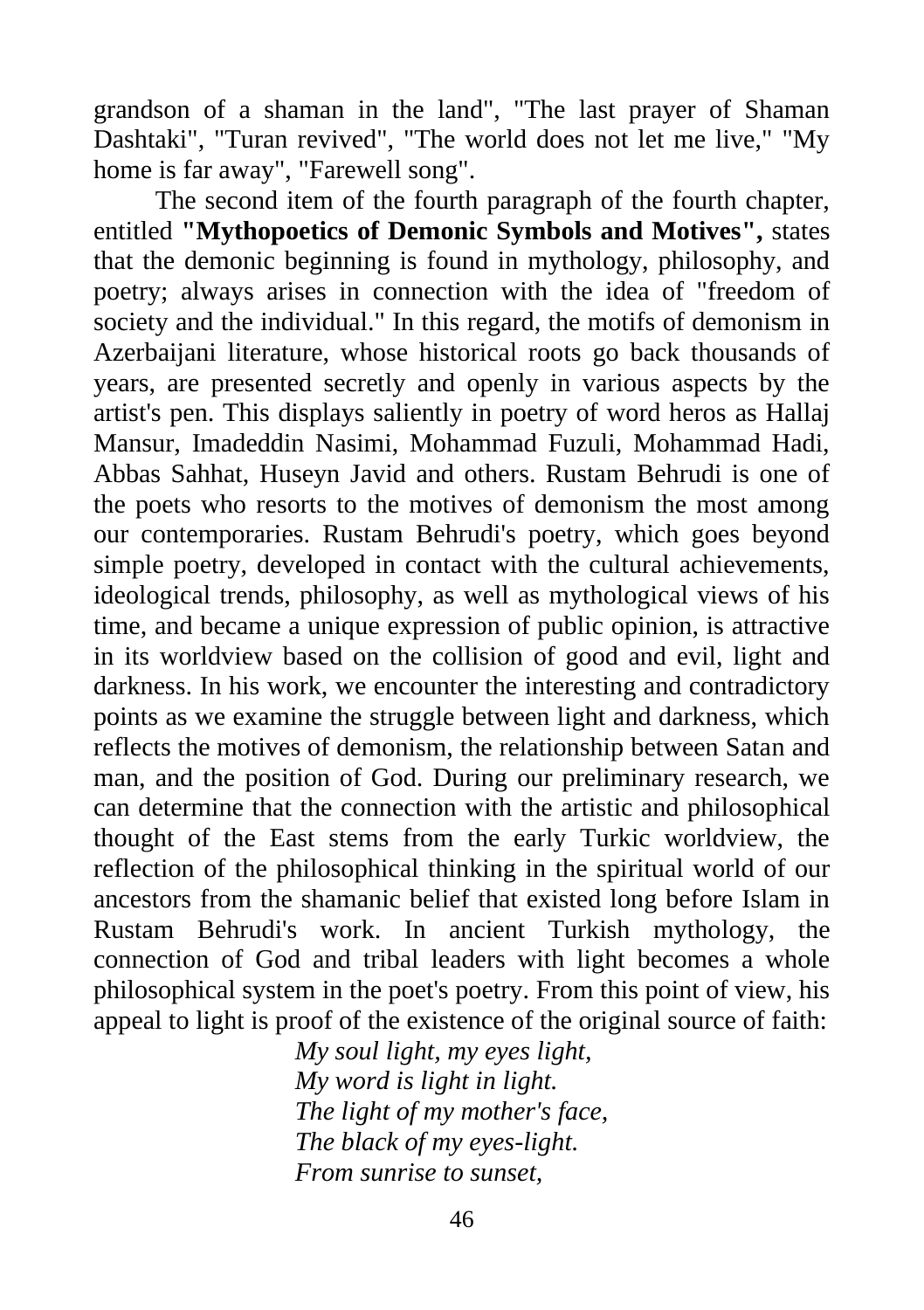grandson of a shaman in the land", "The last prayer of Shaman Dashtaki", "Turan revived", "The world does not let me live," "My home is far away", "Farewell song".

The second item of the fourth paragraph of the fourth chapter, entitled **"Mythopoetics of Demonic Symbols and Motives",** states that the demonic beginning is found in mythology, philosophy, and poetry; always arises in connection with the idea of "freedom of society and the individual." In this regard, the motifs of demonism in Azerbaijani literature, whose historical roots go back thousands of years, are presented secretly and openly in various aspects by the artist's pen. This displays saliently in poetry of word heros as Hallaj Mansur, Imadeddin Nasimi, Mohammad Fuzuli, Mohammad Hadi, Abbas Sahhat, Huseyn Javid and others. Rustam Behrudi is one of the poets who resorts to the motives of demonism the most among our contemporaries. Rustam Behrudi's poetry, which goes beyond simple poetry, developed in contact with the cultural achievements, ideological trends, philosophy, as well as mythological views of his time, and became a unique expression of public opinion, is attractive in its worldview based on the collision of good and evil, light and darkness. In his work, we encounter the interesting and contradictory points as we examine the struggle between light and darkness, which reflects the motives of demonism, the relationship between Satan and man, and the position of God. During our preliminary research, we can determine that the connection with the artistic and philosophical thought of the East stems from the early Turkic worldview, the reflection of the philosophical thinking in the spiritual world of our ancestors from the shamanic belief that existed long before Islam in Rustam Behrudi's work. In ancient Turkish mythology, the connection of God and tribal leaders with light becomes a whole philosophical system in the poet's poetry. From this point of view, his appeal to light is proof of the existence of the original source of faith:

*My soul light, my eyes light,*
*My word is light in light.*
*The light of my mother's face,*
*The black of my eyes-light.*
*From sunrise to sunset,*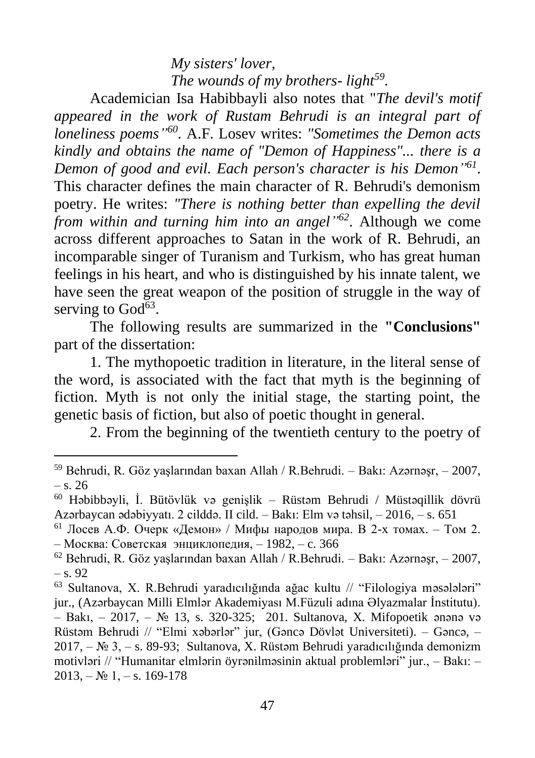*My sisters' lover,*
*The wounds of my brothers- light*[59].

Academician Isa Habibbayli also notes that "*The devil's motif appeared in the work of Rustam Behrudi is an integral part of loneliness poems'*'[60]. A.F. Losev writes: *"Sometimes the Demon acts kindly and obtains the name of "Demon of Happiness"... there is a Demon of good and evil. Each person's character is his Demon'*'[61]. This character defines the main character of R. Behrudi's demonism poetry. He writes: *"There is nothing better than expelling the devil from within and turning him into an angel'*'[62]. Although we come across different approaches to Satan in the work of R. Behrudi, an incomparable singer of Turanism and Turkism, who has great human feelings in his heart, and who is distinguished by his innate talent, we have seen the great weapon of the position of struggle in the way of serving to God[63].

The following results are summarized in the **"Conclusions"** part of the dissertation:

1. The mythopoetic tradition in literature, in the literal sense of the word, is associated with the fact that myth is the beginning of fiction. Myth is not only the initial stage, the starting point, the genetic basis of fiction, but also of poetic thought in general.

2. From the beginning of the twentieth century to the poetry of

---

[59] Behrudi, R. Göz yaşlarından baxan Allah / R.Behrudi. – Bakı: Azərnəşr, – 2007, – s. 26

[60] Həbibbəyli, İ. Bütövlük və genişlik – Rüstəm Behrudi / Müstəqillik dövrü Azərbaycan ədəbiyyatı. 2 cilddə. II cild. – Bakı: Elm və təhsil, – 2016, – s. 651

[61] Лосев А.Ф. Очерк «Демон» / Мифы народов мира. В 2-х томах. – Том 2. – Москва: Советская энциклопедия, – 1982, – с. 366

[62] Behrudi, R. Göz yaşlarından baxan Allah / R.Behrudi. – Bakı: Azərnəşr, – 2007, – s. 92

[63] Sultanova, X. R.Behrudi yaradıcılığında ağac kultu // "Filologiya məsələləri" jur., (Azərbaycan Milli Elmlər Akademiyası M.Füzuli adına Əlyazmalar İnstitutu). – Bakı, – 2017, – № 13, s. 320-325; 201. Sultanova, X. Mifopoetik ənənə və Rüstəm Behrudi // "Elmi xəbərlər" jur, (Gəncə Dövlət Universiteti). – Gəncə, – 2017, – № 3, – s. 89-93; Sultanova, X. Rüstəm Behrudi yaradıcılığında demonizm motivləri // "Humanitar elmlərin öyrənilməsinin aktual problemləri" jur., – Bakı: – 2013, – № 1, – s. 169-178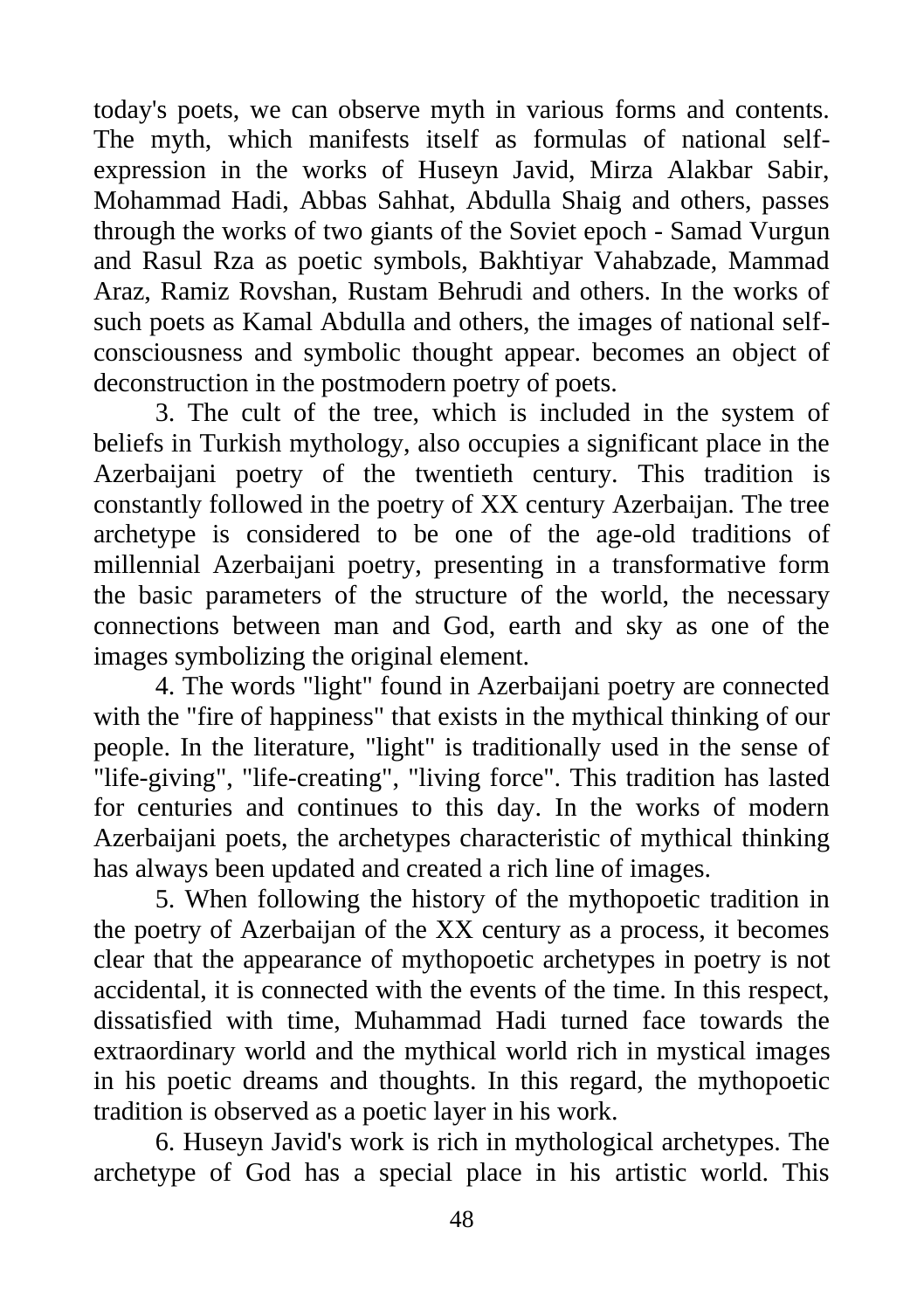today's poets, we can observe myth in various forms and contents. The myth, which manifests itself as formulas of national self-expression in the works of Huseyn Javid, Mirza Alakbar Sabir, Mohammad Hadi, Abbas Sahhat, Abdulla Shaig and others, passes through the works of two giants of the Soviet epoch - Samad Vurgun and Rasul Rza as poetic symbols, Bakhtiyar Vahabzade, Mammad Araz, Ramiz Rovshan, Rustam Behrudi and others. In the works of such poets as Kamal Abdulla and others, the images of national self-consciousness and symbolic thought appear. becomes an object of deconstruction in the postmodern poetry of poets.

3. The cult of the tree, which is included in the system of beliefs in Turkish mythology, also occupies a significant place in the Azerbaijani poetry of the twentieth century. This tradition is constantly followed in the poetry of XX century Azerbaijan. The tree archetype is considered to be one of the age-old traditions of millennial Azerbaijani poetry, presenting in a transformative form the basic parameters of the structure of the world, the necessary connections between man and God, earth and sky as one of the images symbolizing the original element.

4. The words "light" found in Azerbaijani poetry are connected with the "fire of happiness" that exists in the mythical thinking of our people. In the literature, "light" is traditionally used in the sense of "life-giving", "life-creating", "living force". This tradition has lasted for centuries and continues to this day. In the works of modern Azerbaijani poets, the archetypes characteristic of mythical thinking has always been updated and created a rich line of images.

5. When following the history of the mythopoetic tradition in the poetry of Azerbaijan of the XX century as a process, it becomes clear that the appearance of mythopoetic archetypes in poetry is not accidental, it is connected with the events of the time. In this respect, dissatisfied with time, Muhammad Hadi turned face towards the extraordinary world and the mythical world rich in mystical images in his poetic dreams and thoughts. In this regard, the mythopoetic tradition is observed as a poetic layer in his work.

6. Huseyn Javid's work is rich in mythological archetypes. The archetype of God has a special place in his artistic world. This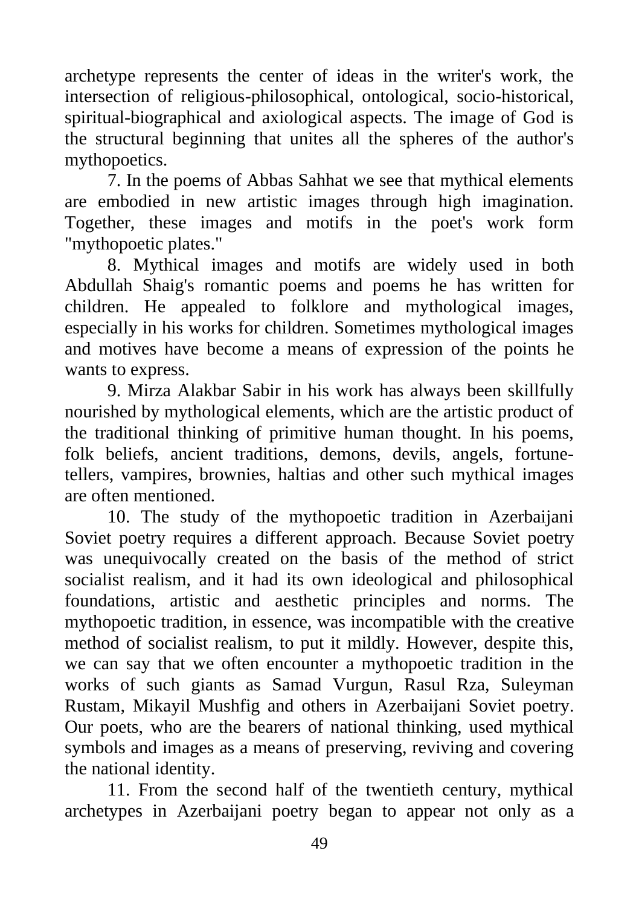archetype represents the center of ideas in the writer's work, the intersection of religious-philosophical, ontological, socio-historical, spiritual-biographical and axiological aspects. The image of God is the structural beginning that unites all the spheres of the author's mythopoetics.

7. In the poems of Abbas Sahhat we see that mythical elements are embodied in new artistic images through high imagination. Together, these images and motifs in the poet's work form "mythopoetic plates."

8. Mythical images and motifs are widely used in both Abdullah Shaig's romantic poems and poems he has written for children. He appealed to folklore and mythological images, especially in his works for children. Sometimes mythological images and motives have become a means of expression of the points he wants to express.

9. Mirza Alakbar Sabir in his work has always been skillfully nourished by mythological elements, which are the artistic product of the traditional thinking of primitive human thought. In his poems, folk beliefs, ancient traditions, demons, devils, angels, fortune-tellers, vampires, brownies, haltias and other such mythical images are often mentioned.

10. The study of the mythopoetic tradition in Azerbaijani Soviet poetry requires a different approach. Because Soviet poetry was unequivocally created on the basis of the method of strict socialist realism, and it had its own ideological and philosophical foundations, artistic and aesthetic principles and norms. The mythopoetic tradition, in essence, was incompatible with the creative method of socialist realism, to put it mildly. However, despite this, we can say that we often encounter a mythopoetic tradition in the works of such giants as Samad Vurgun, Rasul Rza, Suleyman Rustam, Mikayil Mushfig and others in Azerbaijani Soviet poetry. Our poets, who are the bearers of national thinking, used mythical symbols and images as a means of preserving, reviving and covering the national identity.

11. From the second half of the twentieth century, mythical archetypes in Azerbaijani poetry began to appear not only as a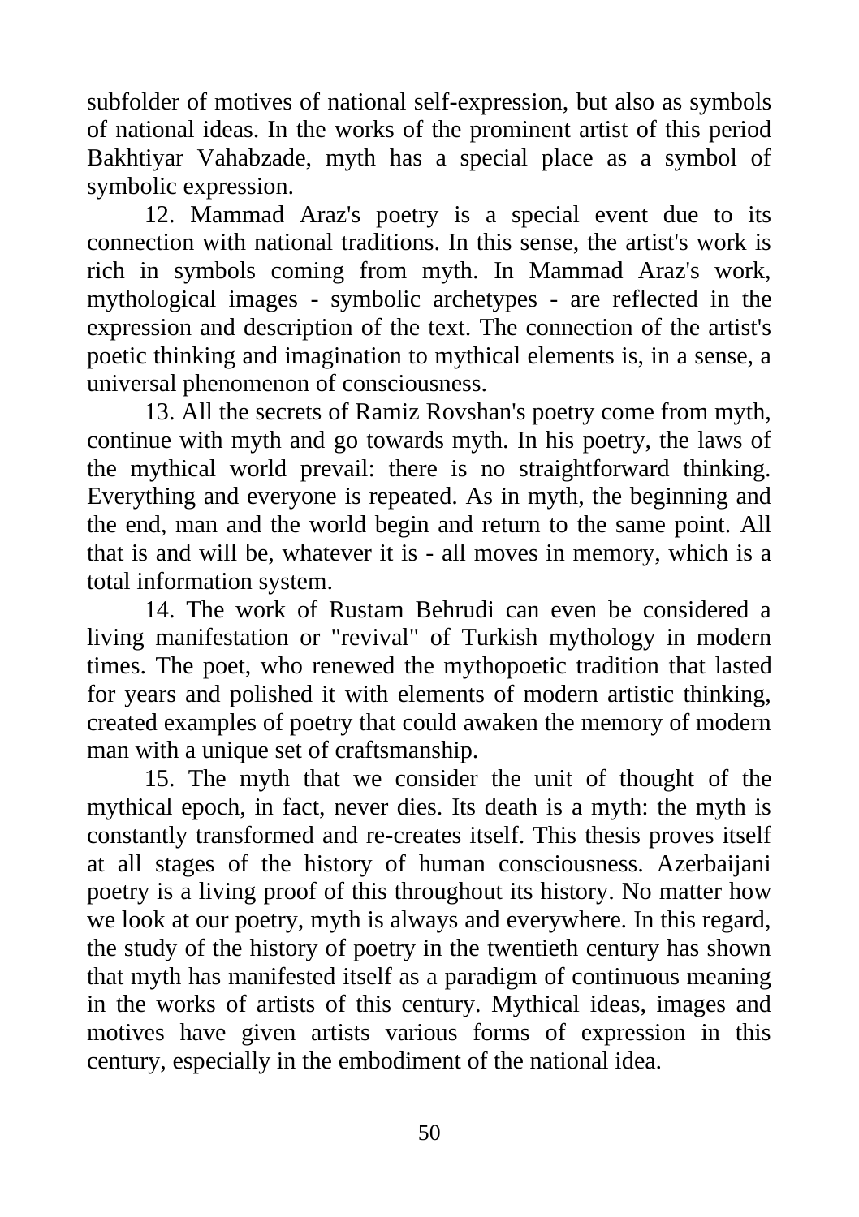subfolder of motives of national self-expression, but also as symbols of national ideas. In the works of the prominent artist of this period Bakhtiyar Vahabzade, myth has a special place as a symbol of symbolic expression.

12. Mammad Araz's poetry is a special event due to its connection with national traditions. In this sense, the artist's work is rich in symbols coming from myth. In Mammad Araz's work, mythological images - symbolic archetypes - are reflected in the expression and description of the text. The connection of the artist's poetic thinking and imagination to mythical elements is, in a sense, a universal phenomenon of consciousness.

13. All the secrets of Ramiz Rovshan's poetry come from myth, continue with myth and go towards myth. In his poetry, the laws of the mythical world prevail: there is no straightforward thinking. Everything and everyone is repeated. As in myth, the beginning and the end, man and the world begin and return to the same point. All that is and will be, whatever it is - all moves in memory, which is a total information system.

14. The work of Rustam Behrudi can even be considered a living manifestation or "revival" of Turkish mythology in modern times. The poet, who renewed the mythopoetic tradition that lasted for years and polished it with elements of modern artistic thinking, created examples of poetry that could awaken the memory of modern man with a unique set of craftsmanship.

15. The myth that we consider the unit of thought of the mythical epoch, in fact, never dies. Its death is a myth: the myth is constantly transformed and re-creates itself. This thesis proves itself at all stages of the history of human consciousness. Azerbaijani poetry is a living proof of this throughout its history. No matter how we look at our poetry, myth is always and everywhere. In this regard, the study of the history of poetry in the twentieth century has shown that myth has manifested itself as a paradigm of continuous meaning in the works of artists of this century. Mythical ideas, images and motives have given artists various forms of expression in this century, especially in the embodiment of the national idea.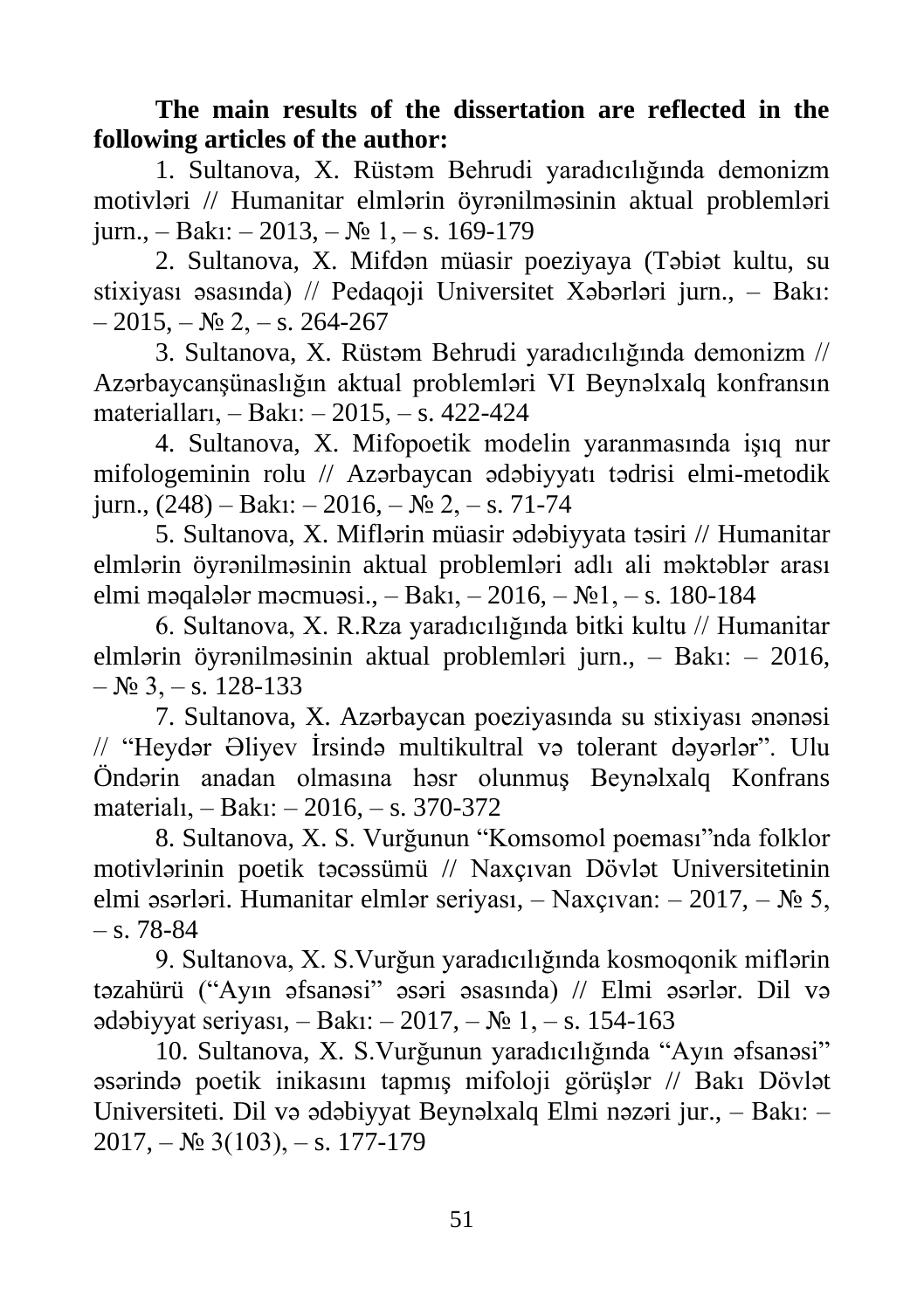**The main results of the dissertation are reflected in the following articles of the author:**

1. Sultanova, X. Rüstəm Behrudi yaradıcılığında demonizm motivləri // Humanitar elmlərin öyrənilməsinin aktual problemləri jurn., – Bakı: – 2013, – № 1, – s. 169-179
2. Sultanova, X. Mifdən müasir poeziyaya (Təbiət kultu, su stixiyası əsasında) // Pedaqoji Universitet Xəbərləri jurn., – Bakı: – 2015, – № 2, – s. 264-267
3. Sultanova, X. Rüstəm Behrudi yaradıcılığında demonizm // Azərbaycanşünaslığın aktual problemləri VI Beynəlxalq konfransın materialları, – Bakı: – 2015, – s. 422-424
4. Sultanova, X. Mifopoetik modelin yaranmasında işıq nur mifologeminin rolu // Azərbaycan ədəbiyyatı tədrisi elmi-metodik jurn., (248) – Bakı: – 2016, – № 2, – s. 71-74
5. Sultanova, X. Miflərin müasir ədəbiyyata təsiri // Humanitar elmlərin öyrənilməsinin aktual problemləri adlı ali məktəblər arası elmi məqalələr məcmuəsi., – Bakı, – 2016, – №1, – s. 180-184
6. Sultanova, X. R.Rza yaradıcılığında bitki kultu // Humanitar elmlərin öyrənilməsinin aktual problemləri jurn., – Bakı: – 2016, – № 3, – s. 128-133
7. Sultanova, X. Azərbaycan poeziyasında su stixiyası ənənəsi // "Heydər Əliyev İrsində multikultral və tolerant dəyərlər". Ulu Öndərin anadan olmasına həsr olunmuş Beynəlxalq Konfrans materialı, – Bakı: – 2016, – s. 370-372
8. Sultanova, X. S. Vurğunun "Komsomol poeması"nda folklor motivlərinin poetik təcəssümü // Naxçıvan Dövlət Universitetinin elmi əsərləri. Humanitar elmlər seriyası, – Naxçıvan: – 2017, – № 5, – s. 78-84
9. Sultanova, X. S.Vurğun yaradıcılığında kosmoqonik miflərin təzahürü ("Ayın əfsanəsi" əsəri əsasında) // Elmi əsərlər. Dil və ədəbiyyat seriyası, – Bakı: – 2017, – № 1, – s. 154-163
10. Sultanova, X. S.Vurğunun yaradıcılığında "Ayın əfsanəsi" əsərində poetik inikasını tapmış mifoloji görüşlər // Bakı Dövlət Universiteti. Dil və ədəbiyyat Beynəlxalq Elmi nəzəri jur., – Bakı: – 2017, – № 3(103), – s. 177-179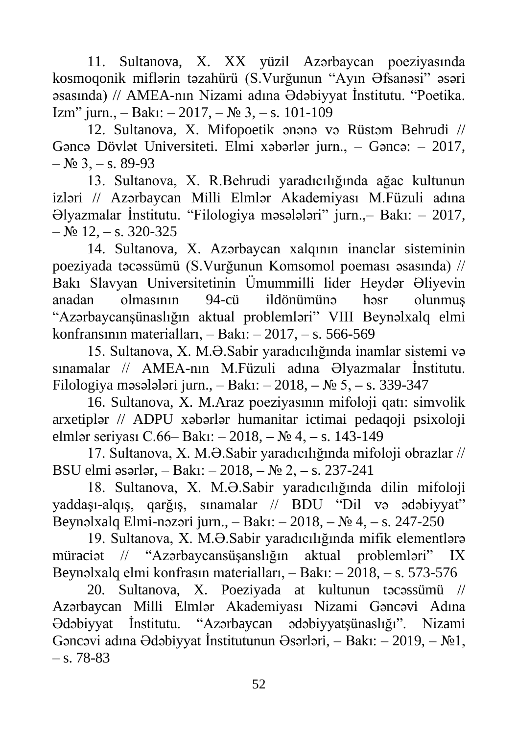11. Sultanova, X. XX yüzil Azərbaycan poeziyasında kosmoqonik miflərin təzahürü (S.Vurğunun "Ayın Əfsanəsi" əsəri əsasında) // AMEA-nın Nizami adına Ədəbiyyat İnstitutu. "Poetika. Izm" jurn., – Bakı: – 2017, – № 3, – s. 101-109

12. Sultanova, X. Mifopoetik ənənə və Rüstəm Behrudi // Gəncə Dövlət Universiteti. Elmi xəbərlər jurn., – Gəncə: – 2017, – № 3, – s. 89-93

13. Sultanova, X. R.Behrudi yaradıcılığında ağac kultunun izləri // Azərbaycan Milli Elmlər Akademiyası M.Füzuli adına Əlyazmalar İnstitutu. "Filologiya məsələləri" jurn.,– Bakı: – 2017, – № 12, – s. 320-325

14. Sultanova, X. Azərbaycan xalqının inanclar sisteminin poeziyada təcəssümü (S.Vurğunun Komsomol poeması əsasında) // Bakı Slavyan Universitetinin Ümummilli lider Heydər Əliyevin anadan olmasının 94-cü ildönümünə həsr olunmuş "Azərbaycanşünaslığın aktual problemləri" VIII Beynəlxalq elmi konfransının materialları, – Bakı: – 2017, – s. 566-569

15. Sultanova, X. M.Ə.Sabir yaradıcılığında inamlar sistemi və sınamalar // AMEA-nın M.Füzuli adına Əlyazmalar İnstitutu. Filologiya məsələləri jurn., – Bakı: – 2018, – № 5, – s. 339-347

16. Sultanova, X. M.Araz poeziyasının mifoloji qatı: simvolik arxetiplər // ADPU xəbərlər humanitar ictimai pedaqoji psixoloji elmlər seriyası C.66– Bakı: – 2018, – № 4, – s. 143-149

17. Sultanova, X. M.Ə.Sabir yaradıcılığında mifoloji obrazlar // BSU elmi əsərlər, – Bakı: – 2018, – № 2, – s. 237-241

18. Sultanova, X. M.Ə.Sabir yaradıcılığında dilin mifoloji yaddaşı-alqış, qarğış, sınamalar // BDU "Dil və ədəbiyyat" Beynəlxalq Elmi-nəzəri jurn., – Bakı: – 2018, – № 4, – s. 247-250

19. Sultanova, X. M.Ə.Sabir yaradıcılığında mifik elementlərə müraciət // "Azərbaycansüşanslığın aktual problemləri" IX Beynəlxalq elmi konfrasın materialları, – Bakı: – 2018, – s. 573-576

20. Sultanova, X. Poeziyada at kultunun təcəssümü // Azərbaycan Milli Elmlər Akademiyası Nizami Gəncəvi Adına Ədəbiyyat İnstitutu. "Azərbaycan ədəbiyyatşünaslığı". Nizami Gəncəvi adına Ədəbiyyat İnstitutunun Əsərləri, – Bakı: – 2019, – №1, – s. 78-83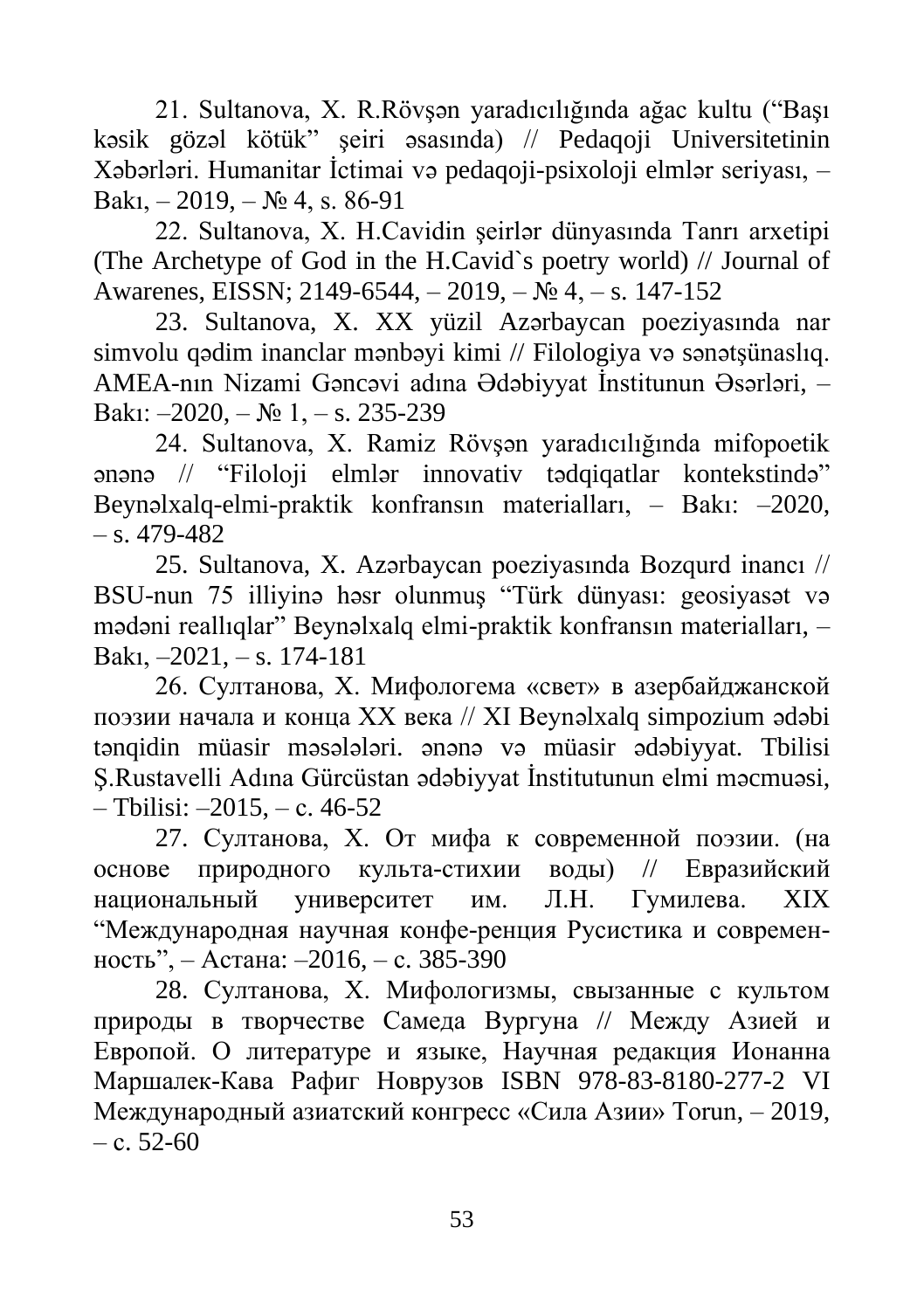21. Sultanova, X. R.Rövşən yaradıcılığında ağac kultu (“Başı kəsik gözəl kötük” şeiri əsasında) // Pedaqoji Universitetinin Xəbərləri. Humanitar İctimai və pedaqoji-psixoloji elmlər seriyası, – Bakı, – 2019, – № 4, s. 86-91

22. Sultanova, X. H.Cavidin şeirlər dünyasında Tanrı arxetipi (The Archetype of God in the H.Cavid`s poetry world) // Journal of Awarenes, EISSN; 2149-6544, – 2019, – № 4, – s. 147-152

23. Sultanova, X. XX yüzil Azərbaycan poeziyasında nar simvolu qədim inanclar mənbəyi kimi // Filologiya və sənətşünaslıq. AMEA-nın Nizami Gəncəvi adına Ədəbiyyat İnstitunun Əsərləri, – Bakı: –2020, – № 1, – s. 235-239

24. Sultanova, X. Ramiz Rövşən yaradıcılığında mifopoetik ənənə // “Filoloji elmlər innovativ tədqiqatlar kontekstində” Beynəlxalq-elmi-praktik konfransın materialları, – Bakı: –2020, – s. 479-482

25. Sultanova, X. Azərbaycan poeziyasında Bozqurd inancı // BSU-nun 75 illiyinə həsr olunmuş “Türk dünyası: geosiyasət və mədəni reallıqlar” Beynəlxalq elmi-praktik konfransın materialları, – Bakı, –2021, – s. 174-181

26. Султанова, Х. Мифологема «свет» в азербайджанской поэзии начала и конца XX века // XI Beynəlxalq simpozium ədəbi tənqidin müasir məsələləri. ənənə və müasir ədəbiyyat. Tbilisi Ş.Rustavelli Adına Gürcüstan ədəbiyyat İnstitutunun elmi məcmuəsi, – Tbilisi: –2015, – с. 46-52

27. Султанова, Х. От мифа к современной поэзии. (на основе природного культа-стихии воды) // Евразийский национальный университет им. Л.Н. Гумилева. XIX “Международная научная конфе-ренция Русистика и современ-ность”, – Астана: –2016, – с. 385-390

28. Султанова, Х. Мифологизмы, свызанные с культом природы в творчестве Самеда Вургуна // Между Азией и Европой. О литературе и языке, Научная редакция Ионанна Маршалек-Кава Рафиг Новрузов ISBN 978-83-8180-277-2 VI Международный азиатский конгресс «Сила Азии» Torun, – 2019, – с. 52-60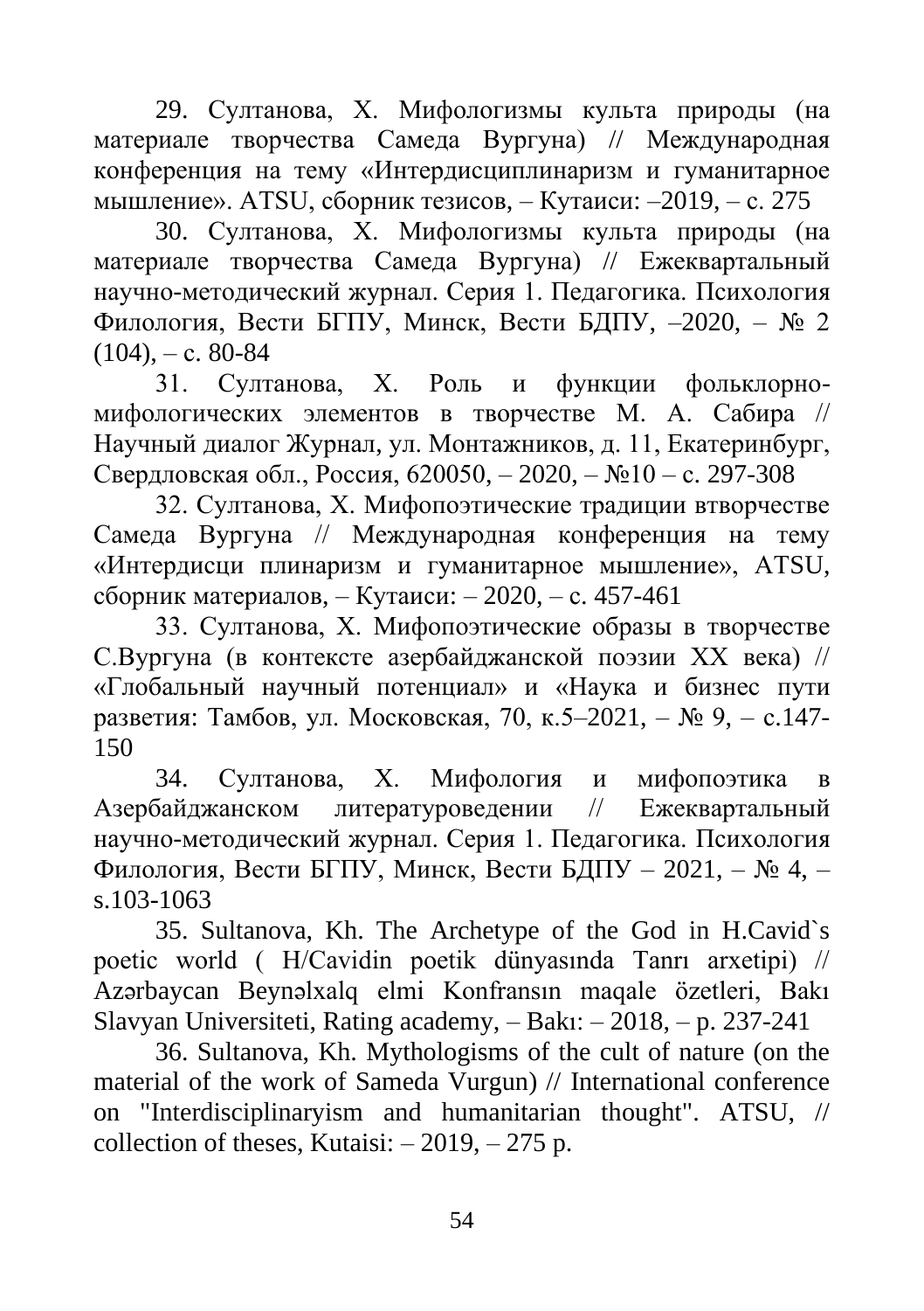29. Султанова, Х. Мифологизмы культа природы (на материале творчества Самеда Вургуна) // Международная конференция на тему «Интердисциплинаризм и гуманитарное мышление». ATSU, сборник тезисов, – Кутаиси: –2019, – с. 275

30. Султанова, Х. Мифологизмы культа природы (на материале творчества Самеда Вургуна) // Ежеквартальный научно-методический журнал. Серия 1. Педагогика. Психология Филология, Вести БГПУ, Минск, Вести БДПУ, –2020, – № 2 (104), – с. 80-84

31. Султанова, Х. Роль и функции фольклорно-мифологических элементов в творчестве М. А. Сабира // Научный диалог Журнал, ул. Монтажников, д. 11, Екатеринбург, Свердловская обл., Россия, 620050, – 2020, – №10 – с. 297-308

32. Султанова, Х. Мифопоэтические традиции втворчестве Самеда Вургуна // Международная конференция на тему «Интердисци плинаризм и гуманитарное мышление», ATSU, сборник материалов, – Кутаиси: – 2020, – с. 457-461

33. Султанова, Х. Мифопоэтические образы в творчестве С.Вургуна (в контексте азербайджанской поэзии ХХ века) // «Глобальный научный потенциал» и «Наука и бизнес пути разветия: Тамбов, ул. Московская, 70, к.5–2021, – № 9, – с.147-150

34. Султанова, Х. Мифология и мифопоэтика в Азербайджанском литературоведении // Ежеквартальный научно-методический журнал. Серия 1. Педагогика. Психология Филология, Вести БГПУ, Минск, Вести БДПУ – 2021, – № 4, – s.103-1063

35. Sultanova, Kh. The Archetype of the God in H.Cavid`s poetic world ( H/Cavidin poetik dünyasında Tanrı arxetipi) // Azərbaycan Beynəlxalq elmi Konfransın maqale özetleri, Bakı Slavyan Universiteti, Rating academy, – Bakı: – 2018, – p. 237-241

36. Sultanova, Kh. Mythologisms of the cult of nature (on the material of the work of Sameda Vurgun) // International conference on "Interdisciplinaryism and humanitarian thought". ATSU, // collection of theses, Kutaisi: – 2019, – 275 p.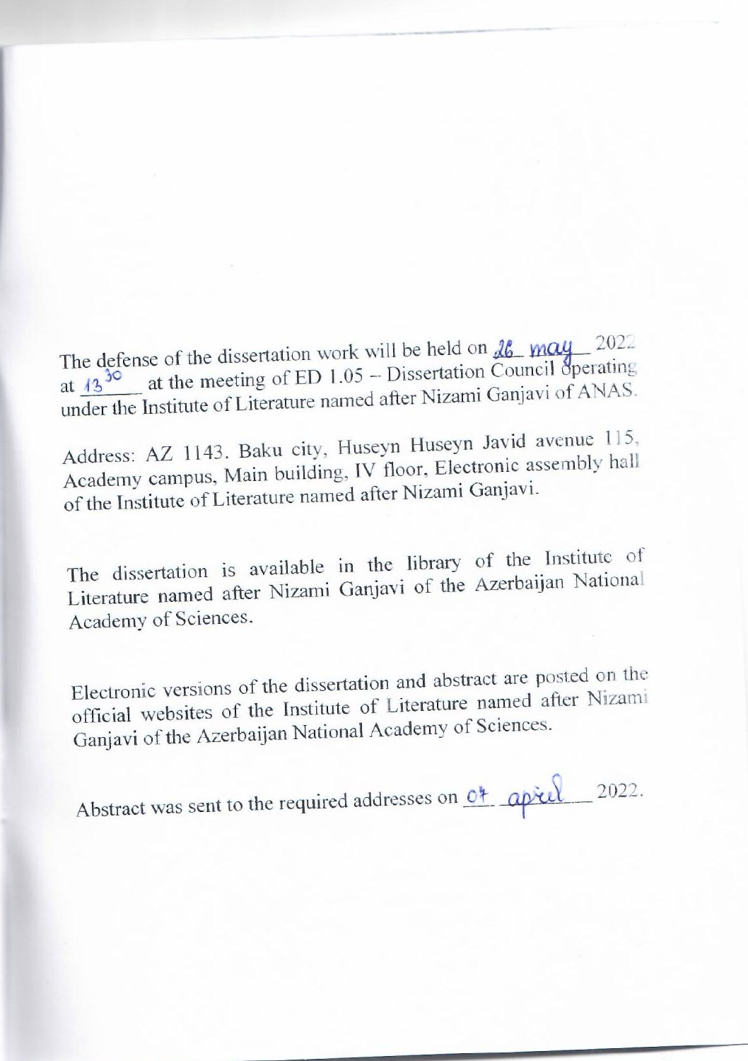The defense of the dissertation work will be held on 26 may 2022 at $13^{30}$ at the meeting of ED 1.05 – Dissertation Council operating under the Institute of Literature named after Nizami Ganjavi of ANAS.

Address: AZ 1143. Baku city, Huseyn Huseyn Javid avenue 115, Academy campus, Main building, IV floor, Electronic assembly hall of the Institute of Literature named after Nizami Ganjavi.

The dissertation is available in the library of the Institute of Literature named after Nizami Ganjavi of the Azerbaijan National Academy of Sciences.

Electronic versions of the dissertation and abstract are posted on the official websites of the Institute of Literature named after Nizami Ganjavi of the Azerbaijan National Academy of Sciences.

Abstract was sent to the required addresses on 07 april 2022.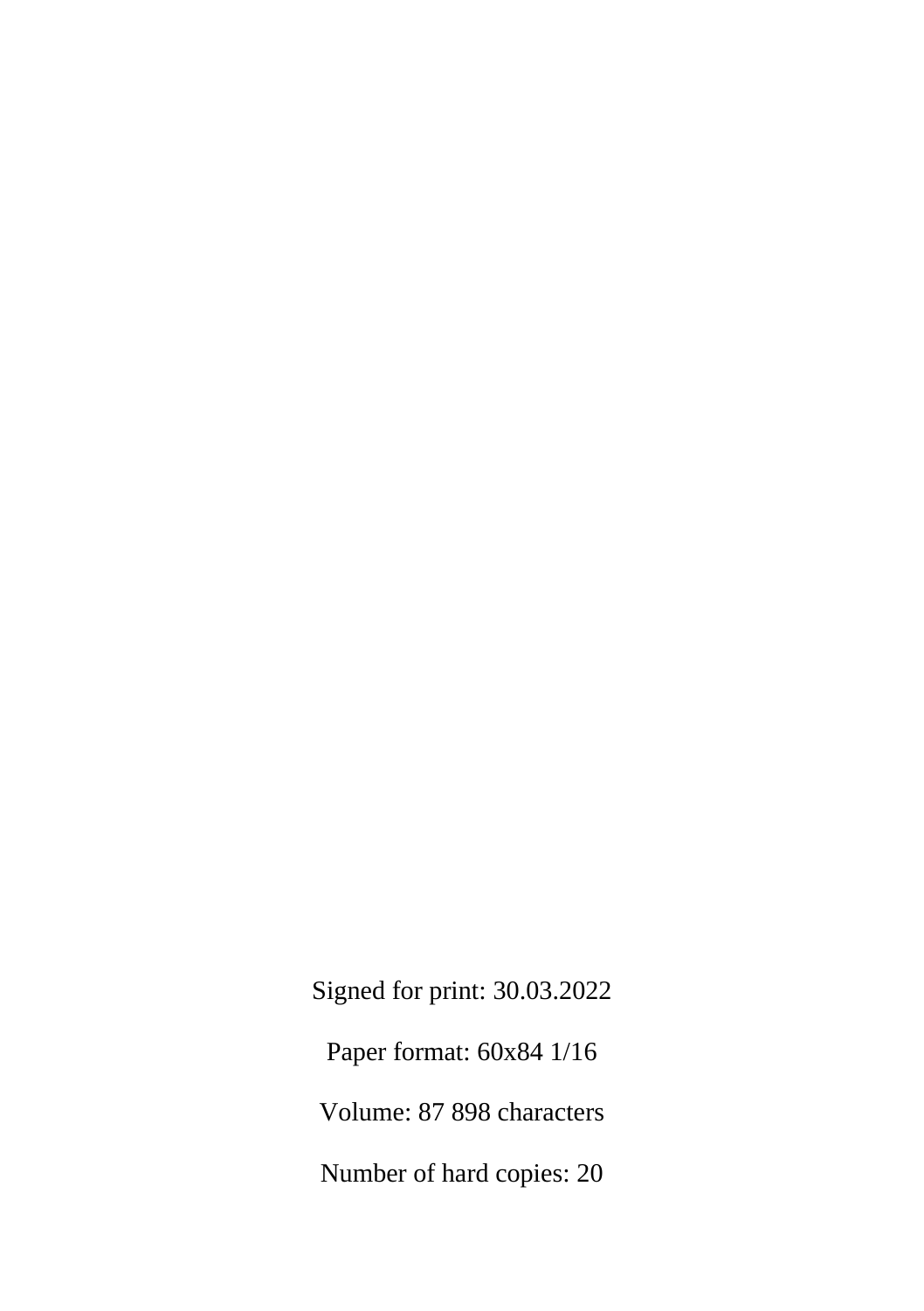Signed for print: 30.03.2022

Paper format: 60x84 1/16

Volume: 87 898 characters

Number of hard copies: 20